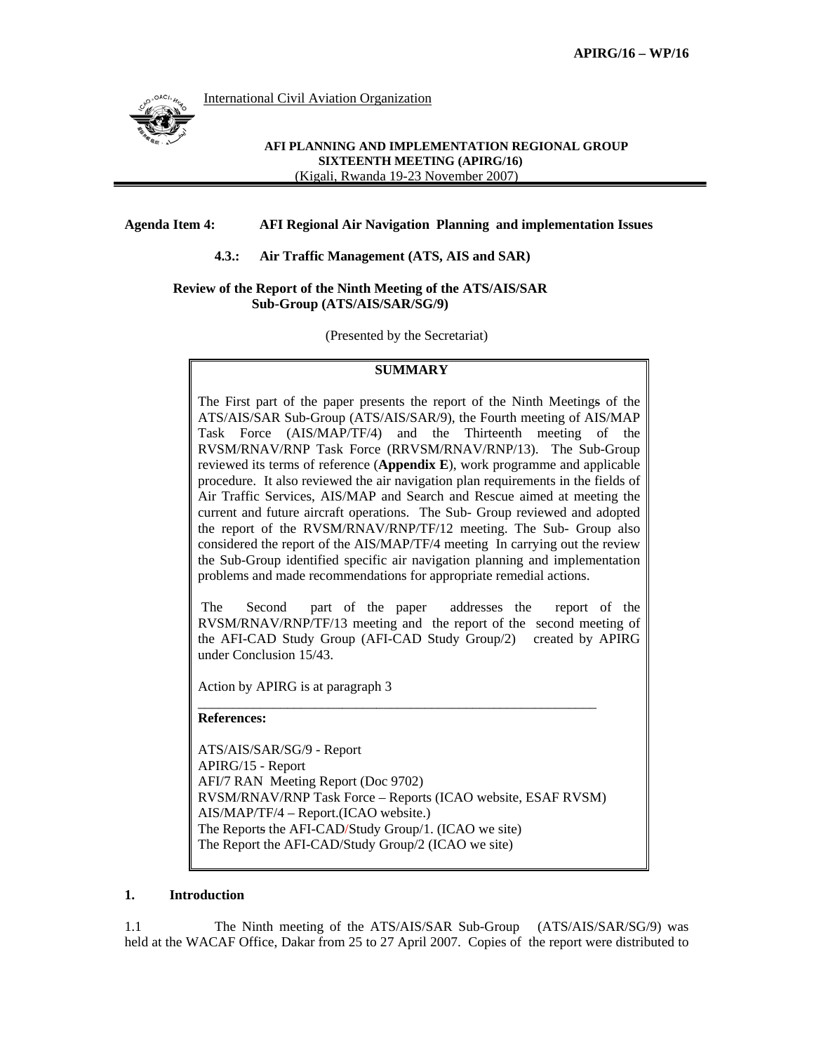APIRG/16 – WP/16

International Civil Aviation Organization

**AFI PLANNING AND IMPLEMENTATION REGIONAL GROUP**
**SIXTEENTH MEETING (APIRG/16)**
(Kigali, Rwanda 19-23 November 2007)

**Agenda Item 4: AFI Regional Air Navigation Planning and implementation Issues**

**4.3.: Air Traffic Management (ATS, AIS and SAR)**

**Review of the Report of the Ninth Meeting of the ATS/AIS/SAR Sub-Group (ATS/AIS/SAR/SG/9)**

(Presented by the Secretariat)

**SUMMARY**

The First part of the paper presents the report of the Ninth Meetings of the ATS/AIS/SAR Sub-Group (ATS/AIS/SAR/9), the Fourth meeting of AIS/MAP Task Force (AIS/MAP/TF/4) and the Thirteenth meeting of the RVSM/RNAV/RNP Task Force (RRVSM/RNAV/RNP/13). The Sub-Group reviewed its terms of reference (**Appendix E**), work programme and applicable procedure. It also reviewed the air navigation plan requirements in the fields of Air Traffic Services, AIS/MAP and Search and Rescue aimed at meeting the current and future aircraft operations. The Sub- Group reviewed and adopted the report of the RVSM/RNAV/RNP/TF/12 meeting. The Sub- Group also considered the report of the AIS/MAP/TF/4 meeting In carrying out the review the Sub-Group identified specific air navigation planning and implementation problems and made recommendations for appropriate remedial actions.

The Second part of the paper addresses the report of the RVSM/RNAV/RNP/TF/13 meeting and the report of the second meeting of the AFI-CAD Study Group (AFI-CAD Study Group/2) created by APIRG under Conclusion 15/43.

Action by APIRG is at paragraph 3

**References:**

ATS/AIS/SAR/SG/9 - Report
APIRG/15 - Report
AFI/7 RAN Meeting Report (Doc 9702)
RVSM/RNAV/RNP Task Force – Reports (ICAO website, ESAF RVSM)
AIS/MAP/TF/4 – Report.(ICAO website.)
The Reports the AFI-CAD/Study Group/1. (ICAO we site)
The Report the AFI-CAD/Study Group/2 (ICAO we site)

## 1. Introduction

1.1 The Ninth meeting of the ATS/AIS/SAR Sub-Group (ATS/AIS/SAR/SG/9) was held at the WACAF Office, Dakar from 25 to 27 April 2007. Copies of the report were distributed to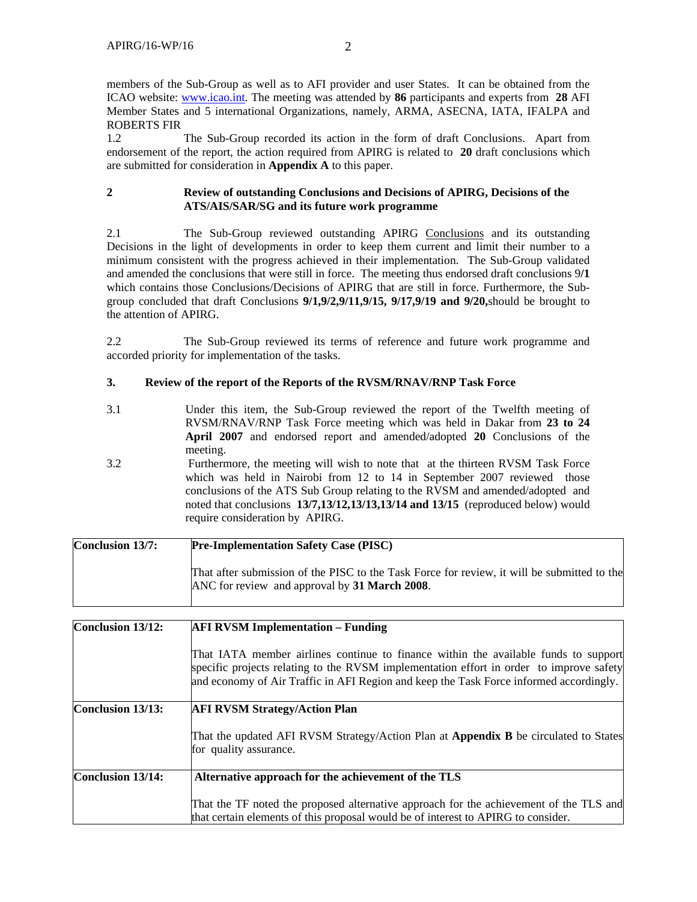members of the Sub-Group as well as to AFI provider and user States. It can be obtained from the ICAO website: www.icao.int. The meeting was attended by **86** participants and experts from **28** AFI Member States and 5 international Organizations, namely, ARMA, ASECNA, IATA, IFALPA and ROBERTS FIR

1.2 The Sub-Group recorded its action in the form of draft Conclusions. Apart from endorsement of the report, the action required from APIRG is related to **20** draft conclusions which are submitted for consideration in **Appendix A** to this paper.

## 2 Review of outstanding Conclusions and Decisions of APIRG, Decisions of the ATS/AIS/SAR/SG and its future work programme

2.1 The Sub-Group reviewed outstanding APIRG Conclusions and its outstanding Decisions in the light of developments in order to keep them current and limit their number to a minimum consistent with the progress achieved in their implementation. The Sub-Group validated and amended the conclusions that were still in force. The meeting thus endorsed draft conclusions 9/**1** which contains those Conclusions/Decisions of APIRG that are still in force. Furthermore, the Sub-group concluded that draft Conclusions **9/1,9/2,9/11,9/15, 9/17,9/19 and 9/20,**should be brought to the attention of APIRG.

2.2 The Sub-Group reviewed its terms of reference and future work programme and accorded priority for implementation of the tasks.

## 3. Review of the report of the Reports of the RVSM/RNAV/RNP Task Force

3.1 Under this item, the Sub-Group reviewed the report of the Twelfth meeting of RVSM/RNAV/RNP Task Force meeting which was held in Dakar from **23 to 24 April 2007** and endorsed report and amended/adopted **20** Conclusions of the meeting.

3.2 Furthermore, the meeting will wish to note that at the thirteen RVSM Task Force which was held in Nairobi from 12 to 14 in September 2007 reviewed those conclusions of the ATS Sub Group relating to the RVSM and amended/adopted and noted that conclusions **13/7,13/12,13/13,13/14 and 13/15** (reproduced below) would require consideration by APIRG.

| **Conclusion 13/7:** | **Pre-Implementation Safety Case (PISC)**<br><br>That after submission of the PISC to the Task Force for review, it will be submitted to the ANC for review and approval by **31 March 2008**. |
|---|---|

| **Conclusion 13/12:** | **AFI RVSM Implementation – Funding**<br><br>That IATA member airlines continue to finance within the available funds to support specific projects relating to the RVSM implementation effort in order to improve safety and economy of Air Traffic in AFI Region and keep the Task Force informed accordingly. |
|---|---|
| **Conclusion 13/13:** | **AFI RVSM Strategy/Action Plan**<br><br>That the updated AFI RVSM Strategy/Action Plan at **Appendix B** be circulated to States for quality assurance. |
| **Conclusion 13/14:** | **Alternative approach for the achievement of the TLS**<br><br>That the TF noted the proposed alternative approach for the achievement of the TLS and that certain elements of this proposal would be of interest to APIRG to consider. |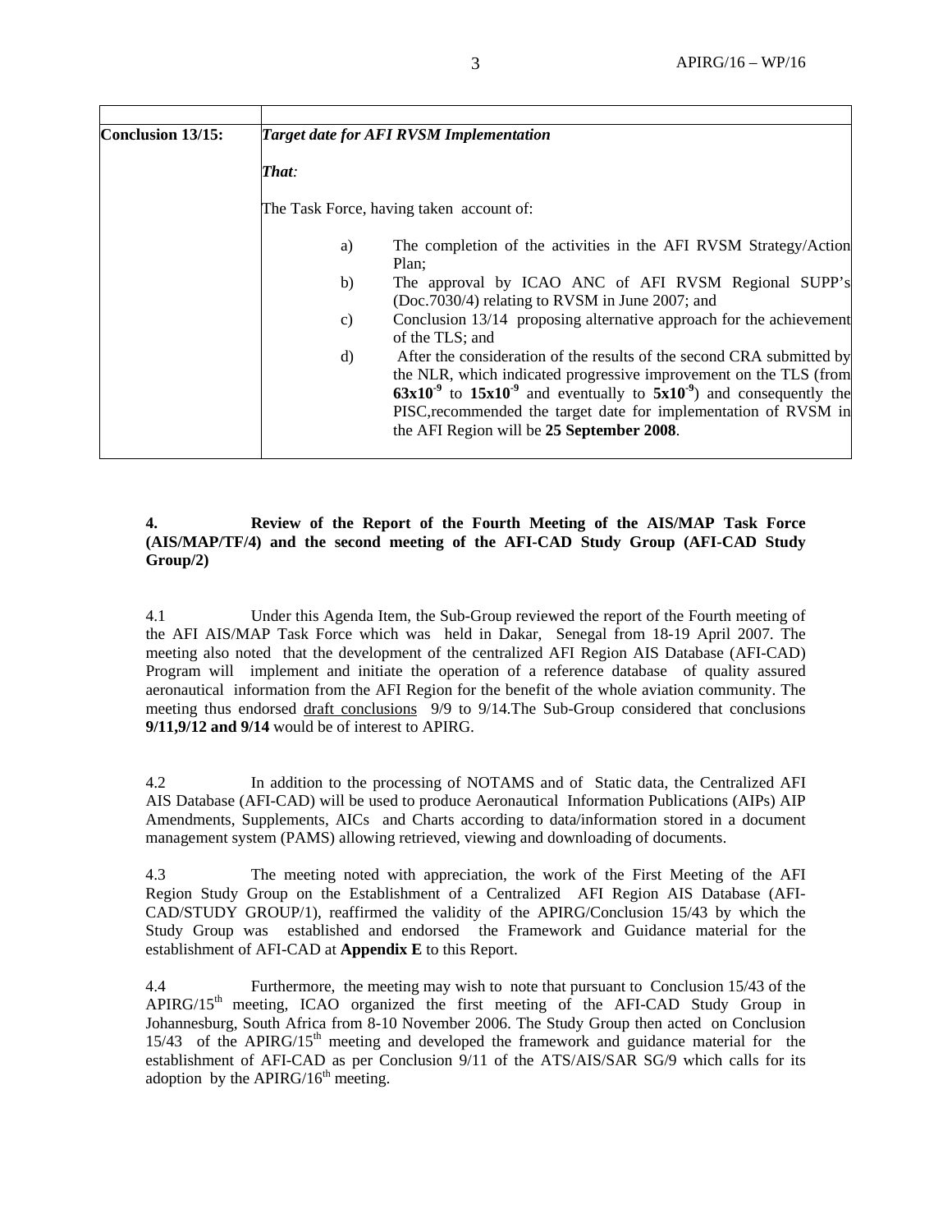| | |
|---|---|
| **Conclusion 13/15:** | ***Target date for AFI RVSM Implementation***<br><br>***That**:*<br><br>The Task Force, having taken account of:<br><br>a) The completion of the activities in the AFI RVSM Strategy/Action Plan;<br>b) The approval by ICAO ANC of AFI RVSM Regional SUPP's (Doc.7030/4) relating to RVSM in June 2007; and<br>c) Conclusion 13/14 proposing alternative approach for the achievement of the TLS; and<br>d) After the consideration of the results of the second CRA submitted by the NLR, which indicated progressive improvement on the TLS (from $\mathbf{63x10^{-9}}$ to $\mathbf{15x10^{-9}}$ and eventually to $\mathbf{5x10^{-9}}$) and consequently the PISC,recommended the target date for implementation of RVSM in the AFI Region will be **25 September 2008**. |

**4. Review of the Report of the Fourth Meeting of the AIS/MAP Task Force (AIS/MAP/TF/4) and the second meeting of the AFI-CAD Study Group (AFI-CAD Study Group/2)**

4.1 Under this Agenda Item, the Sub-Group reviewed the report of the Fourth meeting of the AFI AIS/MAP Task Force which was held in Dakar, Senegal from 18-19 April 2007. The meeting also noted that the development of the centralized AFI Region AIS Database (AFI-CAD) Program will implement and initiate the operation of a reference database of quality assured aeronautical information from the AFI Region for the benefit of the whole aviation community. The meeting thus endorsed draft conclusions 9/9 to 9/14.The Sub-Group considered that conclusions **9/11,9/12 and 9/14** would be of interest to APIRG.

4.2 In addition to the processing of NOTAMS and of Static data, the Centralized AFI AIS Database (AFI-CAD) will be used to produce Aeronautical Information Publications (AIPs) AIP Amendments, Supplements, AICs and Charts according to data/information stored in a document management system (PAMS) allowing retrieved, viewing and downloading of documents.

4.3 The meeting noted with appreciation, the work of the First Meeting of the AFI Region Study Group on the Establishment of a Centralized AFI Region AIS Database (AFI-CAD/STUDY GROUP/1), reaffirmed the validity of the APIRG/Conclusion 15/43 by which the Study Group was established and endorsed the Framework and Guidance material for the establishment of AFI-CAD at **Appendix E** to this Report.

4.4 Furthermore, the meeting may wish to note that pursuant to Conclusion 15/43 of the APIRG/15th meeting, ICAO organized the first meeting of the AFI-CAD Study Group in Johannesburg, South Africa from 8-10 November 2006. The Study Group then acted on Conclusion 15/43 of the APIRG/15th meeting and developed the framework and guidance material for the establishment of AFI-CAD as per Conclusion 9/11 of the ATS/AIS/SAR SG/9 which calls for its adoption by the APIRG/16th meeting.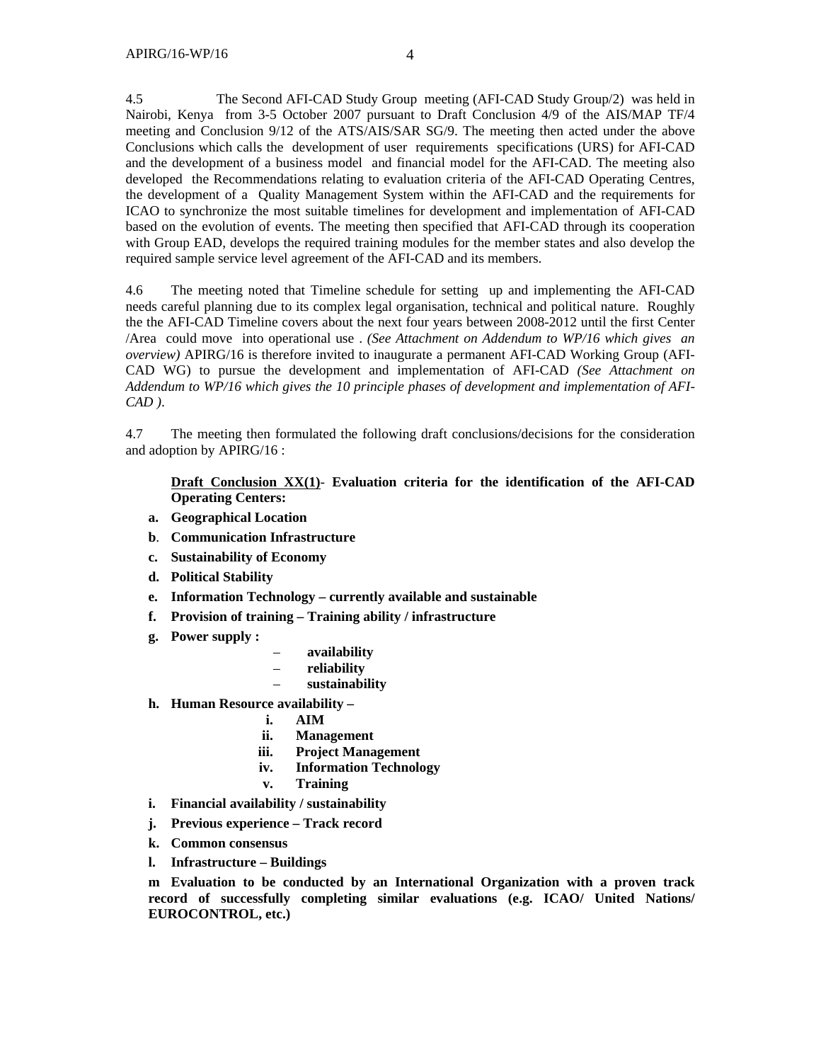4.5 The Second AFI-CAD Study Group meeting (AFI-CAD Study Group/2) was held in Nairobi, Kenya from 3-5 October 2007 pursuant to Draft Conclusion 4/9 of the AIS/MAP TF/4 meeting and Conclusion 9/12 of the ATS/AIS/SAR SG/9. The meeting then acted under the above Conclusions which calls the development of user requirements specifications (URS) for AFI-CAD and the development of a business model and financial model for the AFI-CAD. The meeting also developed the Recommendations relating to evaluation criteria of the AFI-CAD Operating Centres, the development of a Quality Management System within the AFI-CAD and the requirements for ICAO to synchronize the most suitable timelines for development and implementation of AFI-CAD based on the evolution of events. The meeting then specified that AFI-CAD through its cooperation with Group EAD, develops the required training modules for the member states and also develop the required sample service level agreement of the AFI-CAD and its members.

4.6 The meeting noted that Timeline schedule for setting up and implementing the AFI-CAD needs careful planning due to its complex legal organisation, technical and political nature. Roughly the the AFI-CAD Timeline covers about the next four years between 2008-2012 until the first Center /Area could move into operational use . *(See Attachment on Addendum to WP/16 which gives an overview)* APIRG/16 is therefore invited to inaugurate a permanent AFI-CAD Working Group (AFI-CAD WG) to pursue the development and implementation of AFI-CAD *(See Attachment on Addendum to WP/16 which gives the 10 principle phases of development and implementation of AFI-CAD ).*

4.7 The meeting then formulated the following draft conclusions/decisions for the consideration and adoption by APIRG/16 :

> **<u>Draft Conclusion XX(1)</u>- Evaluation criteria for the identification of the AFI-CAD Operating Centers:**

**a. Geographical Location**

**b. Communication Infrastructure**

**c. Sustainability of Economy**

**d. Political Stability**

**e. Information Technology – currently available and sustainable**

**f. Provision of training – Training ability / infrastructure**

**g. Power supply :**
   - **availability**
   - **reliability**
   - **sustainability**

**h. Human Resource availability –**
   - **i. AIM**
   - **ii. Management**
   - **iii. Project Management**
   - **iv. Information Technology**
   - **v. Training**

**i. Financial availability / sustainability**

**j. Previous experience – Track record**

**k. Common consensus**

**l. Infrastructure – Buildings**

**m Evaluation to be conducted by an International Organization with a proven track record of successfully completing similar evaluations (e.g. ICAO/ United Nations/ EUROCONTROL, etc.)**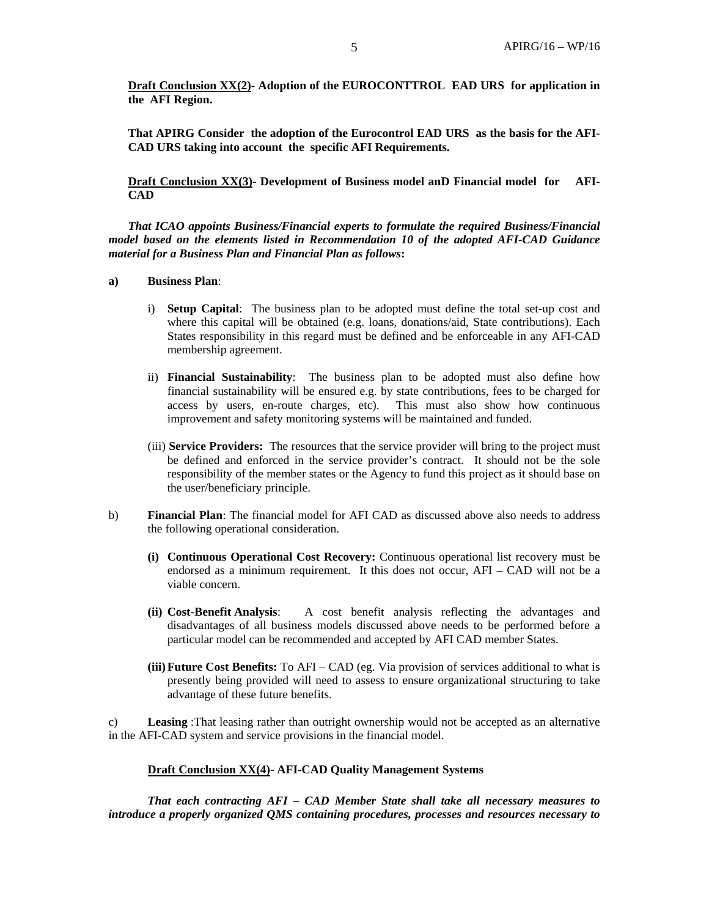**<u>Draft Conclusion XX(2)</u>- Adoption of the EUROCONTTROL EAD URS for application in the AFI Region.**

**That APIRG Consider the adoption of the Eurocontrol EAD URS as the basis for the AFI-CAD URS taking into account the specific AFI Requirements.**

**<u>Draft Conclusion XX(3)</u>- Development of Business model anD Financial model for AFI-CAD**

***That ICAO appoints Business/Financial experts to formulate the required Business/Financial model based on the elements listed in Recommendation 10 of the adopted AFI-CAD Guidance material for a Business Plan and Financial Plan as follows*:**

**a) Business Plan**:

i) **Setup Capital**: The business plan to be adopted must define the total set-up cost and where this capital will be obtained (e.g. loans, donations/aid, State contributions). Each States responsibility in this regard must be defined and be enforceable in any AFI-CAD membership agreement.

ii) **Financial Sustainability**: The business plan to be adopted must also define how financial sustainability will be ensured e.g. by state contributions, fees to be charged for access by users, en-route charges, etc). This must also show how continuous improvement and safety monitoring systems will be maintained and funded.

(iii) **Service Providers:** The resources that the service provider will bring to the project must be defined and enforced in the service provider's contract. It should not be the sole responsibility of the member states or the Agency to fund this project as it should base on the user/beneficiary principle.

b) **Financial Plan**: The financial model for AFI CAD as discussed above also needs to address the following operational consideration.

**(i) Continuous Operational Cost Recovery:** Continuous operational list recovery must be endorsed as a minimum requirement. It this does not occur, AFI – CAD will not be a viable concern.

**(ii) Cost-Benefit Analysis**: A cost benefit analysis reflecting the advantages and disadvantages of all business models discussed above needs to be performed before a particular model can be recommended and accepted by AFI CAD member States.

**(iii) Future Cost Benefits:** To AFI – CAD (eg. Via provision of services additional to what is presently being provided will need to assess to ensure organizational structuring to take advantage of these future benefits.

c) **Leasing** :That leasing rather than outright ownership would not be accepted as an alternative in the AFI-CAD system and service provisions in the financial model.

**<u>Draft Conclusion XX(4)</u>- AFI-CAD Quality Management Systems**

***That each contracting AFI – CAD Member State shall take all necessary measures to introduce a properly organized QMS containing procedures, processes and resources necessary to***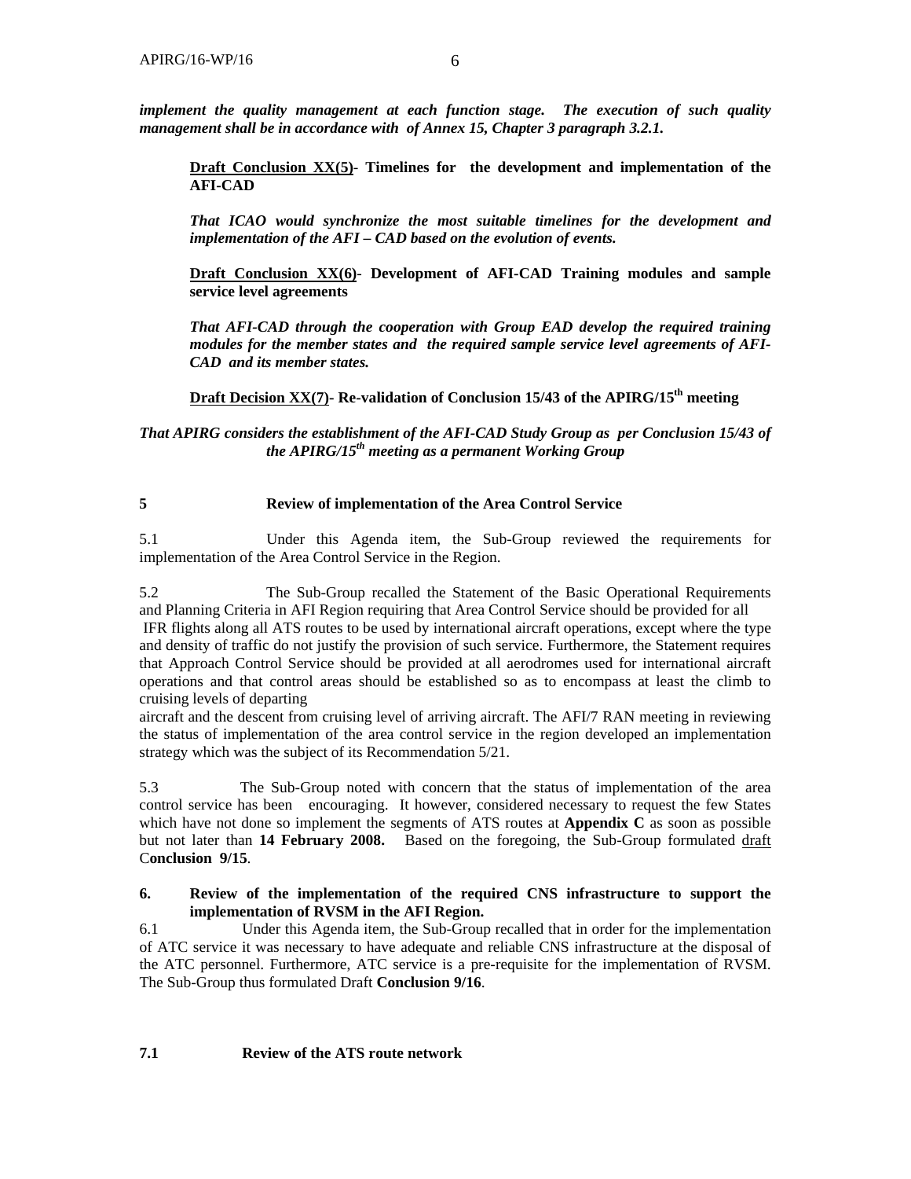***implement the quality management at each function stage. The execution of such quality management shall be in accordance with of Annex 15, Chapter 3 paragraph 3.2.1.***

**<u>Draft Conclusion XX(5)</u>- Timelines for the development and implementation of the AFI-CAD**

***That ICAO would synchronize the most suitable timelines for the development and implementation of the AFI – CAD based on the evolution of events.***

**<u>Draft Conclusion XX(6)</u>- Development of AFI-CAD Training modules and sample service level agreements**

***That AFI-CAD through the cooperation with Group EAD develop the required training modules for the member states and the required sample service level agreements of AFI-CAD and its member states.***

**<u>Draft Decision XX(7)</u>- Re-validation of Conclusion 15/43 of the APIRG/15th meeting**

***That APIRG considers the establishment of the AFI-CAD Study Group as per Conclusion 15/43 of the APIRG/15th meeting as a permanent Working Group***

## 5 Review of implementation of the Area Control Service

5.1 Under this Agenda item, the Sub-Group reviewed the requirements for implementation of the Area Control Service in the Region.

5.2 The Sub-Group recalled the Statement of the Basic Operational Requirements and Planning Criteria in AFI Region requiring that Area Control Service should be provided for all IFR flights along all ATS routes to be used by international aircraft operations, except where the type and density of traffic do not justify the provision of such service. Furthermore, the Statement requires that Approach Control Service should be provided at all aerodromes used for international aircraft operations and that control areas should be established so as to encompass at least the climb to cruising levels of departing aircraft and the descent from cruising level of arriving aircraft. The AFI/7 RAN meeting in reviewing the status of implementation of the area control service in the region developed an implementation strategy which was the subject of its Recommendation 5/21.

5.3 The Sub-Group noted with concern that the status of implementation of the area control service has been encouraging. It however, considered necessary to request the few States which have not done so implement the segments of ATS routes at **Appendix C** as soon as possible but not later than **14 February 2008.** Based on the foregoing, the Sub-Group formulated <u>draft</u> C**onclusion 9/15**.

## 6. Review of the implementation of the required CNS infrastructure to support the implementation of RVSM in the AFI Region.

6.1 Under this Agenda item, the Sub-Group recalled that in order for the implementation of ATC service it was necessary to have adequate and reliable CNS infrastructure at the disposal of the ATC personnel. Furthermore, ATC service is a pre-requisite for the implementation of RVSM. The Sub-Group thus formulated Draft **Conclusion 9/16**.

## 7.1 Review of the ATS route network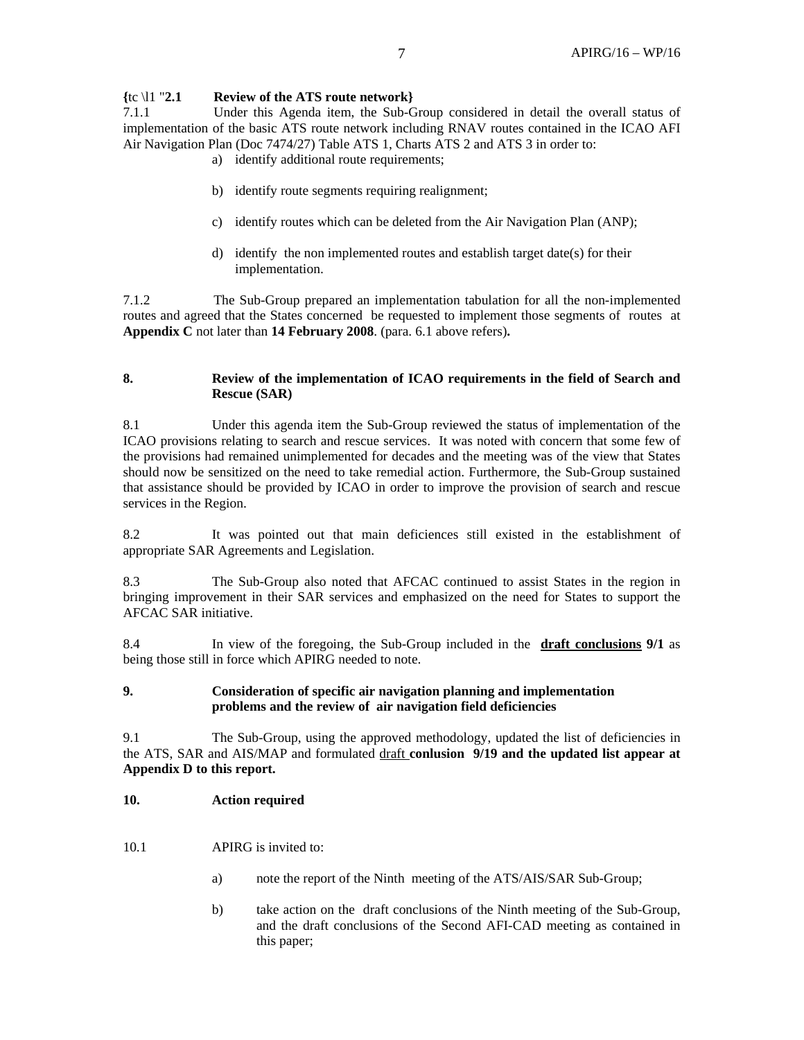**{**tc \l1 "**2.1 Review of the ATS route network}**

7.1.1 Under this Agenda item, the Sub-Group considered in detail the overall status of implementation of the basic ATS route network including RNAV routes contained in the ICAO AFI Air Navigation Plan (Doc 7474/27) Table ATS 1, Charts ATS 2 and ATS 3 in order to:

a) identify additional route requirements;

b) identify route segments requiring realignment;

c) identify routes which can be deleted from the Air Navigation Plan (ANP);

d) identify the non implemented routes and establish target date(s) for their implementation.

7.1.2 The Sub-Group prepared an implementation tabulation for all the non-implemented routes and agreed that the States concerned be requested to implement those segments of routes at **Appendix C** not later than **14 February 2008**. (para. 6.1 above refers)**.**

## 8. Review of the implementation of ICAO requirements in the field of Search and Rescue (SAR)

8.1 Under this agenda item the Sub-Group reviewed the status of implementation of the ICAO provisions relating to search and rescue services. It was noted with concern that some few of the provisions had remained unimplemented for decades and the meeting was of the view that States should now be sensitized on the need to take remedial action. Furthermore, the Sub-Group sustained that assistance should be provided by ICAO in order to improve the provision of search and rescue services in the Region.

8.2 It was pointed out that main deficiences still existed in the establishment of appropriate SAR Agreements and Legislation.

8.3 The Sub-Group also noted that AFCAC continued to assist States in the region in bringing improvement in their SAR services and emphasized on the need for States to support the AFCAC SAR initiative.

8.4 In view of the foregoing, the Sub-Group included in the **draft conclusions 9/1** as being those still in force which APIRG needed to note.

## 9. Consideration of specific air navigation planning and implementation problems and the review of air navigation field deficiencies

9.1 The Sub-Group, using the approved methodology, updated the list of deficiencies in the ATS, SAR and AIS/MAP and formulated draft **conlusion 9/19 and the updated list appear at Appendix D to this report.**

## 10. Action required

10.1 APIRG is invited to:

a) note the report of the Ninth meeting of the ATS/AIS/SAR Sub-Group;

b) take action on the draft conclusions of the Ninth meeting of the Sub-Group, and the draft conclusions of the Second AFI-CAD meeting as contained in this paper;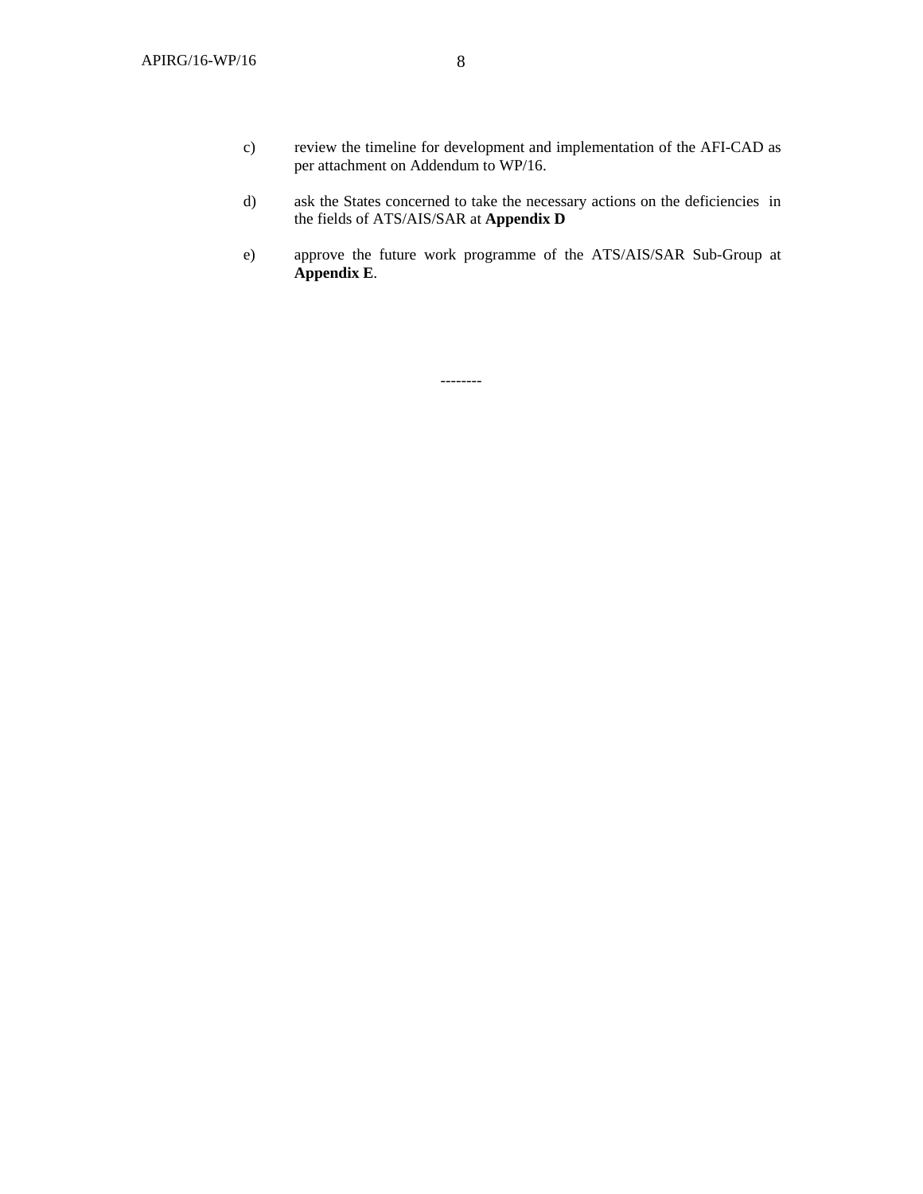c) review the timeline for development and implementation of the AFI-CAD as per attachment on Addendum to WP/16.

d) ask the States concerned to take the necessary actions on the deficiencies in the fields of ATS/AIS/SAR at **Appendix D**

e) approve the future work programme of the ATS/AIS/SAR Sub-Group at **Appendix E**.

--------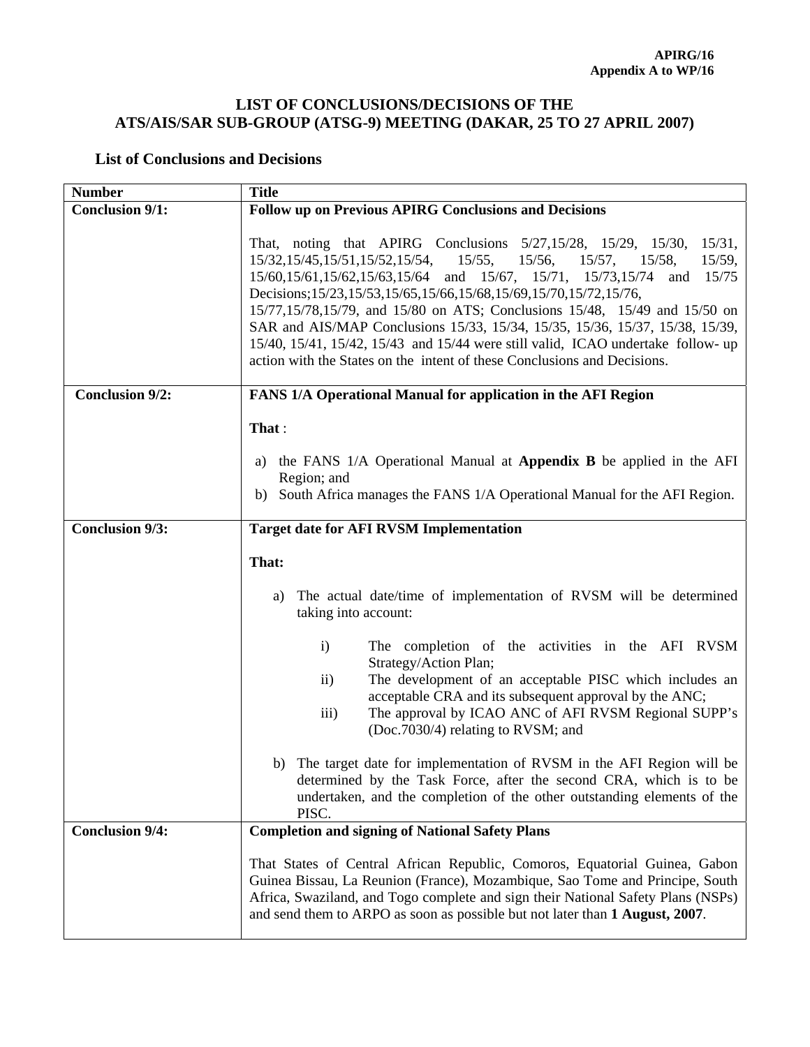APIRG/16
Appendix A to WP/16

## LIST OF CONCLUSIONS/DECISIONS OF THE ATS/AIS/SAR SUB-GROUP (ATSG-9) MEETING (DAKAR, 25 TO 27 APRIL 2007)

### List of Conclusions and Decisions

| Number | Title |
|---|---|
| **Conclusion 9/1:** | **Follow up on Previous APIRG Conclusions and Decisions**<br><br>That, noting that APIRG Conclusions 5/27,15/28, 15/29, 15/30, 15/31, 15/32,15/45,15/51,15/52,15/54, 15/55, 15/56, 15/57, 15/58, 15/59, 15/60,15/61,15/62,15/63,15/64 and 15/67, 15/71, 15/73,15/74 and 15/75 Decisions;15/23,15/53,15/65,15/66,15/68,15/69,15/70,15/72,15/76, 15/77,15/78,15/79, and 15/80 on ATS; Conclusions 15/48, 15/49 and 15/50 on SAR and AIS/MAP Conclusions 15/33, 15/34, 15/35, 15/36, 15/37, 15/38, 15/39, 15/40, 15/41, 15/42, 15/43 and 15/44 were still valid, ICAO undertake follow- up action with the States on the intent of these Conclusions and Decisions. |
| **Conclusion 9/2:** | **FANS 1/A Operational Manual for application in the AFI Region**<br><br>**That** :<br><br>a) the FANS 1/A Operational Manual at **Appendix B** be applied in the AFI Region; and<br>b) South Africa manages the FANS 1/A Operational Manual for the AFI Region. |
| **Conclusion 9/3:** | **Target date for AFI RVSM Implementation**<br><br>**That:**<br><br>a) The actual date/time of implementation of RVSM will be determined taking into account:<br><br>i) The completion of the activities in the AFI RVSM Strategy/Action Plan;<br>ii) The development of an acceptable PISC which includes an acceptable CRA and its subsequent approval by the ANC;<br>iii) The approval by ICAO ANC of AFI RVSM Regional SUPP's (Doc.7030/4) relating to RVSM; and<br><br>b) The target date for implementation of RVSM in the AFI Region will be determined by the Task Force, after the second CRA, which is to be undertaken, and the completion of the other outstanding elements of the PISC. |
| **Conclusion 9/4:** | **Completion and signing of National Safety Plans**<br><br>That States of Central African Republic, Comoros, Equatorial Guinea, Gabon Guinea Bissau, La Reunion (France), Mozambique, Sao Tome and Principe, South Africa, Swaziland, and Togo complete and sign their National Safety Plans (NSPs) and send them to ARPO as soon as possible but not later than **1 August, 2007**. |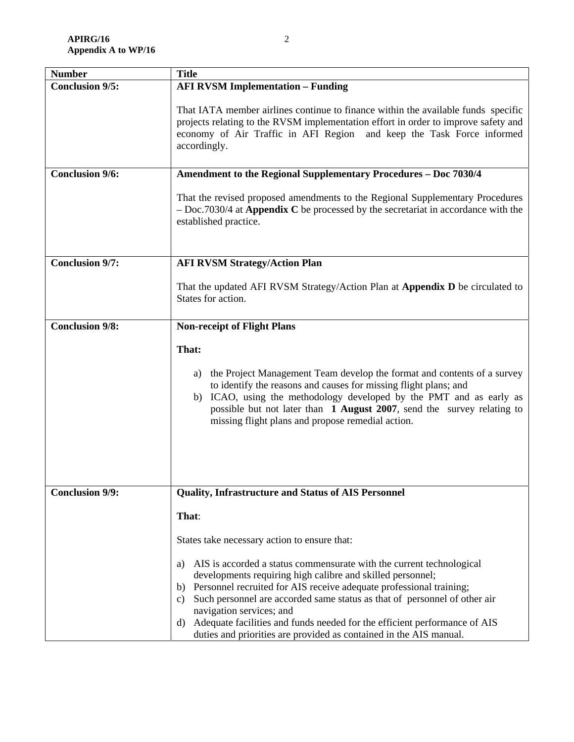| Number | Title |
|---|---|
| **Conclusion 9/5:** | **AFI RVSM Implementation – Funding**<br><br>That IATA member airlines continue to finance within the available funds specific projects relating to the RVSM implementation effort in order to improve safety and economy of Air Traffic in AFI Region and keep the Task Force informed accordingly. |
| **Conclusion 9/6:** | **Amendment to the Regional Supplementary Procedures – Doc 7030/4**<br><br>That the revised proposed amendments to the Regional Supplementary Procedures – Doc.7030/4 at **Appendix C** be processed by the secretariat in accordance with the established practice. |
| **Conclusion 9/7:** | **AFI RVSM Strategy/Action Plan**<br><br>That the updated AFI RVSM Strategy/Action Plan at **Appendix D** be circulated to States for action. |
| **Conclusion 9/8:** | **Non-receipt of Flight Plans**<br><br>**That:**<br><br>a) the Project Management Team develop the format and contents of a survey to identify the reasons and causes for missing flight plans; and<br>b) ICAO, using the methodology developed by the PMT and as early as possible but not later than **1 August 2007**, send the survey relating to missing flight plans and propose remedial action. |
| **Conclusion 9/9:** | **Quality, Infrastructure and Status of AIS Personnel**<br><br>**That**:<br><br>States take necessary action to ensure that:<br><br>a) AIS is accorded a status commensurate with the current technological developments requiring high calibre and skilled personnel;<br>b) Personnel recruited for AIS receive adequate professional training;<br>c) Such personnel are accorded same status as that of personnel of other air navigation services; and<br>d) Adequate facilities and funds needed for the efficient performance of AIS duties and priorities are provided as contained in the AIS manual. |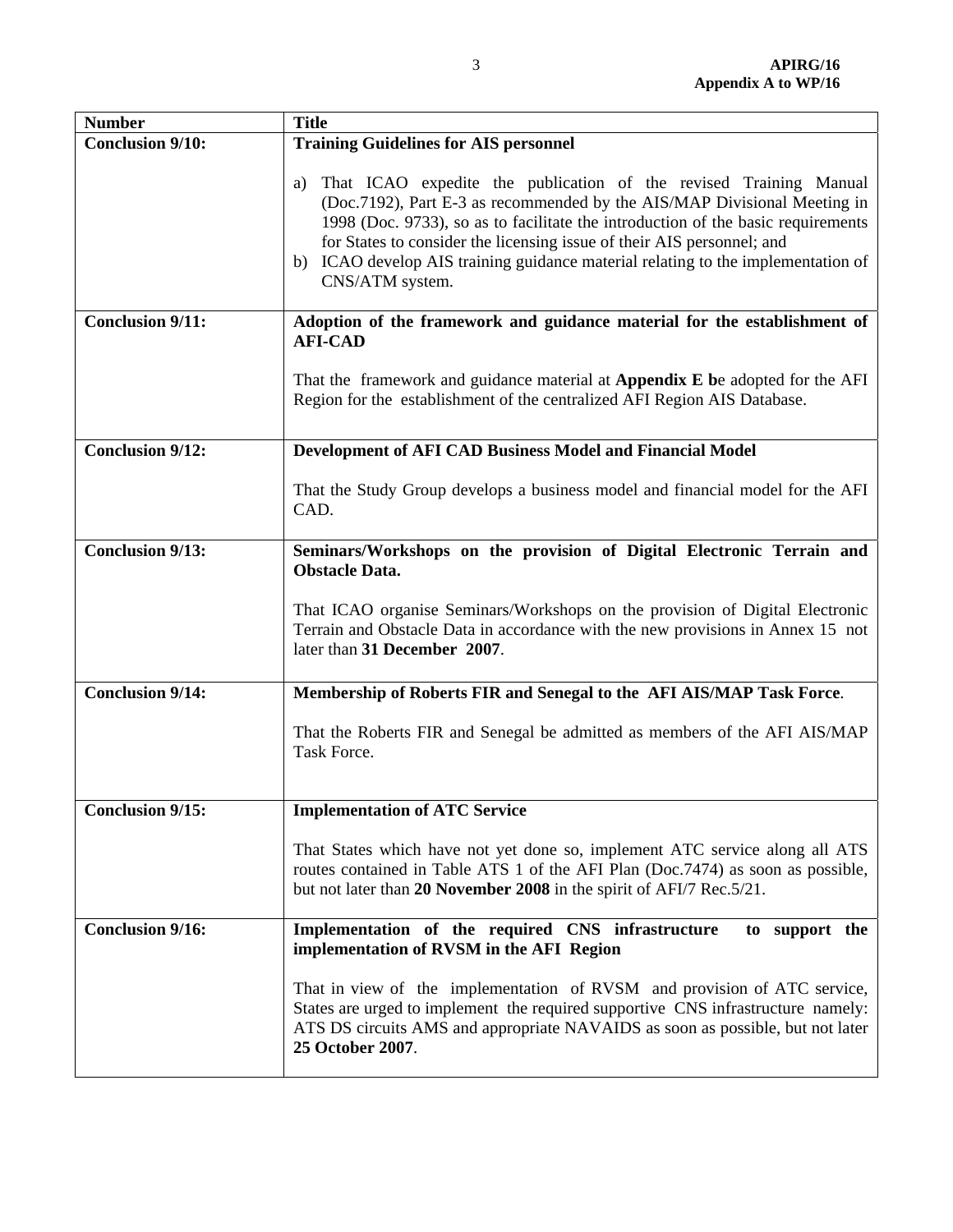| Number | Title |
|---|---|
| **Conclusion 9/10:** | **Training Guidelines for AIS personnel**<br><br>a) That ICAO expedite the publication of the revised Training Manual (Doc.7192), Part E-3 as recommended by the AIS/MAP Divisional Meeting in 1998 (Doc. 9733), so as to facilitate the introduction of the basic requirements for States to consider the licensing issue of their AIS personnel; and<br>b) ICAO develop AIS training guidance material relating to the implementation of CNS/ATM system. |
| **Conclusion 9/11:** | **Adoption of the framework and guidance material for the establishment of AFI-CAD**<br><br>That the framework and guidance material at **Appendix E b**e adopted for the AFI Region for the establishment of the centralized AFI Region AIS Database. |
| **Conclusion 9/12:** | **Development of AFI CAD Business Model and Financial Model**<br><br>That the Study Group develops a business model and financial model for the AFI CAD. |
| **Conclusion 9/13:** | **Seminars/Workshops on the provision of Digital Electronic Terrain and Obstacle Data.**<br><br>That ICAO organise Seminars/Workshops on the provision of Digital Electronic Terrain and Obstacle Data in accordance with the new provisions in Annex 15 not later than **31 December 2007**. |
| **Conclusion 9/14:** | **Membership of Roberts FIR and Senegal to the AFI AIS/MAP Task Force**.<br><br>That the Roberts FIR and Senegal be admitted as members of the AFI AIS/MAP Task Force. |
| **Conclusion 9/15:** | **Implementation of ATC Service**<br><br>That States which have not yet done so, implement ATC service along all ATS routes contained in Table ATS 1 of the AFI Plan (Doc.7474) as soon as possible, but not later than **20 November 2008** in the spirit of AFI/7 Rec.5/21. |
| **Conclusion 9/16:** | **Implementation of the required CNS infrastructure to support the implementation of RVSM in the AFI Region**<br><br>That in view of the implementation of RVSM and provision of ATC service, States are urged to implement the required supportive CNS infrastructure namely: ATS DS circuits AMS and appropriate NAVAIDS as soon as possible, but not later **25 October 2007**. |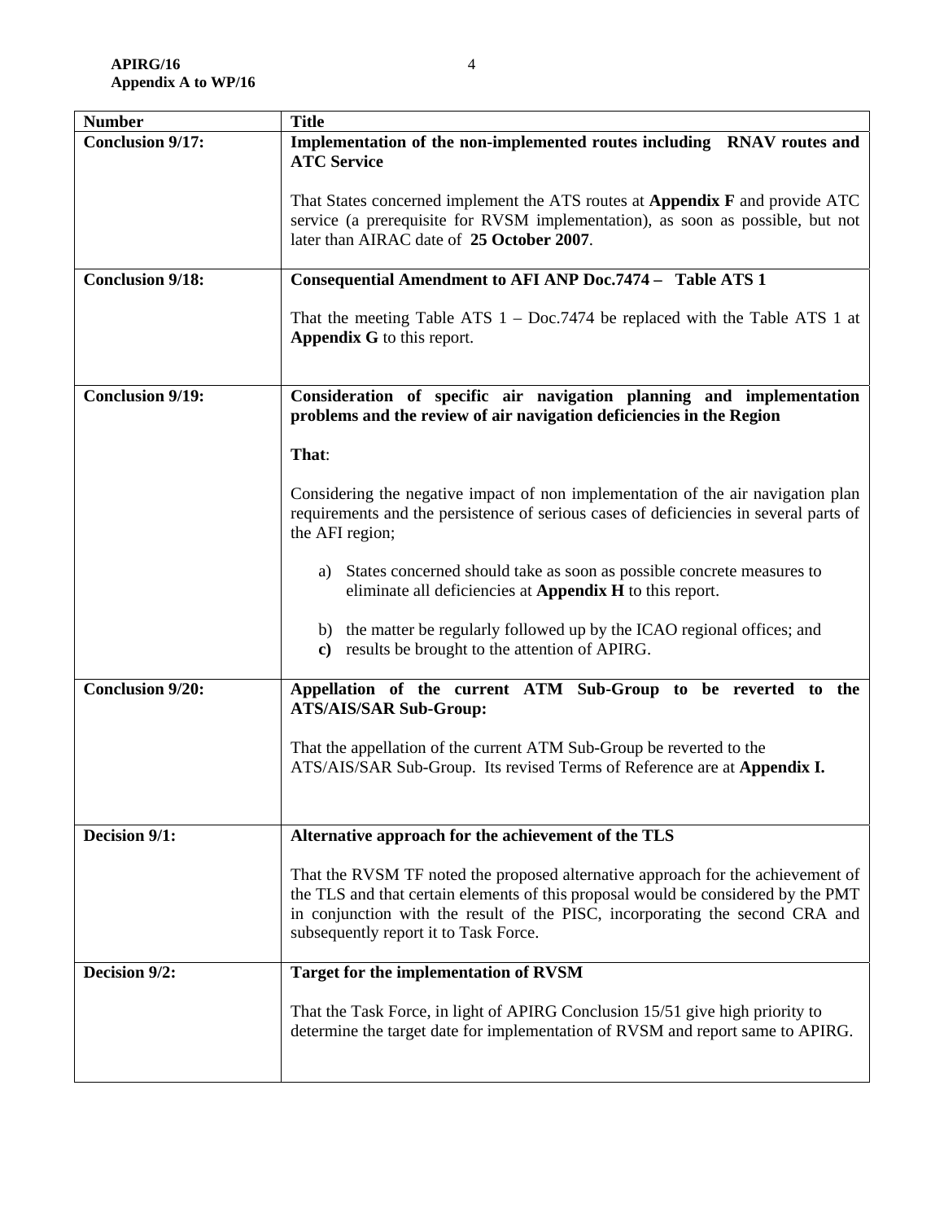| Number | Title |
|---|---|
| **Conclusion 9/17:** | **Implementation of the non-implemented routes including RNAV routes and ATC Service**<br><br>That States concerned implement the ATS routes at **Appendix F** and provide ATC service (a prerequisite for RVSM implementation), as soon as possible, but not later than AIRAC date of **25 October 2007**. |
| **Conclusion 9/18:** | **Consequential Amendment to AFI ANP Doc.7474 – Table ATS 1**<br><br>That the meeting Table ATS 1 – Doc.7474 be replaced with the Table ATS 1 at **Appendix G** to this report. |
| **Conclusion 9/19:** | **Consideration of specific air navigation planning and implementation problems and the review of air navigation deficiencies in the Region**<br><br>**That**:<br><br>Considering the negative impact of non implementation of the air navigation plan requirements and the persistence of serious cases of deficiencies in several parts of the AFI region;<br><br>a) States concerned should take as soon as possible concrete measures to eliminate all deficiencies at **Appendix H** to this report.<br><br>b) the matter be regularly followed up by the ICAO regional offices; and<br>**c)** results be brought to the attention of APIRG. |
| **Conclusion 9/20:** | **Appellation of the current ATM Sub-Group to be reverted to the ATS/AIS/SAR Sub-Group:**<br><br>That the appellation of the current ATM Sub-Group be reverted to the ATS/AIS/SAR Sub-Group. Its revised Terms of Reference are at **Appendix I.** |
| **Decision 9/1:** | **Alternative approach for the achievement of the TLS**<br><br>That the RVSM TF noted the proposed alternative approach for the achievement of the TLS and that certain elements of this proposal would be considered by the PMT in conjunction with the result of the PISC, incorporating the second CRA and subsequently report it to Task Force. |
| **Decision 9/2:** | **Target for the implementation of RVSM**<br><br>That the Task Force, in light of APIRG Conclusion 15/51 give high priority to determine the target date for implementation of RVSM and report same to APIRG. |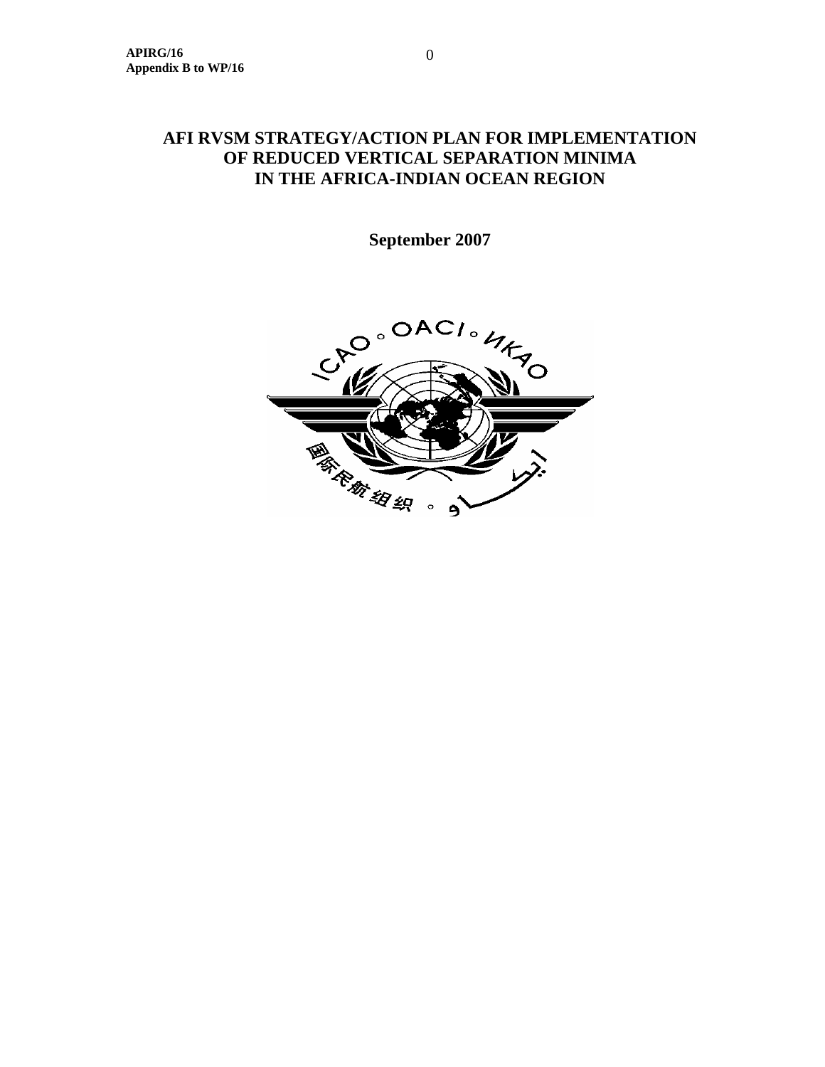# AFI RVSM STRATEGY/ACTION PLAN FOR IMPLEMENTATION OF REDUCED VERTICAL SEPARATION MINIMA IN THE AFRICA-INDIAN OCEAN REGION

**September 2007**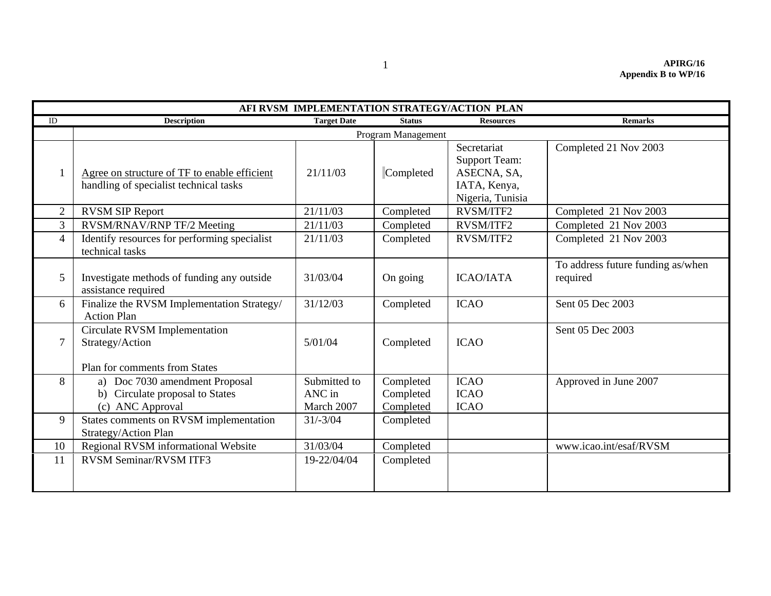| AFI RVSM IMPLEMENTATION STRATEGY/ACTION PLAN | | | | | |
|---|---|---|---|---|---|
| **ID** | **Description** | **Target Date** | **Status** | **Resources** | **Remarks** |
| | Program Management | | | | |
| 1 | Agree on structure of TF to enable efficient handling of specialist technical tasks | 21/11/03 | Completed | Secretariat Support Team: ASECNA, SA, IATA, Kenya, Nigeria, Tunisia | Completed 21 Nov 2003 |
| 2 | RVSM SIP Report | 21/11/03 | Completed | RVSM/ITF2 | Completed 21 Nov 2003 |
| 3 | RVSM/RNAV/RNP TF/2 Meeting | 21/11/03 | Completed | RVSM/ITF2 | Completed 21 Nov 2003 |
| 4 | Identify resources for performing specialist technical tasks | 21/11/03 | Completed | RVSM/ITF2 | Completed 21 Nov 2003 |
| 5 | Investigate methods of funding any outside assistance required | 31/03/04 | On going | ICAO/IATA | To address future funding as/when required |
| 6 | Finalize the RVSM Implementation Strategy/ Action Plan | 31/12/03 | Completed | ICAO | Sent 05 Dec 2003 |
| 7 | Circulate RVSM Implementation Strategy/Action<br><br>Plan for comments from States | 5/01/04 | Completed | ICAO | Sent 05 Dec 2003 |
| 8 | a) Doc 7030 amendment Proposal<br>b) Circulate proposal to States<br>(c) ANC Approval | Submitted to ANC in March 2007 | Completed<br>Completed<br>Completed | ICAO<br>ICAO<br>ICAO | Approved in June 2007 |
| 9 | States comments on RVSM implementation Strategy/Action Plan | 31/-3/04 | Completed | | |
| 10 | Regional RVSM informational Website | 31/03/04 | Completed | | www.icao.int/esaf/RVSM |
| 11 | RVSM Seminar/RVSM ITF3 | 19-22/04/04 | Completed | | |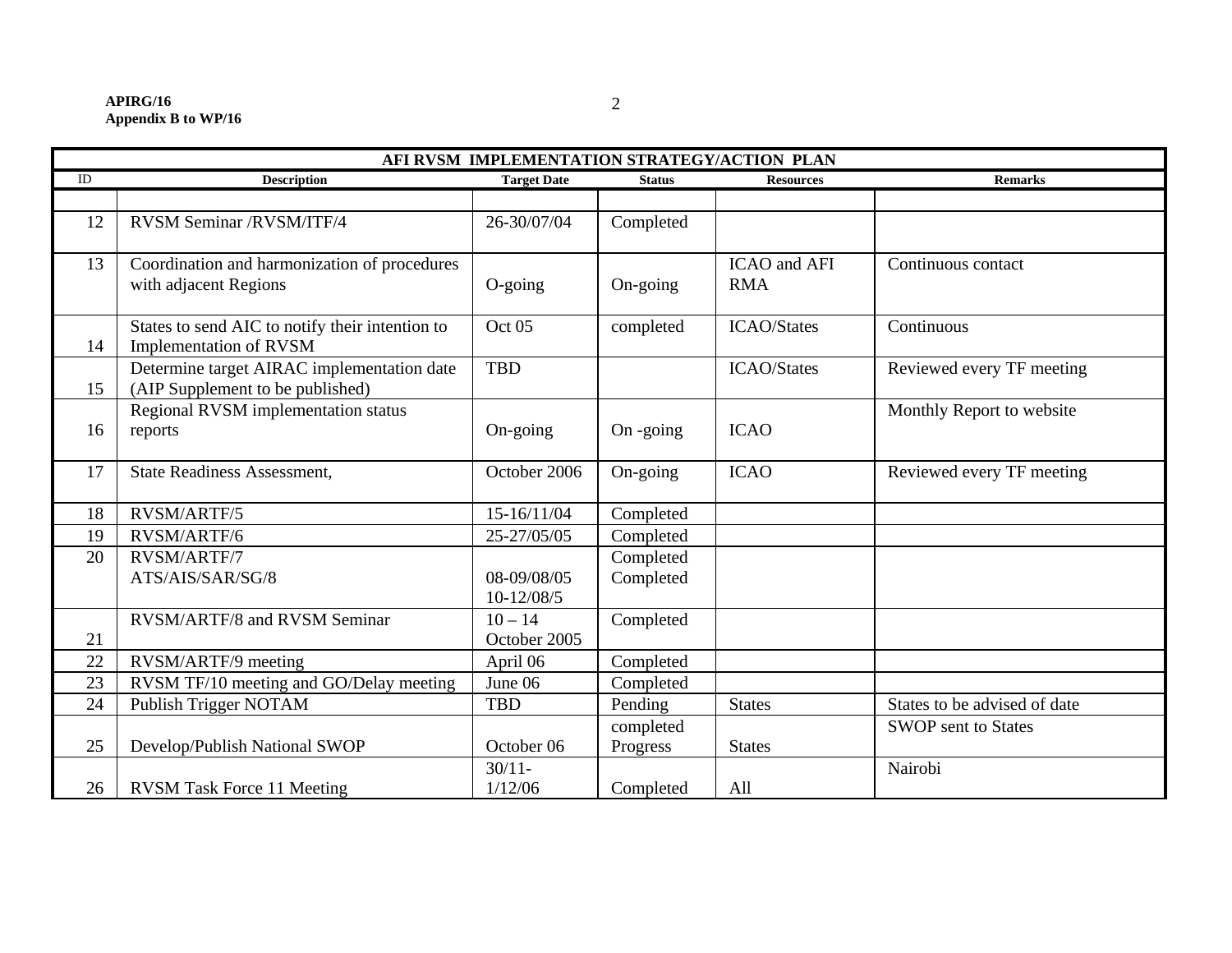| AFI RVSM IMPLEMENTATION STRATEGY/ACTION PLAN | | | | | |
|---|---|---|---|---|---|
| ID | Description | Target Date | Status | Resources | Remarks |
| | | | | | |
| 12 | RVSM Seminar /RVSM/ITF/4 | 26-30/07/04 | Completed | | |
| 13 | Coordination and harmonization of procedures with adjacent Regions | O-going | On-going | ICAO and AFI RMA | Continuous contact |
| 14 | States to send AIC to notify their intention to Implementation of RVSM | Oct 05 | completed | ICAO/States | Continuous |
| 15 | Determine target AIRAC implementation date (AIP Supplement to be published) | TBD | | ICAO/States | Reviewed every TF meeting |
| 16 | Regional RVSM implementation status reports | On-going | On -going | ICAO | Monthly Report to website |
| 17 | State Readiness Assessment, | October 2006 | On-going | ICAO | Reviewed every TF meeting |
| 18 | RVSM/ARTF/5 | 15-16/11/04 | Completed | | |
| 19 | RVSM/ARTF/6 | 25-27/05/05 | Completed | | |
| 20 | RVSM/ARTF/7<br>ATS/AIS/SAR/SG/8 | 08-09/08/05<br>10-12/08/5 | Completed<br>Completed | | |
| 21 | RVSM/ARTF/8 and RVSM Seminar | 10 – 14 October 2005 | Completed | | |
| 22 | RVSM/ARTF/9 meeting | April 06 | Completed | | |
| 23 | RVSM TF/10 meeting and GO/Delay meeting | June 06 | Completed | | |
| 24 | Publish Trigger NOTAM | TBD | Pending | States | States to be advised of date |
| 25 | Develop/Publish National SWOP | October 06 | completed Progress | States | SWOP sent to States |
| 26 | RVSM Task Force 11 Meeting | 30/11-1/12/06 | Completed | All | Nairobi |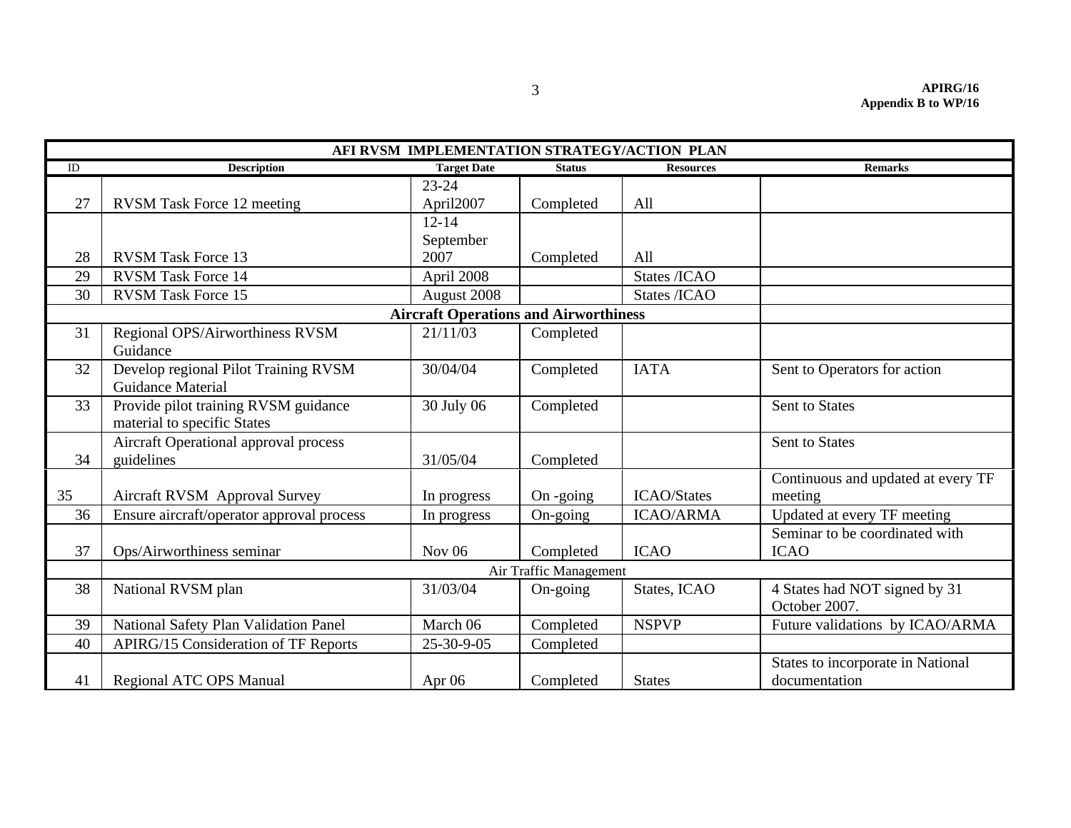| AFI RVSM IMPLEMENTATION STRATEGY/ACTION PLAN | | | | | |
|---|---|---|---|---|---|
| ID | Description | Target Date | Status | Resources | Remarks |
| 27 | RVSM Task Force 12 meeting | 23-24 April2007 | Completed | All | |
| 28 | RVSM Task Force 13 | 12-14 September 2007 | Completed | All | |
| 29 | RVSM Task Force 14 | April 2008 | | States /ICAO | |
| 30 | RVSM Task Force 15 | August 2008 | | States /ICAO | |
| | **Aircraft Operations and Airworthiness** | | | | |
| 31 | Regional OPS/Airworthiness RVSM Guidance | 21/11/03 | Completed | | |
| 32 | Develop regional Pilot Training RVSM Guidance Material | 30/04/04 | Completed | IATA | Sent to Operators for action |
| 33 | Provide pilot training RVSM guidance material to specific States | 30 July 06 | Completed | | Sent to States |
| 34 | Aircraft Operational approval process guidelines | 31/05/04 | Completed | | Sent to States |
| 35 | Aircraft RVSM Approval Survey | In progress | On -going | ICAO/States | Continuous and updated at every TF meeting |
| 36 | Ensure aircraft/operator approval process | In progress | On-going | ICAO/ARMA | Updated at every TF meeting |
| 37 | Ops/Airworthiness seminar | Nov 06 | Completed | ICAO | Seminar to be coordinated with ICAO |
| | Air Traffic Management | | | | |
| 38 | National RVSM plan | 31/03/04 | On-going | States, ICAO | 4 States had NOT signed by 31 October 2007. |
| 39 | National Safety Plan Validation Panel | March 06 | Completed | NSPVP | Future validations by ICAO/ARMA |
| 40 | APIRG/15 Consideration of TF Reports | 25-30-9-05 | Completed | | |
| 41 | Regional ATC OPS Manual | Apr 06 | Completed | States | States to incorporate in National documentation |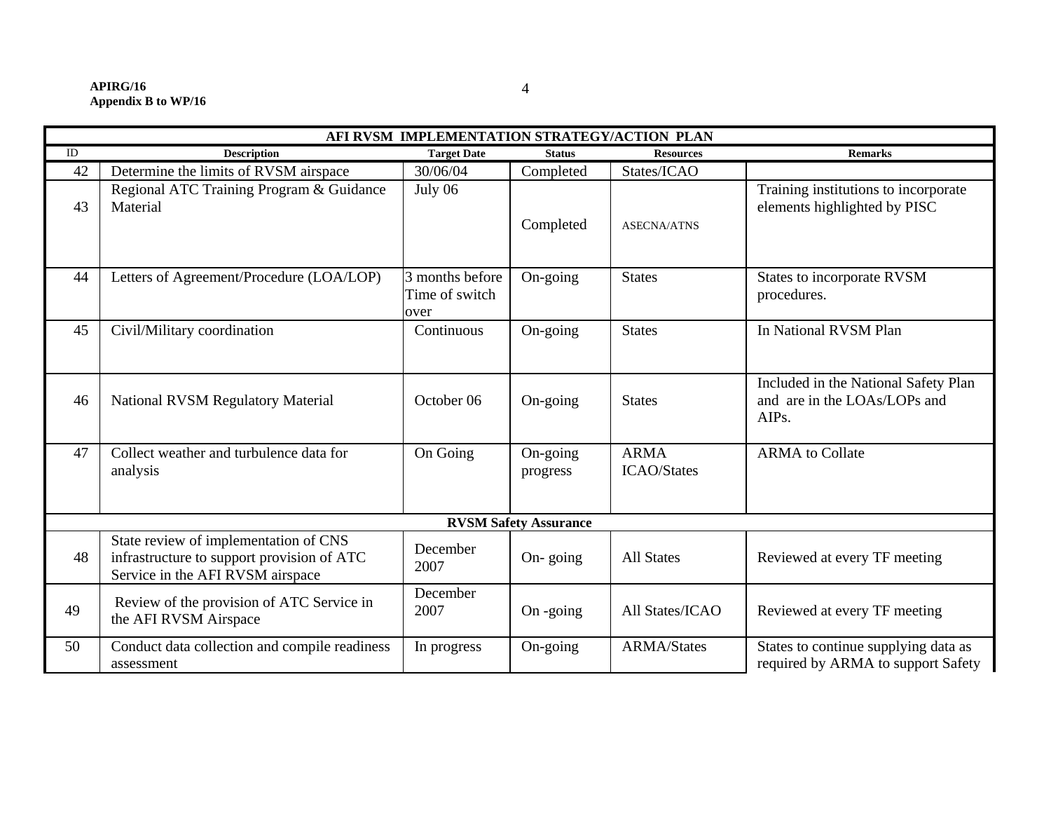| AFI RVSM IMPLEMENTATION STRATEGY/ACTION PLAN | | | | | |
|---|---|---|---|---|---|
| **ID** | **Description** | **Target Date** | **Status** | **Resources** | **Remarks** |
| 42 | Determine the limits of RVSM airspace | 30/06/04 | Completed | States/ICAO | |
| 43 | Regional ATC Training Program & Guidance Material | July 06 | Completed | ASECNA/ATNS | Training institutions to incorporate elements highlighted by PISC |
| 44 | Letters of Agreement/Procedure (LOA/LOP) | 3 months before Time of switch over | On-going | States | States to incorporate RVSM procedures. |
| 45 | Civil/Military coordination | Continuous | On-going | States | In National RVSM Plan |
| 46 | National RVSM Regulatory Material | October 06 | On-going | States | Included in the National Safety Plan and are in the LOAs/LOPs and AIPs. |
| 47 | Collect weather and turbulence data for analysis | On Going | On-going progress | ARMA ICAO/States | ARMA to Collate |
| **RVSM Safety Assurance** | | | | | |
| 48 | State review of implementation of CNS infrastructure to support provision of ATC Service in the AFI RVSM airspace | December 2007 | On- going | All States | Reviewed at every TF meeting |
| 49 | Review of the provision of ATC Service in the AFI RVSM Airspace | December 2007 | On -going | All States/ICAO | Reviewed at every TF meeting |
| 50 | Conduct data collection and compile readiness assessment | In progress | On-going | ARMA/States | States to continue supplying data as required by ARMA to support Safety |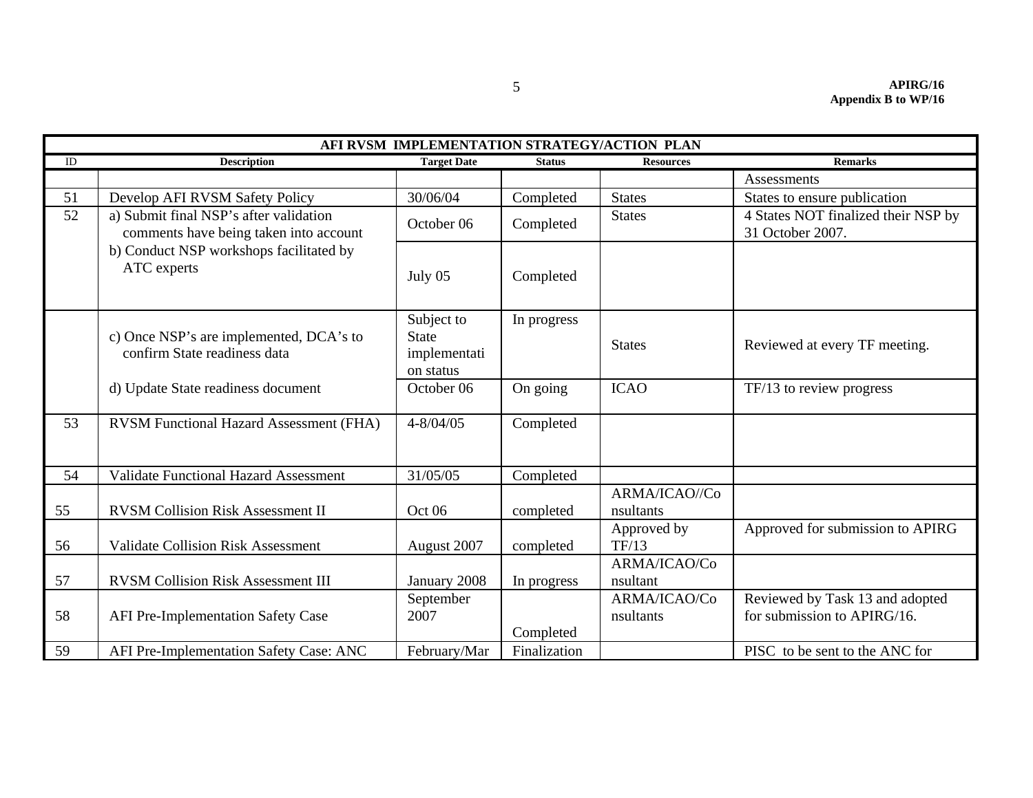| AFI RVSM IMPLEMENTATION STRATEGY/ACTION PLAN | | | | | |
|---|---|---|---|---|---|
| ID | Description | Target Date | Status | Resources | Remarks |
| | | | | | Assessments |
| 51 | Develop AFI RVSM Safety Policy | 30/06/04 | Completed | States | States to ensure publication |
| 52 | a) Submit final NSP's after validation comments have being taken into account | October 06 | Completed | States | 4 States NOT finalized their NSP by 31 October 2007. |
| | b) Conduct NSP workshops facilitated by ATC experts | July 05 | Completed | | |
| | c) Once NSP's are implemented, DCA's to confirm State readiness data | Subject to State implementation status | In progress | States | Reviewed at every TF meeting. |
| | d) Update State readiness document | October 06 | On going | ICAO | TF/13 to review progress |
| 53 | RVSM Functional Hazard Assessment (FHA) | 4-8/04/05 | Completed | | |
| 54 | Validate Functional Hazard Assessment | 31/05/05 | Completed | | |
| 55 | RVSM Collision Risk Assessment II | Oct 06 | completed | ARMA/ICAO//Consultants | |
| 56 | Validate Collision Risk Assessment | August 2007 | completed | Approved by TF/13 | Approved for submission to APIRG |
| 57 | RVSM Collision Risk Assessment III | January 2008 | In progress | ARMA/ICAO/Consultant | |
| 58 | AFI Pre-Implementation Safety Case | September 2007 | Completed | ARMA/ICAO/Consultants | Reviewed by Task 13 and adopted for submission to APIRG/16. |
| 59 | AFI Pre-Implementation Safety Case: ANC | February/Mar | Finalization | | PISC to be sent to the ANC for |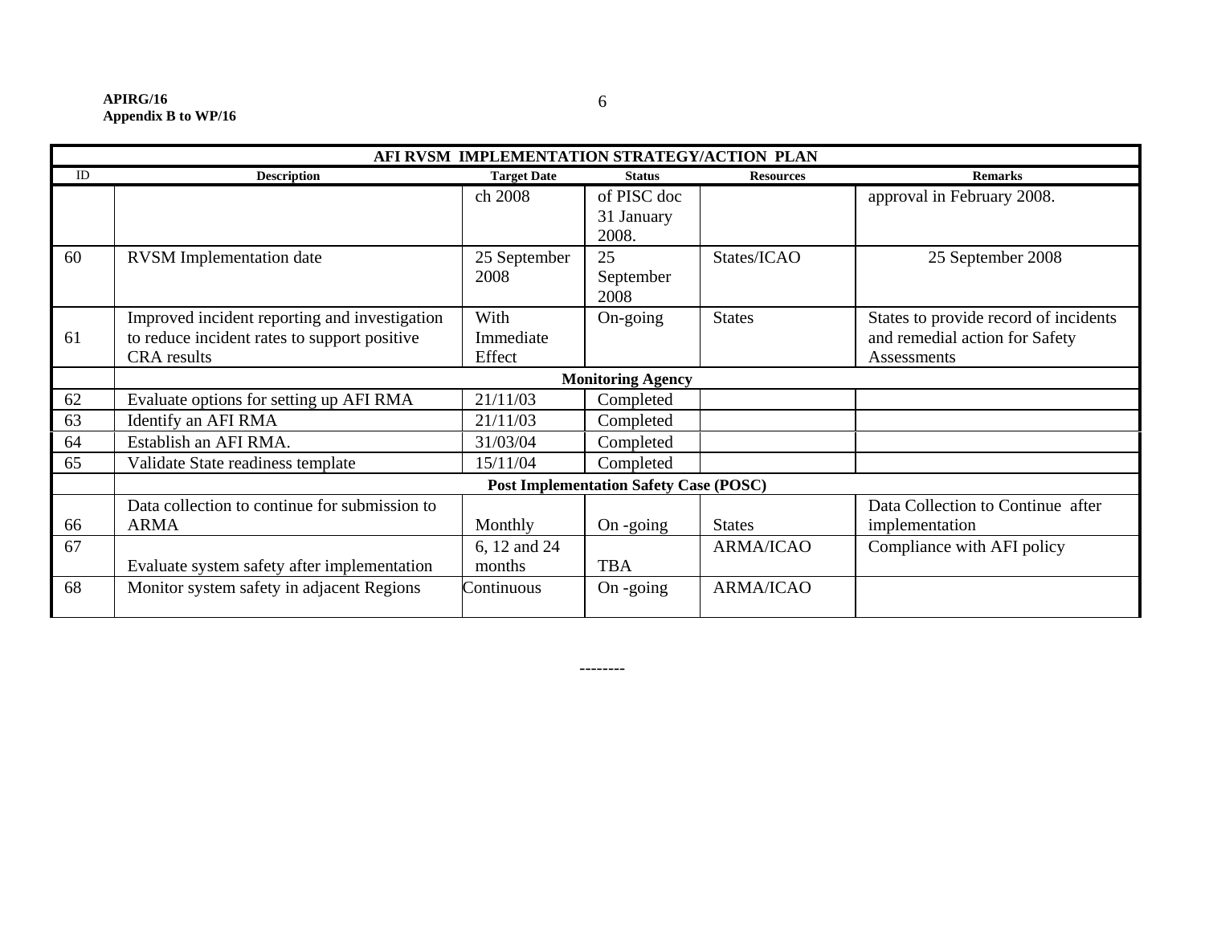| AFI RVSM IMPLEMENTATION STRATEGY/ACTION PLAN | | | | | |
|---|---|---|---|---|---|
| ID | Description | Target Date | Status | Resources | Remarks |
| | | ch 2008 | of PISC doc 31 January 2008. | | approval in February 2008. |
| 60 | RVSM Implementation date | 25 September 2008 | 25 September 2008 | States/ICAO | 25 September 2008 |
| 61 | Improved incident reporting and investigation to reduce incident rates to support positive CRA results | With Immediate Effect | On-going | States | States to provide record of incidents and remedial action for Safety Assessments |
| | **Monitoring Agency** | | | | |
| 62 | Evaluate options for setting up AFI RMA | 21/11/03 | Completed | | |
| 63 | Identify an AFI RMA | 21/11/03 | Completed | | |
| 64 | Establish an AFI RMA. | 31/03/04 | Completed | | |
| 65 | Validate State readiness template | 15/11/04 | Completed | | |
| | **Post Implementation Safety Case (POSC)** | | | | |
| 66 | Data collection to continue for submission to ARMA | Monthly | On -going | States | Data Collection to Continue after implementation |
| 67 | Evaluate system safety after implementation | 6, 12 and 24 months | TBA | ARMA/ICAO | Compliance with AFI policy |
| 68 | Monitor system safety in adjacent Regions | Continuous | On -going | ARMA/ICAO | |

--------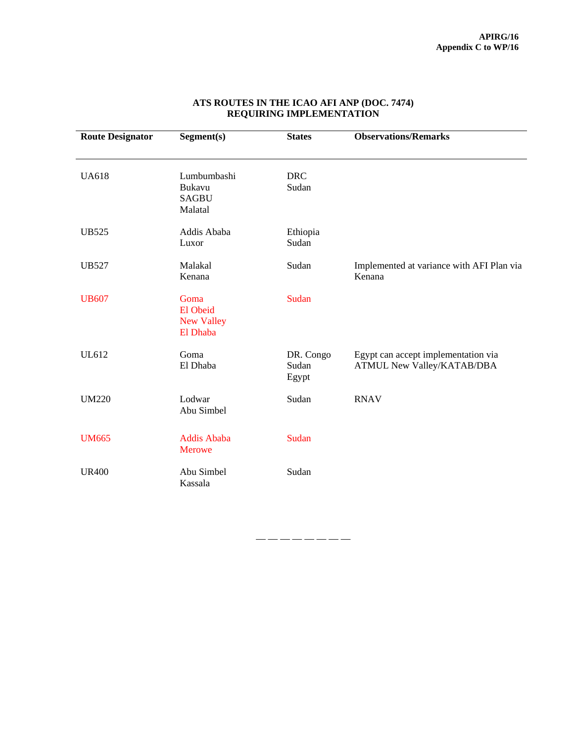**ATS ROUTES IN THE ICAO AFI ANP (DOC. 7474) REQUIRING IMPLEMENTATION**

| Route Designator | Segment(s) | States | Observations/Remarks |
|---|---|---|---|
| UA618 | Lumbumbashi<br>Bukavu<br>SAGBU<br>Malatal | DRC<br>Sudan | |
| UB525 | Addis Ababa<br>Luxor | Ethiopia<br>Sudan | |
| UB527 | Malakal<br>Kenana | Sudan | Implemented at variance with AFI Plan via Kenana |
| UB607 | Goma<br>El Obeid<br>New Valley<br>El Dhaba | Sudan | |
| UL612 | Goma<br>El Dhaba | DR. Congo<br>Sudan<br>Egypt | Egypt can accept implementation via ATMUL New Valley/KATAB/DBA |
| UM220 | Lodwar<br>Abu Simbel | Sudan | RNAV |
| UM665 | Addis Ababa<br>Merowe | Sudan | |
| UR400 | Abu Simbel<br>Kassala | Sudan | |

— — — — — — — —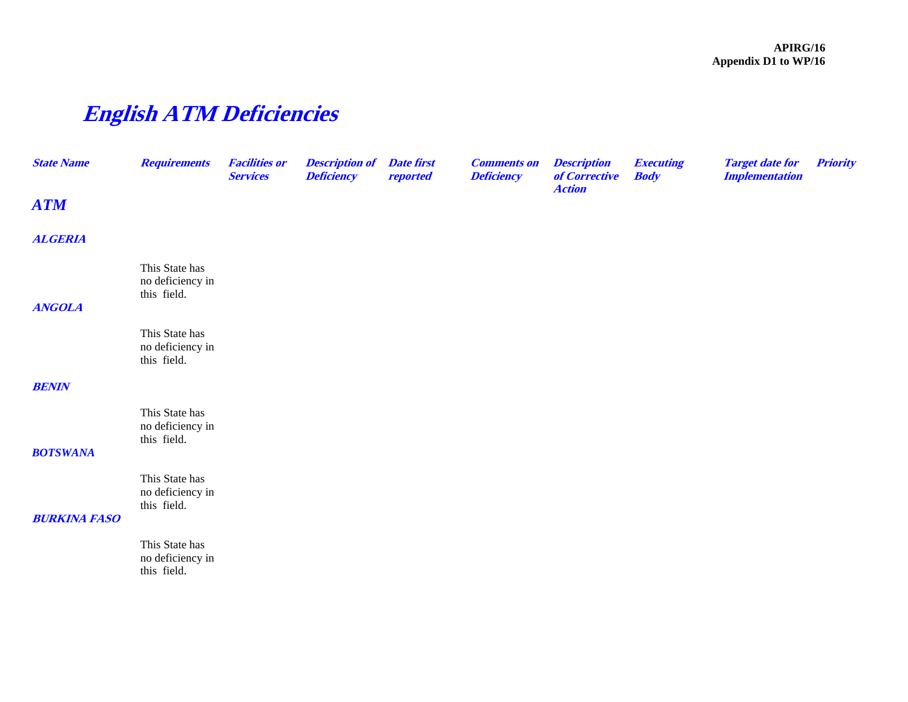# *English ATM Deficiencies*

| *State Name* | *Requirements* | *Facilities or Services* | *Description of Deficiency* | *Date first reported* | *Comments on Deficiency* | *Description of Corrective Action* | *Executing Body* | *Target date for Implementation* | *Priority* |
|---|---|---|---|---|---|---|---|---|---|
| ***ATM*** | | | | | | | | | |
| ***ALGERIA*** | | | | | | | | | |
| | This State has no deficiency in this field. | | | | | | | | |
| ***ANGOLA*** | | | | | | | | | |
| | This State has no deficiency in this field. | | | | | | | | |
| ***BENIN*** | | | | | | | | | |
| | This State has no deficiency in this field. | | | | | | | | |
| ***BOTSWANA*** | | | | | | | | | |
| | This State has no deficiency in this field. | | | | | | | | |
| ***BURKINA FASO*** | | | | | | | | | |
| | This State has no deficiency in this field. | | | | | | | | |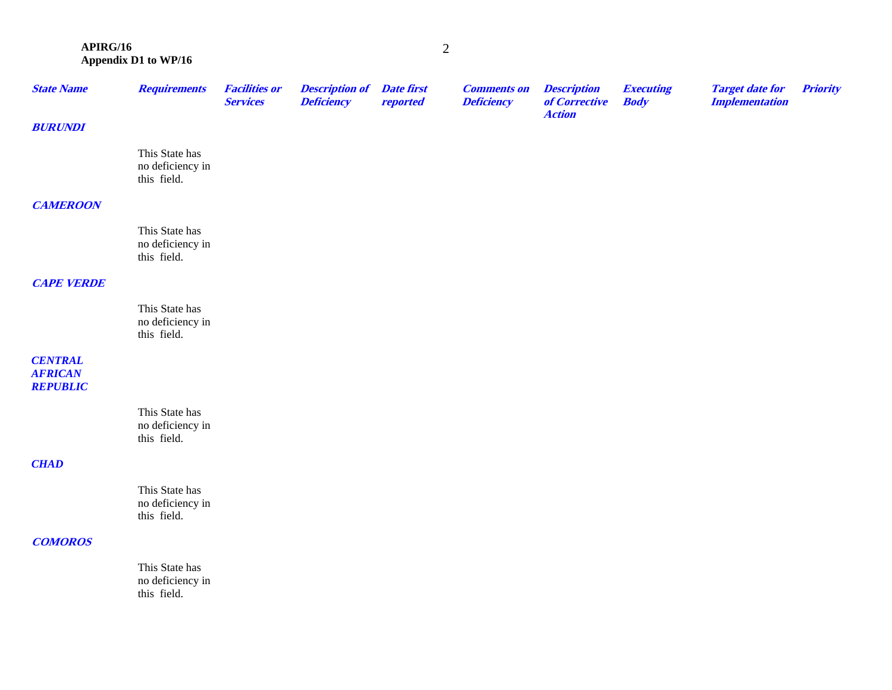| State Name | Requirements | Facilities or Services | Description of Deficiency | Date first reported | Comments on Deficiency | Description of Corrective Action | Executing Body | Target date for Implementation | Priority |
|---|---|---|---|---|---|---|---|---|---|
| BURUNDI | | | | | | | | | |
| | This State has no deficiency in this field. | | | | | | | | |
| CAMEROON | | | | | | | | | |
| | This State has no deficiency in this field. | | | | | | | | |
| CAPE VERDE | | | | | | | | | |
| | This State has no deficiency in this field. | | | | | | | | |
| CENTRAL AFRICAN REPUBLIC | | | | | | | | | |
| | This State has no deficiency in this field. | | | | | | | | |
| CHAD | | | | | | | | | |
| | This State has no deficiency in this field. | | | | | | | | |
| COMOROS | | | | | | | | | |
| | This State has no deficiency in this field. | | | | | | | | |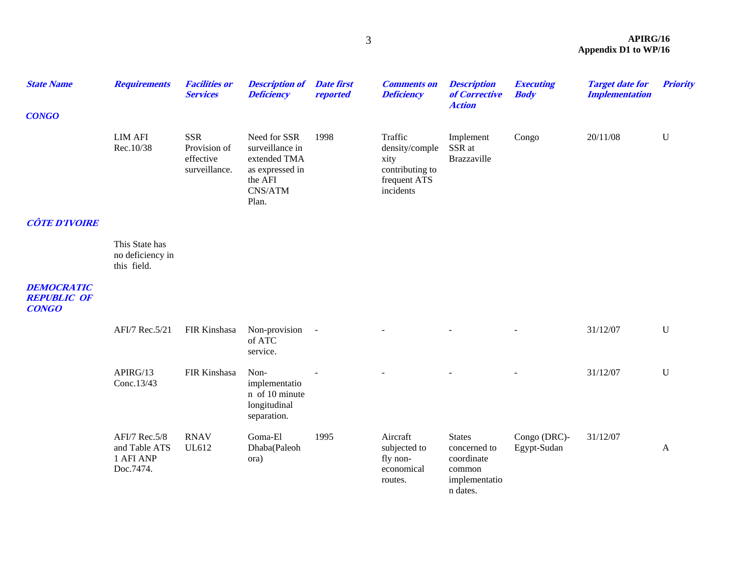| *State Name* | *Requirements* | *Facilities or Services* | *Description of Deficiency* | *Date first reported* | *Comments on Deficiency* | *Description of Corrective Action* | *Executing Body* | *Target date for Implementation* | *Priority* |
|---|---|---|---|---|---|---|---|---|---|
| ***CONGO*** | | | | | | | | | |
| | LIM AFI Rec.10/38 | SSR Provision of effective surveillance. | Need for SSR surveillance in extended TMA as expressed in the AFI CNS/ATM Plan. | 1998 | Traffic density/complexity contributing to frequent ATS incidents | Implement SSR at Brazzaville | Congo | 20/11/08 | U |
| ***CÔTE D'IVOIRE*** | | | | | | | | | |
| | This State has no deficiency in this field. | | | | | | | | |
| ***DEMOCRATIC REPUBLIC OF CONGO*** | | | | | | | | | |
| | AFI/7 Rec.5/21 | FIR Kinshasa | Non-provision of ATC service. | - | - | - | - | 31/12/07 | U |
| | APIRG/13 Conc.13/43 | FIR Kinshasa | Non-implementation of 10 minute longitudinal separation. | - | - | - | - | 31/12/07 | U |
| | AFI/7 Rec.5/8 and Table ATS 1 AFI ANP Doc.7474. | RNAV UL612 | Goma-El Dhaba(Paleohora) | 1995 | Aircraft subjected to fly non-economical routes. | States concerned to coordinate common implementation dates. | Congo (DRC)-Egypt-Sudan | 31/12/07 | A |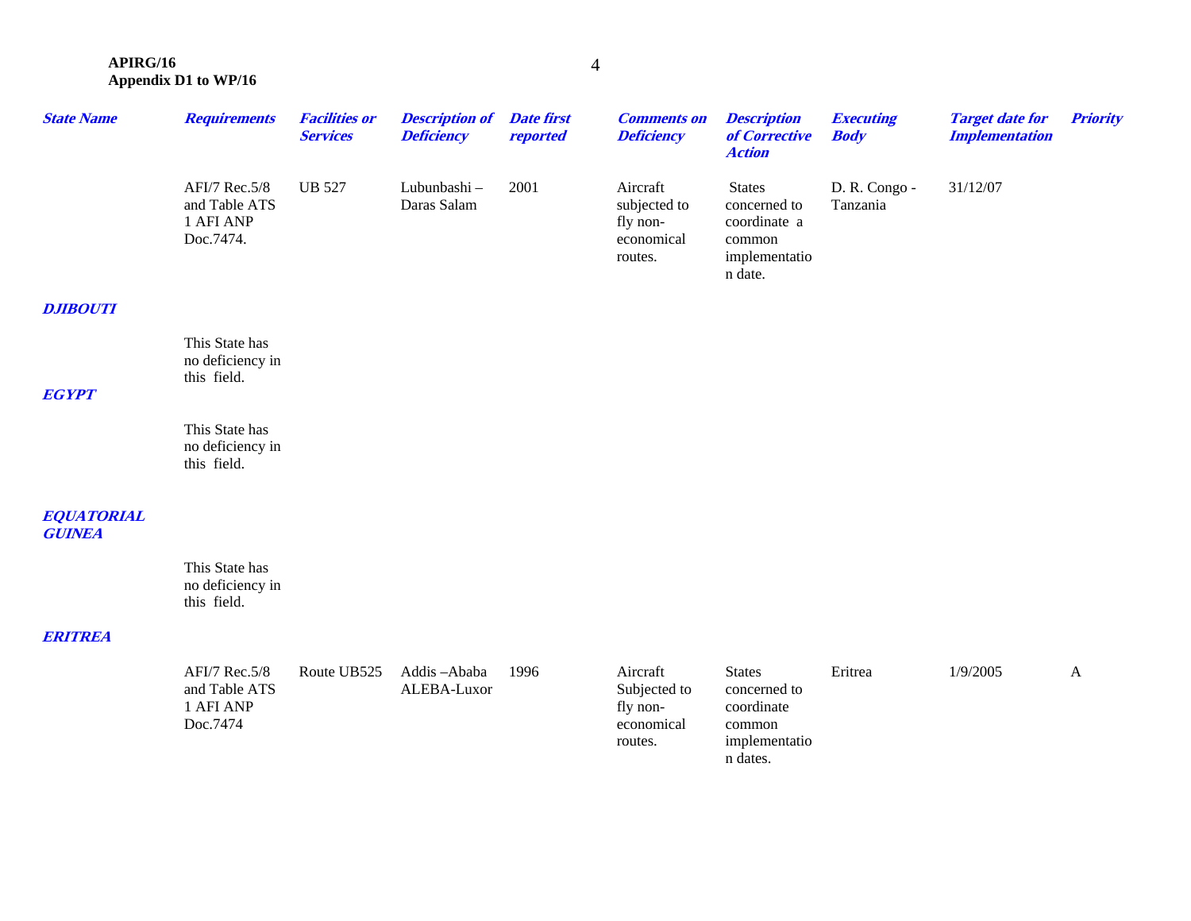| State Name | Requirements | Facilities or Services | Description of Deficiency | Date first reported | Comments on Deficiency | Description of Corrective Action | Executing Body | Target date for Implementation | Priority |
|---|---|---|---|---|---|---|---|---|---|
| | AFI/7 Rec.5/8 and Table ATS 1 AFI ANP Doc.7474. | UB 527 | Lubunbashi – Daras Salam | 2001 | Aircraft subjected to fly non-economical routes. | States concerned to coordinate a common implementation date. | D. R. Congo - Tanzania | 31/12/07 | |
| ***DJIBOUTI*** | | | | | | | | | |
| | This State has no deficiency in this field. | | | | | | | | |
| ***EGYPT*** | | | | | | | | | |
| | This State has no deficiency in this field. | | | | | | | | |
| ***EQUATORIAL GUINEA*** | | | | | | | | | |
| | This State has no deficiency in this field. | | | | | | | | |
| ***ERITREA*** | | | | | | | | | |
| | AFI/7 Rec.5/8 and Table ATS 1 AFI ANP Doc.7474 | Route UB525 | Addis –Ababa ALEBA-Luxor | 1996 | Aircraft Subjected to fly non-economical routes. | States concerned to coordinate common implementation dates. | Eritrea | 1/9/2005 | A |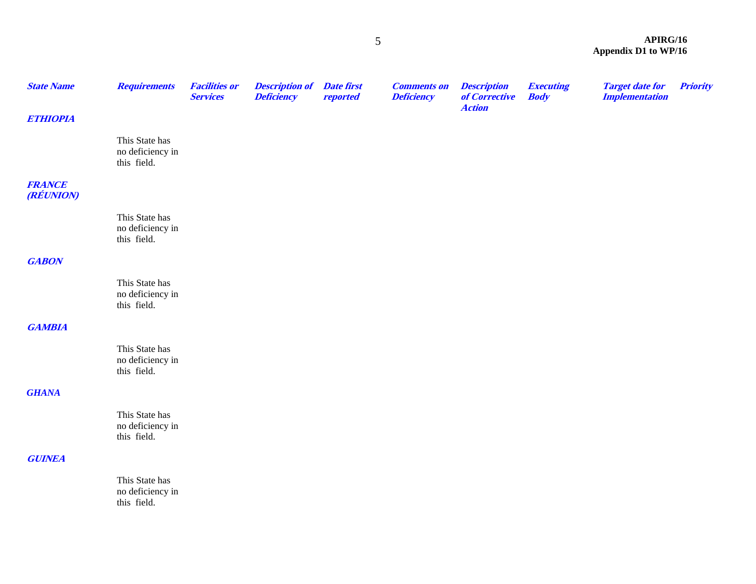| *State Name* | *Requirements* | *Facilities or Services* | *Description of Deficiency* | *Date first reported* | *Comments on Deficiency* | *Description of Corrective Action* | *Executing Body* | *Target date for Implementation* | *Priority* |
|---|---|---|---|---|---|---|---|---|---|
| ***ETHIOPIA*** | | | | | | | | | |
| | This State has no deficiency in this field. | | | | | | | | |
| ***FRANCE (RÉUNION)*** | | | | | | | | | |
| | This State has no deficiency in this field. | | | | | | | | |
| ***GABON*** | | | | | | | | | |
| | This State has no deficiency in this field. | | | | | | | | |
| ***GAMBIA*** | | | | | | | | | |
| | This State has no deficiency in this field. | | | | | | | | |
| ***GHANA*** | | | | | | | | | |
| | This State has no deficiency in this field. | | | | | | | | |
| ***GUINEA*** | | | | | | | | | |
| | This State has no deficiency in this field. | | | | | | | | |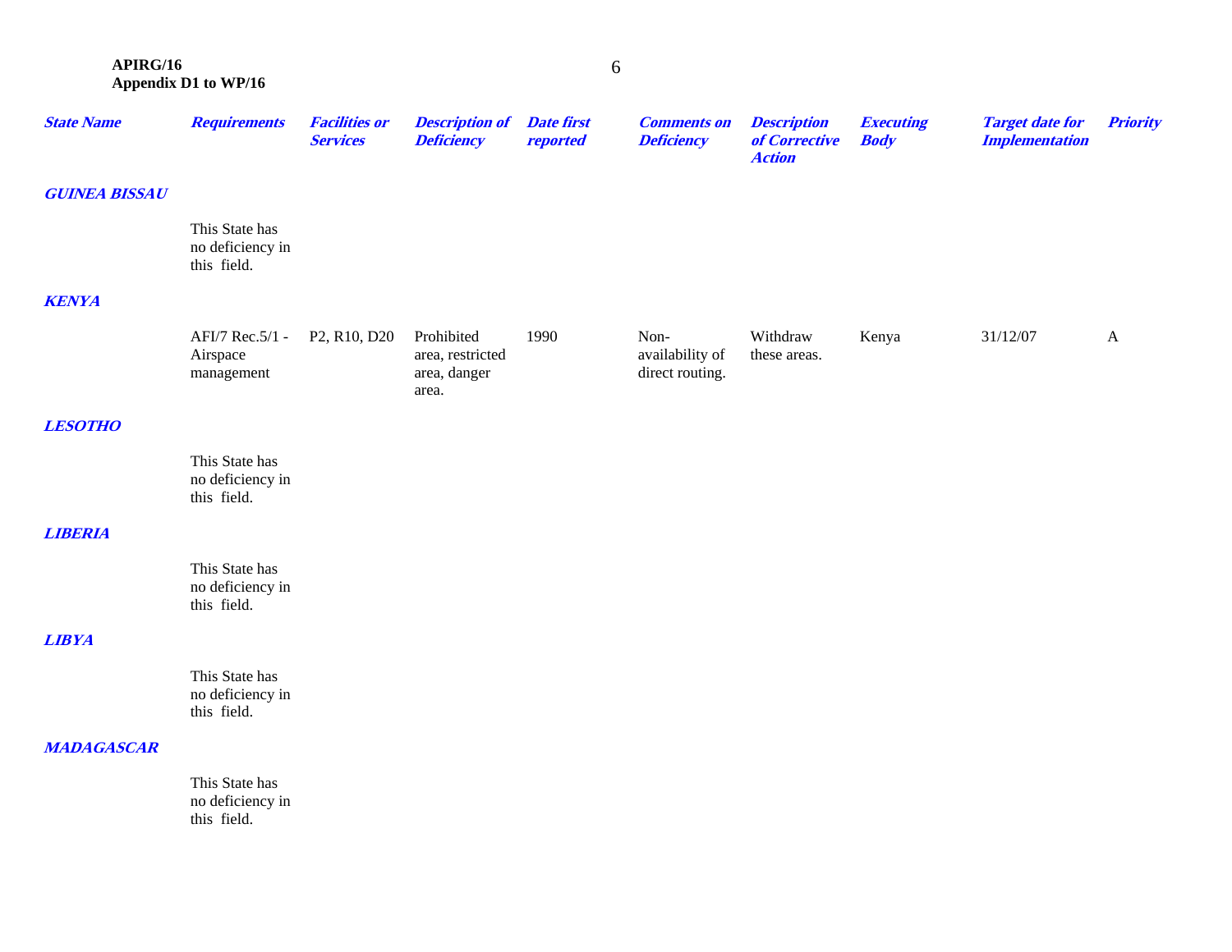| *State Name* | *Requirements* | *Facilities or Services* | *Description of Deficiency* | *Date first reported* | *Comments on Deficiency* | *Description of Corrective Action* | *Executing Body* | *Target date for Implementation* | *Priority* |
|---|---|---|---|---|---|---|---|---|---|
| ***GUINEA BISSAU*** | | | | | | | | | |
| | This State has no deficiency in this field. | | | | | | | | |
| ***KENYA*** | | | | | | | | | |
| | AFI/7 Rec.5/1 - Airspace management | P2, R10, D20 | Prohibited area, restricted area, danger area. | 1990 | Non-availability of direct routing. | Withdraw these areas. | Kenya | 31/12/07 | A |
| ***LESOTHO*** | | | | | | | | | |
| | This State has no deficiency in this field. | | | | | | | | |
| ***LIBERIA*** | | | | | | | | | |
| | This State has no deficiency in this field. | | | | | | | | |
| ***LIBYA*** | | | | | | | | | |
| | This State has no deficiency in this field. | | | | | | | | |
| ***MADAGASCAR*** | | | | | | | | | |
| | This State has no deficiency in this field. | | | | | | | | |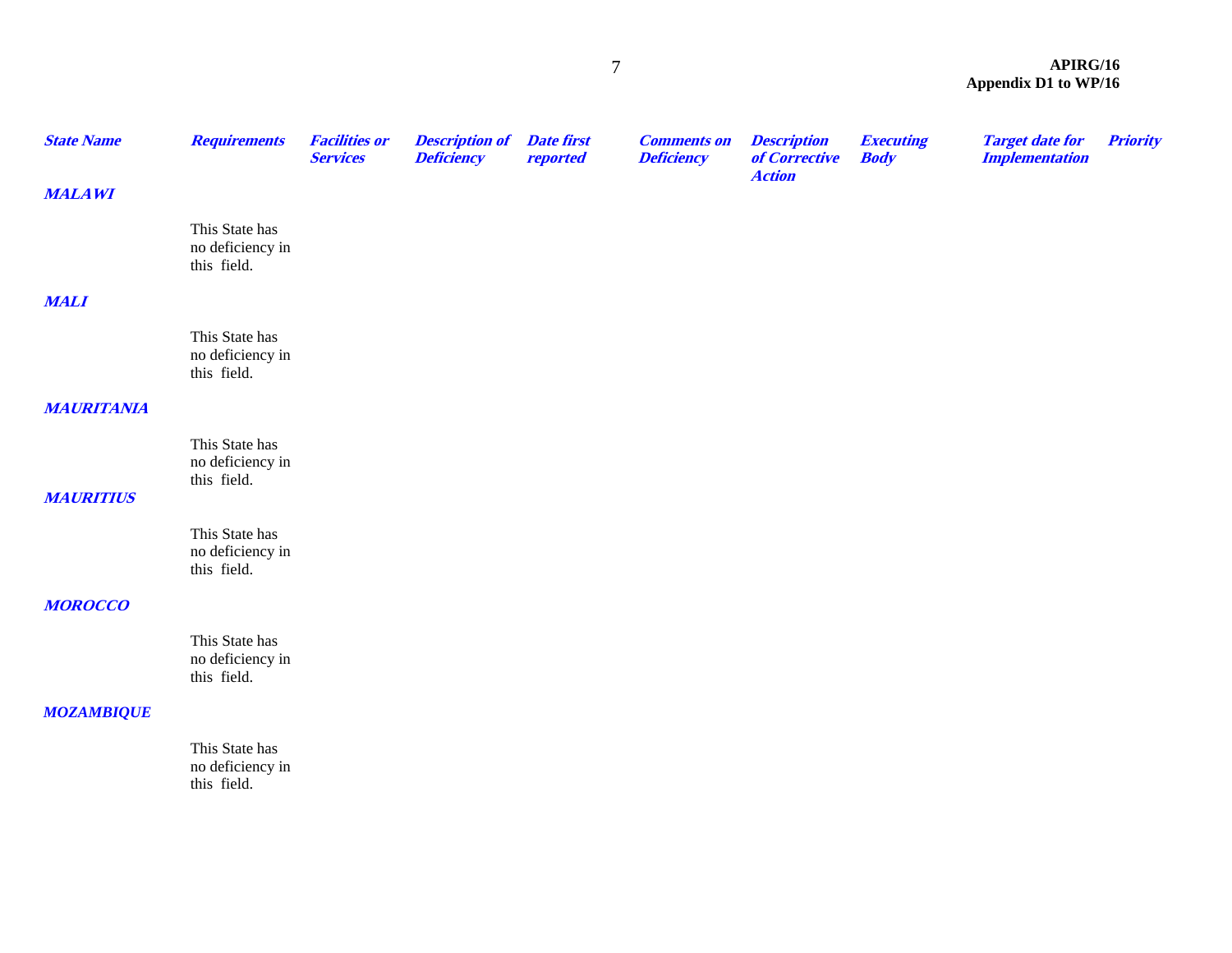| State Name | Requirements | Facilities or Services | Description of Deficiency | Date first reported | Comments on Deficiency | Description of Corrective Action | Executing Body | Target date for Implementation | Priority |
|---|---|---|---|---|---|---|---|---|---|
| **MALAWI** | | | | | | | | | |
| | This State has no deficiency in this field. | | | | | | | | |
| **MALI** | | | | | | | | | |
| | This State has no deficiency in this field. | | | | | | | | |
| **MAURITANIA** | | | | | | | | | |
| | This State has no deficiency in this field. | | | | | | | | |
| **MAURITIUS** | | | | | | | | | |
| | This State has no deficiency in this field. | | | | | | | | |
| **MOROCCO** | | | | | | | | | |
| | This State has no deficiency in this field. | | | | | | | | |
| **MOZAMBIQUE** | | | | | | | | | |
| | This State has no deficiency in this field. | | | | | | | | |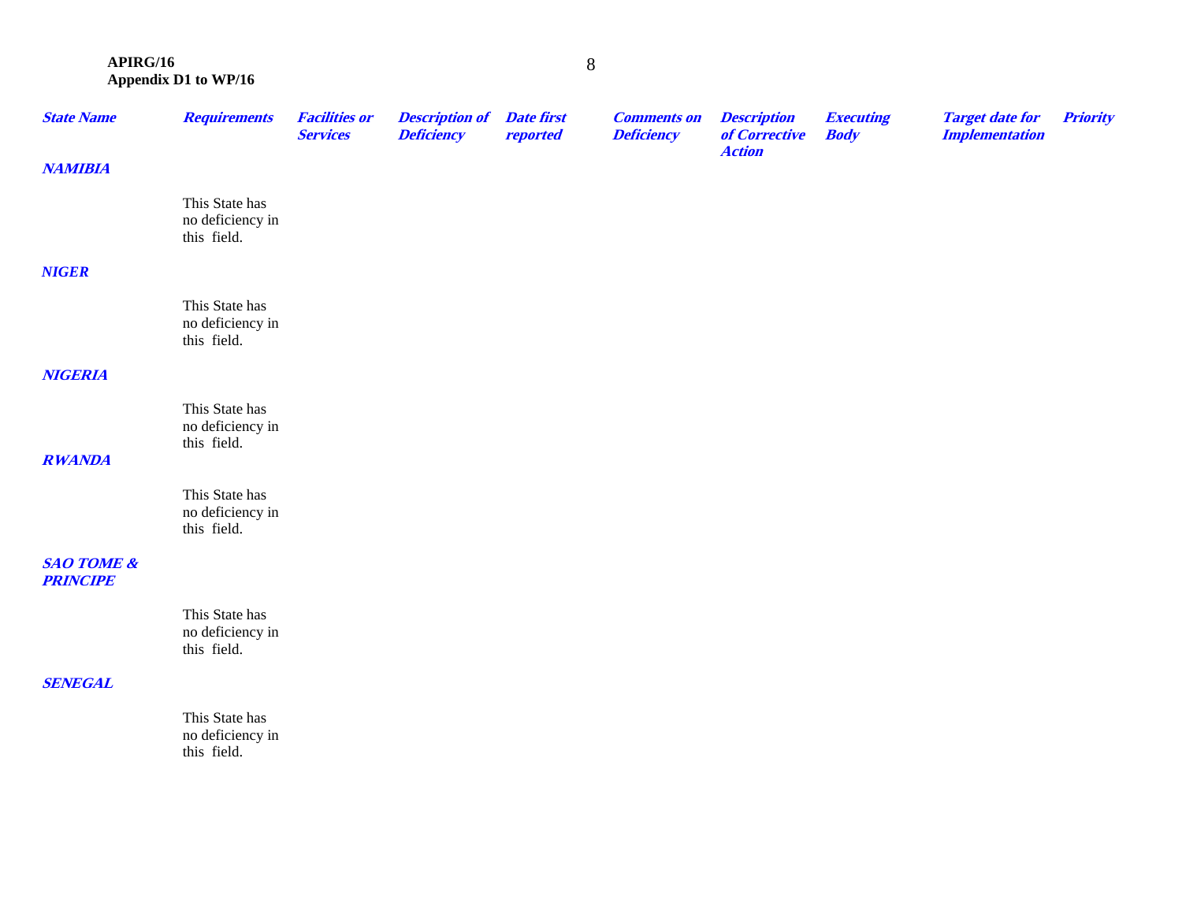| State Name | Requirements | Facilities or Services | Description of Deficiency | Date first reported | Comments on Deficiency | Description of Corrective Action | Executing Body | Target date for Implementation | Priority |
|---|---|---|---|---|---|---|---|---|---|
| **NAMIBIA** | | | | | | | | | |
| | This State has no deficiency in this field. | | | | | | | | |
| **NIGER** | | | | | | | | | |
| | This State has no deficiency in this field. | | | | | | | | |
| **NIGERIA** | | | | | | | | | |
| | This State has no deficiency in this field. | | | | | | | | |
| **RWANDA** | | | | | | | | | |
| | This State has no deficiency in this field. | | | | | | | | |
| **SAO TOME & PRINCIPE** | | | | | | | | | |
| | This State has no deficiency in this field. | | | | | | | | |
| **SENEGAL** | | | | | | | | | |
| | This State has no deficiency in this field. | | | | | | | | |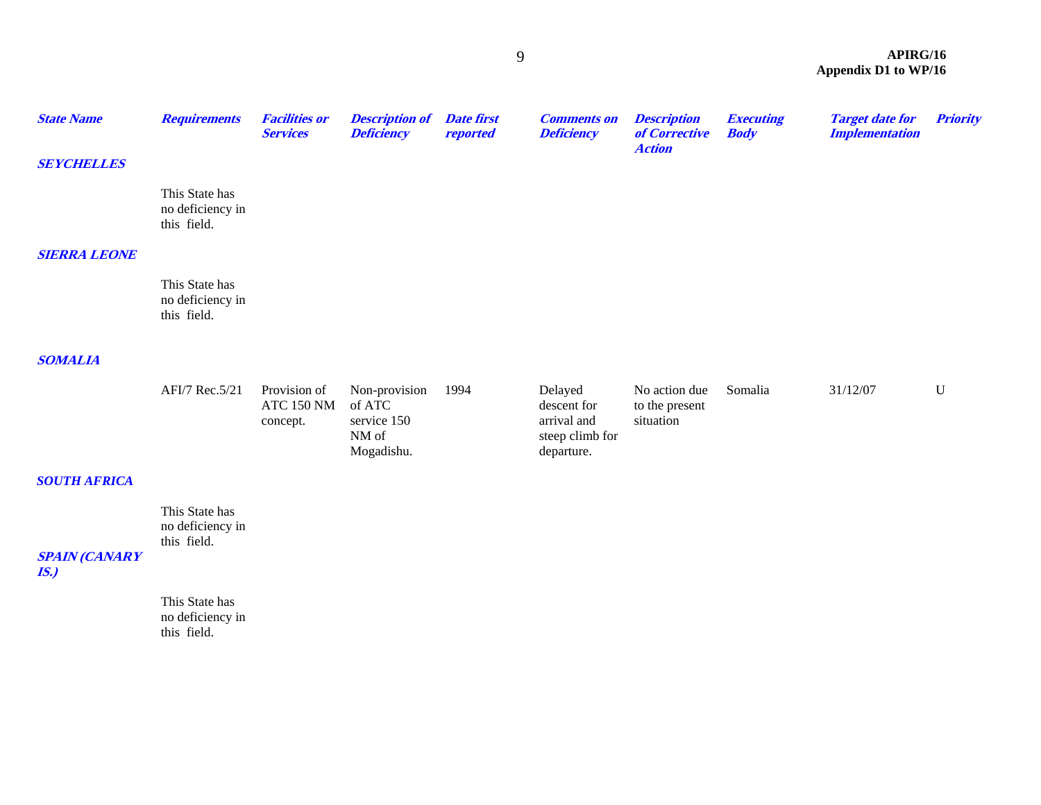| State Name | Requirements | Facilities or Services | Description of Deficiency | Date first reported | Comments on Deficiency | Description of Corrective Action | Executing Body | Target date for Implementation | Priority |
|---|---|---|---|---|---|---|---|---|---|
| ***SEYCHELLES*** | | | | | | | | | |
| | This State has no deficiency in this field. | | | | | | | | |
| ***SIERRA LEONE*** | | | | | | | | | |
| | This State has no deficiency in this field. | | | | | | | | |
| ***SOMALIA*** | | | | | | | | | |
| | AFI/7 Rec.5/21 | Provision of ATC 150 NM concept. | Non-provision of ATC service 150 NM of Mogadishu. | 1994 | Delayed descent for arrival and steep climb for departure. | No action due to the present situation | Somalia | 31/12/07 | U |
| ***SOUTH AFRICA*** | | | | | | | | | |
| | This State has no deficiency in this field. | | | | | | | | |
| ***SPAIN (CANARY IS.)*** | | | | | | | | | |
| | This State has no deficiency in this field. | | | | | | | | |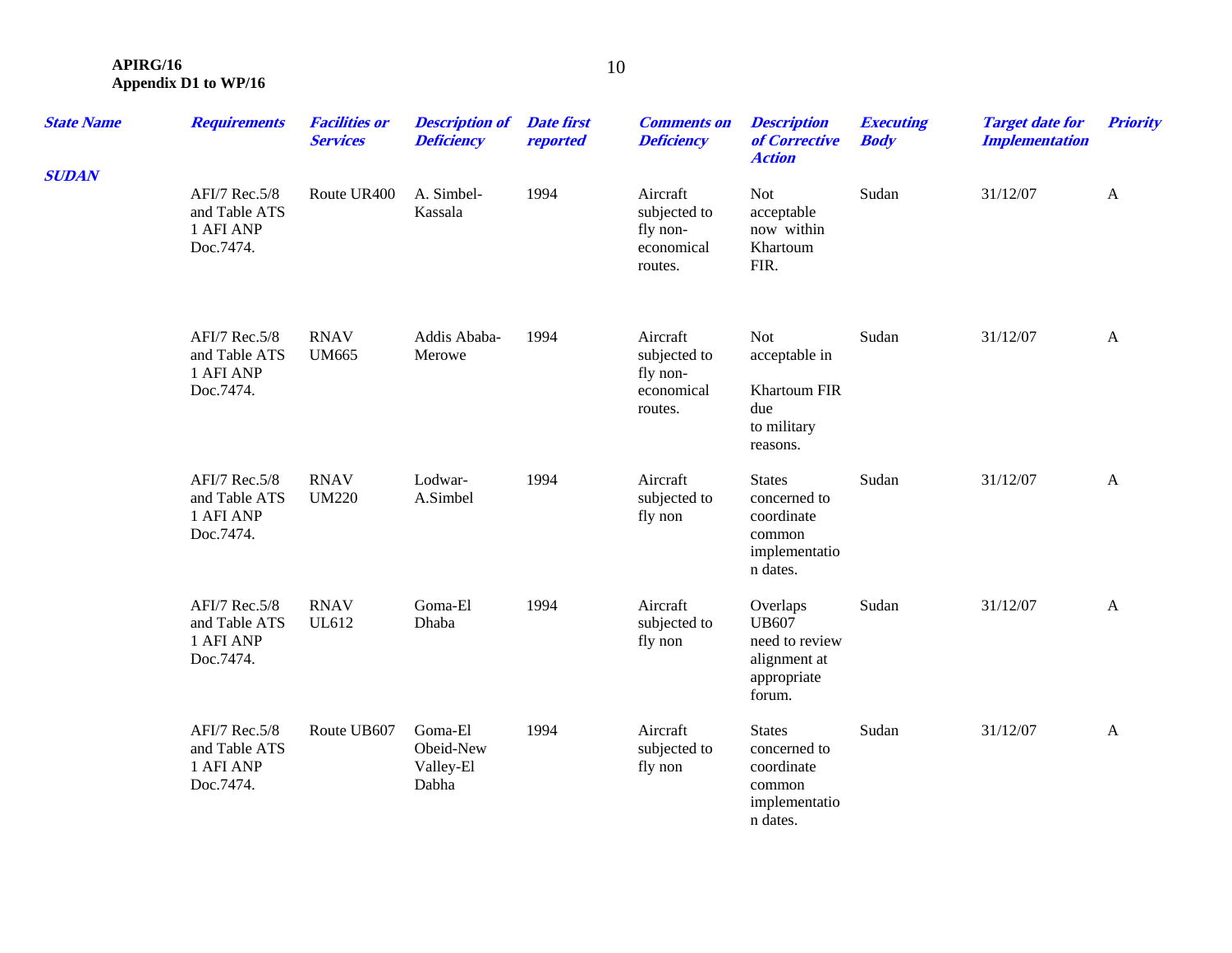| State Name | Requirements | Facilities or Services | Description of Deficiency | Date first reported | Comments on Deficiency | Description of Corrective Action | Executing Body | Target date for Implementation | Priority |
|---|---|---|---|---|---|---|---|---|---|
| SUDAN | | | | | | | | | |
| | AFI/7 Rec.5/8 and Table ATS 1 AFI ANP Doc.7474. | Route UR400 | A. Simbel-Kassala | 1994 | Aircraft subjected to fly non-economical routes. | Not acceptable now within Khartoum FIR. | Sudan | 31/12/07 | A |
| | AFI/7 Rec.5/8 and Table ATS 1 AFI ANP Doc.7474. | RNAV UM665 | Addis Ababa-Merowe | 1994 | Aircraft subjected to fly non-economical routes. | Not acceptable in Khartoum FIR due to military reasons. | Sudan | 31/12/07 | A |
| | AFI/7 Rec.5/8 and Table ATS 1 AFI ANP Doc.7474. | RNAV UM220 | Lodwar-A.Simbel | 1994 | Aircraft subjected to fly non | States concerned to coordinate common implementation dates. | Sudan | 31/12/07 | A |
| | AFI/7 Rec.5/8 and Table ATS 1 AFI ANP Doc.7474. | RNAV UL612 | Goma-El Dhaba | 1994 | Aircraft subjected to fly non | Overlaps UB607 need to review alignment at appropriate forum. | Sudan | 31/12/07 | A |
| | AFI/7 Rec.5/8 and Table ATS 1 AFI ANP Doc.7474. | Route UB607 | Goma-El Obeid-New Valley-El Dabha | 1994 | Aircraft subjected to fly non | States concerned to coordinate common implementation dates. | Sudan | 31/12/07 | A |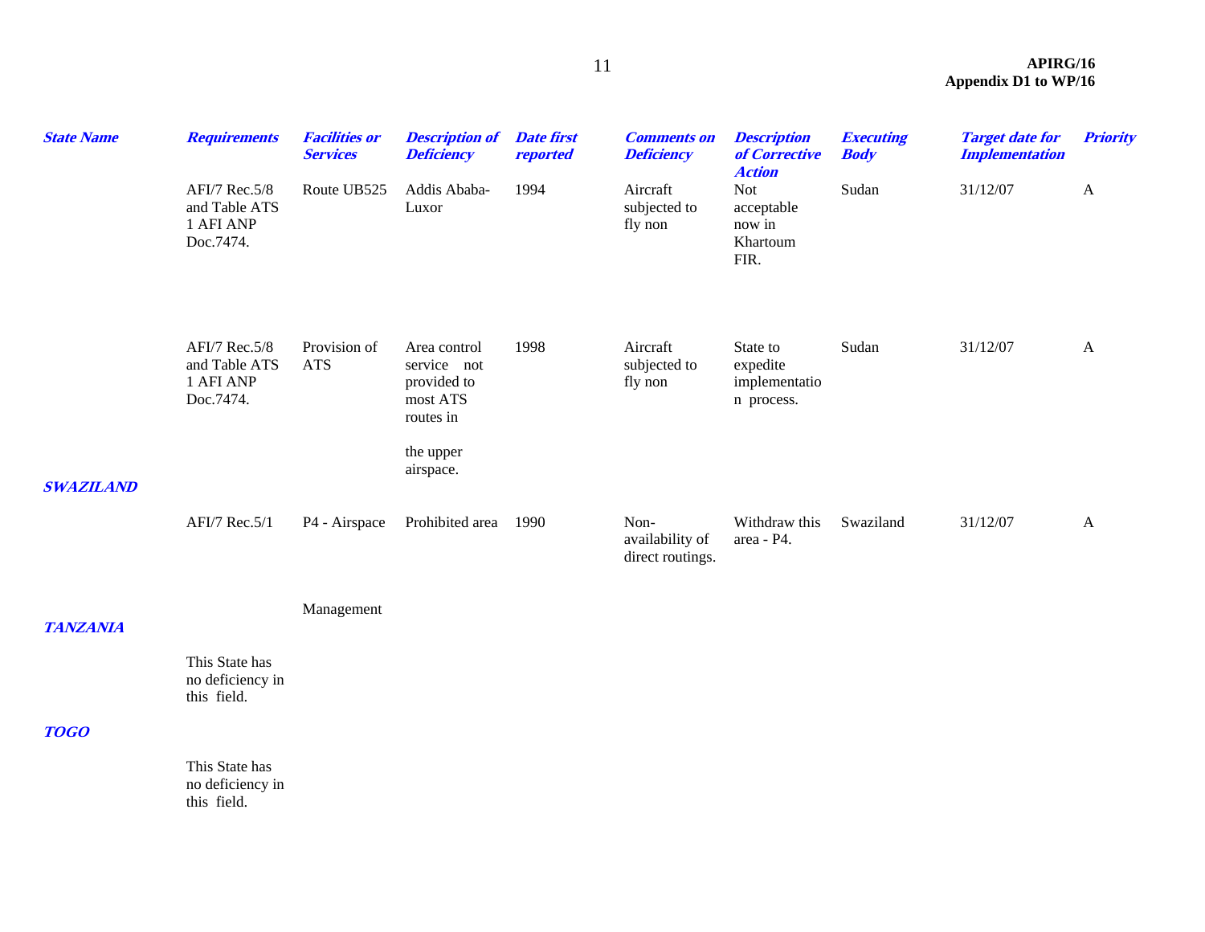| State Name | Requirements | Facilities or Services | Description of Deficiency | Date first reported | Comments on Deficiency | Description of Corrective Action | Executing Body | Target date for Implementation | Priority |
|---|---|---|---|---|---|---|---|---|---|
| | AFI/7 Rec.5/8 and Table ATS 1 AFI ANP Doc.7474. | Route UB525 | Addis Ababa-Luxor | 1994 | Aircraft subjected to fly non | Not acceptable now in Khartoum FIR. | Sudan | 31/12/07 | A |
| | AFI/7 Rec.5/8 and Table ATS 1 AFI ANP Doc.7474. | Provision of ATS | Area control service not provided to most ATS routes in the upper airspace. | 1998 | Aircraft subjected to fly non | State to expedite implementation process. | Sudan | 31/12/07 | A |
| **SWAZILAND** | | | | | | | | | |
| | AFI/7 Rec.5/1 | P4 - Airspace Management | Prohibited area | 1990 | Non-availability of direct routings. | Withdraw this area - P4. | Swaziland | 31/12/07 | A |
| **TANZANIA** | | | | | | | | | |
| | This State has no deficiency in this field. | | | | | | | | |
| **TOGO** | | | | | | | | | |
| | This State has no deficiency in this field. | | | | | | | | |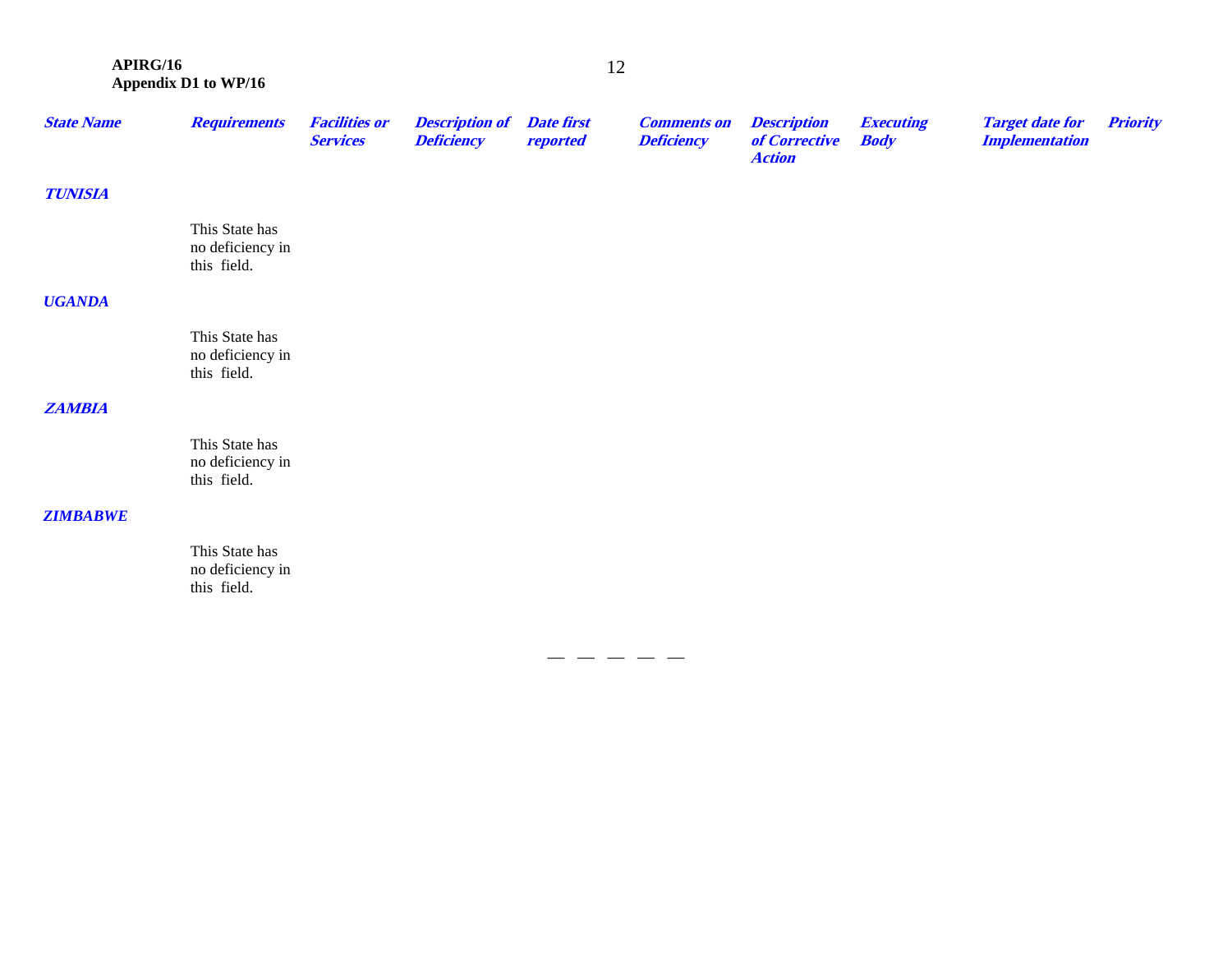| *State Name* | *Requirements* | *Facilities or Services* | *Description of Deficiency* | *Date first reported* | *Comments on Deficiency* | *Description of Corrective Action* | *Executing Body* | *Target date for Implementation* | *Priority* |
|---|---|---|---|---|---|---|---|---|---|
| ***TUNISIA*** | | | | | | | | | |
| | This State has no deficiency in this field. | | | | | | | | |
| ***UGANDA*** | | | | | | | | | |
| | This State has no deficiency in this field. | | | | | | | | |
| ***ZAMBIA*** | | | | | | | | | |
| | This State has no deficiency in this field. | | | | | | | | |
| ***ZIMBABWE*** | | | | | | | | | |
| | This State has no deficiency in this field. | | | | | | | | |

— — — — —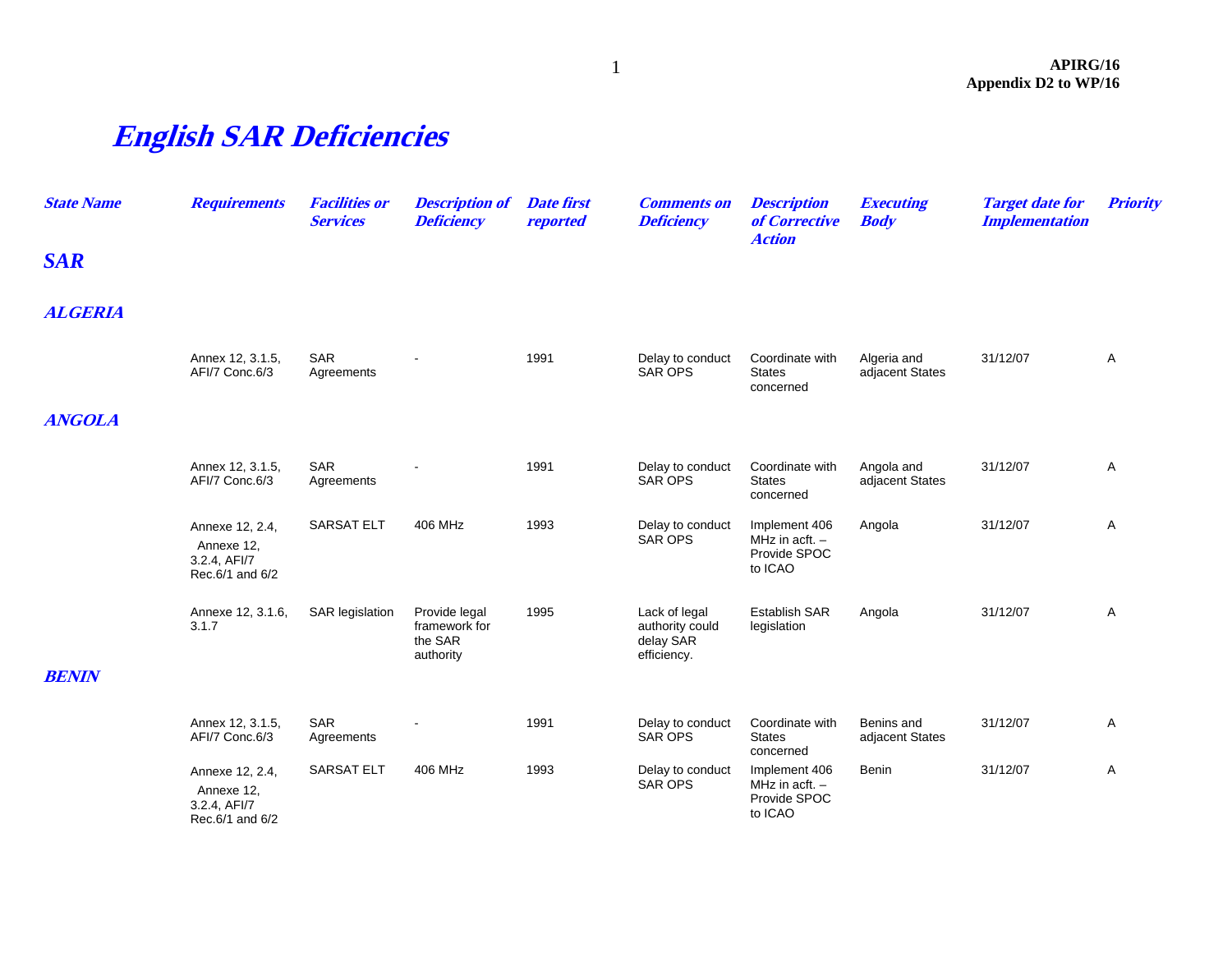# English SAR Deficiencies

| State Name | Requirements | Facilities or Services | Description of Deficiency | Date first reported | Comments on Deficiency | Description of Corrective Action | Executing Body | Target date for Implementation | Priority |
|---|---|---|---|---|---|---|---|---|---|
| **SAR** | | | | | | | | | |
| **ALGERIA** | | | | | | | | | |
| | Annex 12, 3.1.5, AFI/7 Conc.6/3 | SAR Agreements | - | 1991 | Delay to conduct SAR OPS | Coordinate with States concerned | Algeria and adjacent States | 31/12/07 | A |
| **ANGOLA** | | | | | | | | | |
| | Annex 12, 3.1.5, AFI/7 Conc.6/3 | SAR Agreements | - | 1991 | Delay to conduct SAR OPS | Coordinate with States concerned | Angola and adjacent States | 31/12/07 | A |
| | Annexe 12, 2.4, Annexe 12, 3.2.4, AFI/7 Rec.6/1 and 6/2 | SARSAT ELT | 406 MHz | 1993 | Delay to conduct SAR OPS | Implement 406 MHz in acft. – Provide SPOC to ICAO | Angola | 31/12/07 | A |
| | Annexe 12, 3.1.6, 3.1.7 | SAR legislation | Provide legal framework for the SAR authority | 1995 | Lack of legal authority could delay SAR efficiency. | Establish SAR legislation | Angola | 31/12/07 | A |
| **BENIN** | | | | | | | | | |
| | Annex 12, 3.1.5, AFI/7 Conc.6/3 | SAR Agreements | - | 1991 | Delay to conduct SAR OPS | Coordinate with States concerned | Benins and adjacent States | 31/12/07 | A |
| | Annexe 12, 2.4, Annexe 12, 3.2.4, AFI/7 Rec.6/1 and 6/2 | SARSAT ELT | 406 MHz | 1993 | Delay to conduct SAR OPS | Implement 406 MHz in acft. – Provide SPOC to ICAO | Benin | 31/12/07 | A |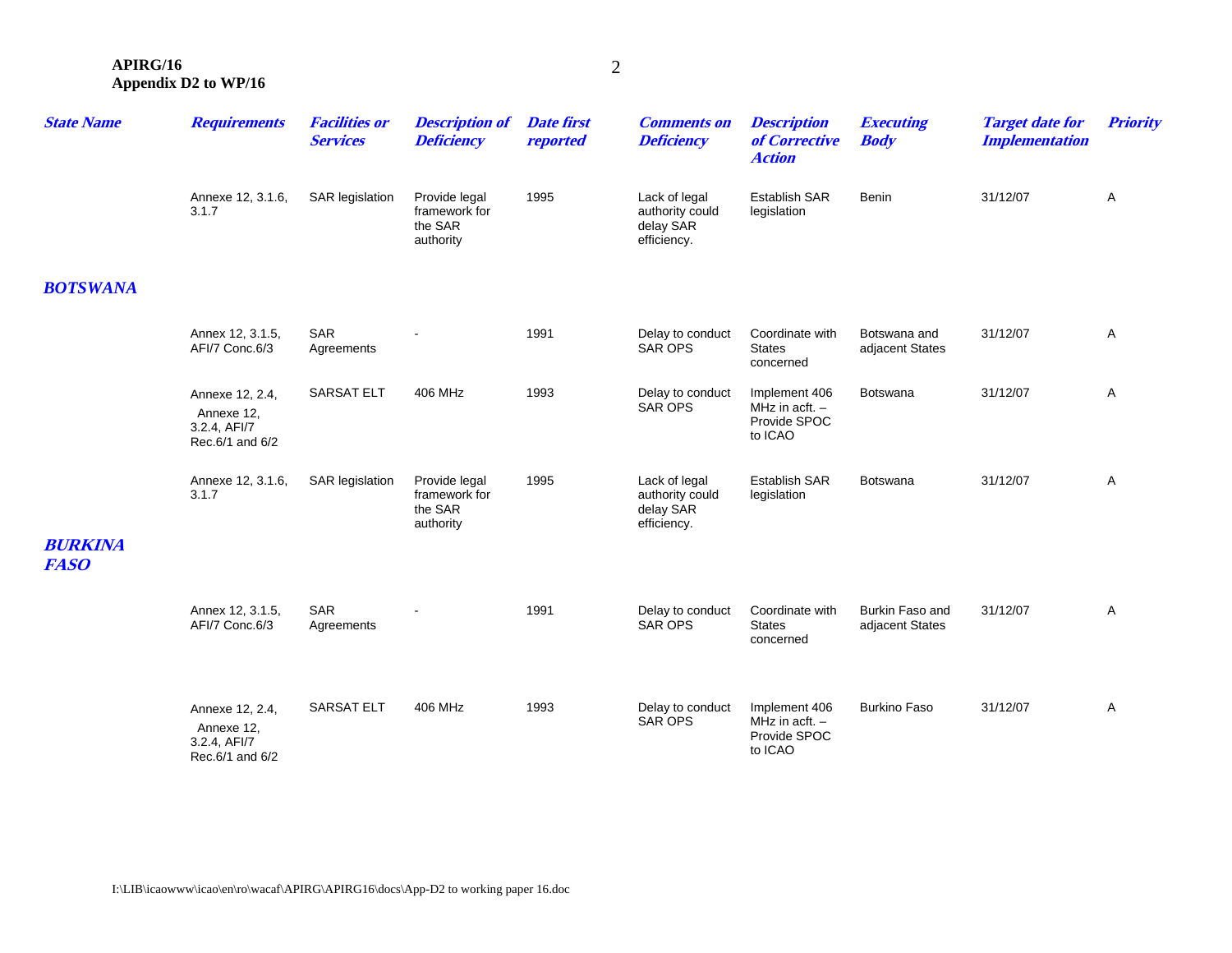| State Name | Requirements | Facilities or Services | Description of Deficiency | Date first reported | Comments on Deficiency | Description of Corrective Action | Executing Body | Target date for Implementation | Priority |
|---|---|---|---|---|---|---|---|---|---|
| | Annexe 12, 3.1.6, 3.1.7 | SAR legislation | Provide legal framework for the SAR authority | 1995 | Lack of legal authority could delay SAR efficiency. | Establish SAR legislation | Benin | 31/12/07 | A |
| **BOTSWANA** | | | | | | | | | |
| | Annex 12, 3.1.5, AFI/7 Conc.6/3 | SAR Agreements | - | 1991 | Delay to conduct SAR OPS | Coordinate with States concerned | Botswana and adjacent States | 31/12/07 | A |
| | Annexe 12, 2.4, Annexe 12, 3.2.4, AFI/7 Rec.6/1 and 6/2 | SARSAT ELT | 406 MHz | 1993 | Delay to conduct SAR OPS | Implement 406 MHz in acft. – Provide SPOC to ICAO | Botswana | 31/12/07 | A |
| | Annexe 12, 3.1.6, 3.1.7 | SAR legislation | Provide legal framework for the SAR authority | 1995 | Lack of legal authority could delay SAR efficiency. | Establish SAR legislation | Botswana | 31/12/07 | A |
| **BURKINA FASO** | | | | | | | | | |
| | Annex 12, 3.1.5, AFI/7 Conc.6/3 | SAR Agreements | - | 1991 | Delay to conduct SAR OPS | Coordinate with States concerned | Burkin Faso and adjacent States | 31/12/07 | A |
| | Annexe 12, 2.4, Annexe 12, 3.2.4, AFI/7 Rec.6/1 and 6/2 | SARSAT ELT | 406 MHz | 1993 | Delay to conduct SAR OPS | Implement 406 MHz in acft. – Provide SPOC to ICAO | Burkino Faso | 31/12/07 | A |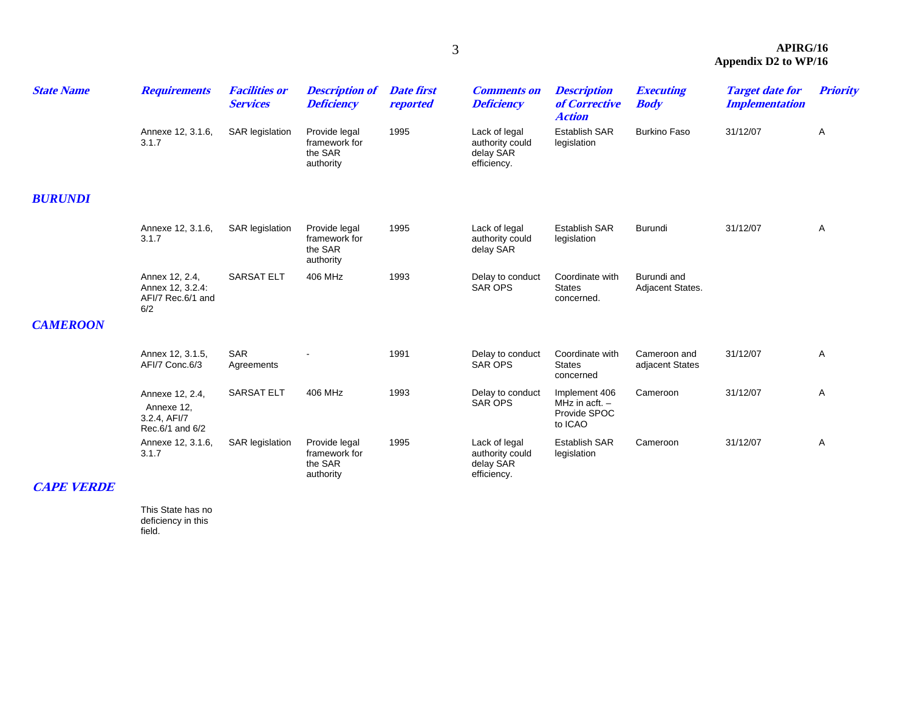| State Name | Requirements | Facilities or Services | Description of Deficiency | Date first reported | Comments on Deficiency | Description of Corrective Action | Executing Body | Target date for Implementation | Priority |
|---|---|---|---|---|---|---|---|---|---|
| | Annexe 12, 3.1.6, 3.1.7 | SAR legislation | Provide legal framework for the SAR authority | 1995 | Lack of legal authority could delay SAR efficiency. | Establish SAR legislation | Burkino Faso | 31/12/07 | A |
| **BURUNDI** | | | | | | | | | |
| | Annexe 12, 3.1.6, 3.1.7 | SAR legislation | Provide legal framework for the SAR authority | 1995 | Lack of legal authority could delay SAR | Establish SAR legislation | Burundi | 31/12/07 | A |
| | Annex 12, 2.4, Annex 12, 3.2.4: AFI/7 Rec.6/1 and 6/2 | SARSAT ELT | 406 MHz | 1993 | Delay to conduct SAR OPS | Coordinate with States concerned. | Burundi and Adjacent States. | | |
| **CAMEROON** | | | | | | | | | |
| | Annex 12, 3.1.5, AFI/7 Conc.6/3 | SAR Agreements | - | 1991 | Delay to conduct SAR OPS | Coordinate with States concerned | Cameroon and adjacent States | 31/12/07 | A |
| | Annexe 12, 2.4, Annexe 12, 3.2.4, AFI/7 Rec.6/1 and 6/2 | SARSAT ELT | 406 MHz | 1993 | Delay to conduct SAR OPS | Implement 406 MHz in acft. – Provide SPOC to ICAO | Cameroon | 31/12/07 | A |
| | Annexe 12, 3.1.6, 3.1.7 | SAR legislation | Provide legal framework for the SAR authority | 1995 | Lack of legal authority could delay SAR efficiency. | Establish SAR legislation | Cameroon | 31/12/07 | A |
| **CAPE VERDE** | | | | | | | | | |
| | This State has no deficiency in this field. | | | | | | | | |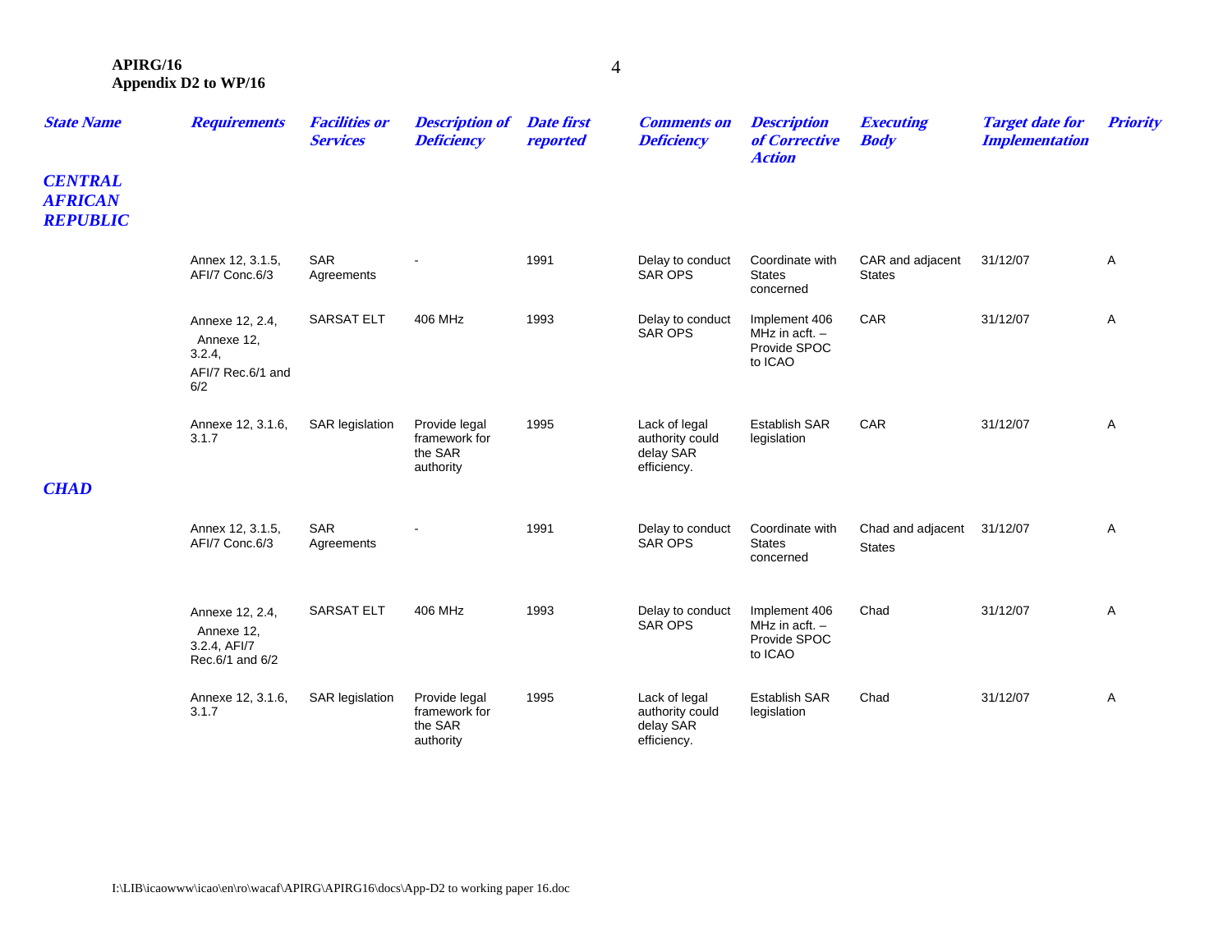| State Name | Requirements | Facilities or Services | Description of Deficiency | Date first reported | Comments on Deficiency | Description of Corrective Action | Executing Body | Target date for Implementation | Priority |
|---|---|---|---|---|---|---|---|---|---|
| ***CENTRAL AFRICAN REPUBLIC*** | | | | | | | | | |
| | Annex 12, 3.1.5, AFI/7 Conc.6/3 | SAR Agreements | - | 1991 | Delay to conduct SAR OPS | Coordinate with States concerned | CAR and adjacent States | 31/12/07 | A |
| | Annexe 12, 2.4, Annexe 12, 3.2.4, AFI/7 Rec.6/1 and 6/2 | SARSAT ELT | 406 MHz | 1993 | Delay to conduct SAR OPS | Implement 406 MHz in acft. – Provide SPOC to ICAO | CAR | 31/12/07 | A |
| | Annexe 12, 3.1.6, 3.1.7 | SAR legislation | Provide legal framework for the SAR authority | 1995 | Lack of legal authority could delay SAR efficiency. | Establish SAR legislation | CAR | 31/12/07 | A |
| ***CHAD*** | | | | | | | | | |
| | Annex 12, 3.1.5, AFI/7 Conc.6/3 | SAR Agreements | - | 1991 | Delay to conduct SAR OPS | Coordinate with States concerned | Chad and adjacent States | 31/12/07 | A |
| | Annexe 12, 2.4, Annexe 12, 3.2.4, AFI/7 Rec.6/1 and 6/2 | SARSAT ELT | 406 MHz | 1993 | Delay to conduct SAR OPS | Implement 406 MHz in acft. – Provide SPOC to ICAO | Chad | 31/12/07 | A |
| | Annexe 12, 3.1.6, 3.1.7 | SAR legislation | Provide legal framework for the SAR authority | 1995 | Lack of legal authority could delay SAR efficiency. | Establish SAR legislation | Chad | 31/12/07 | A |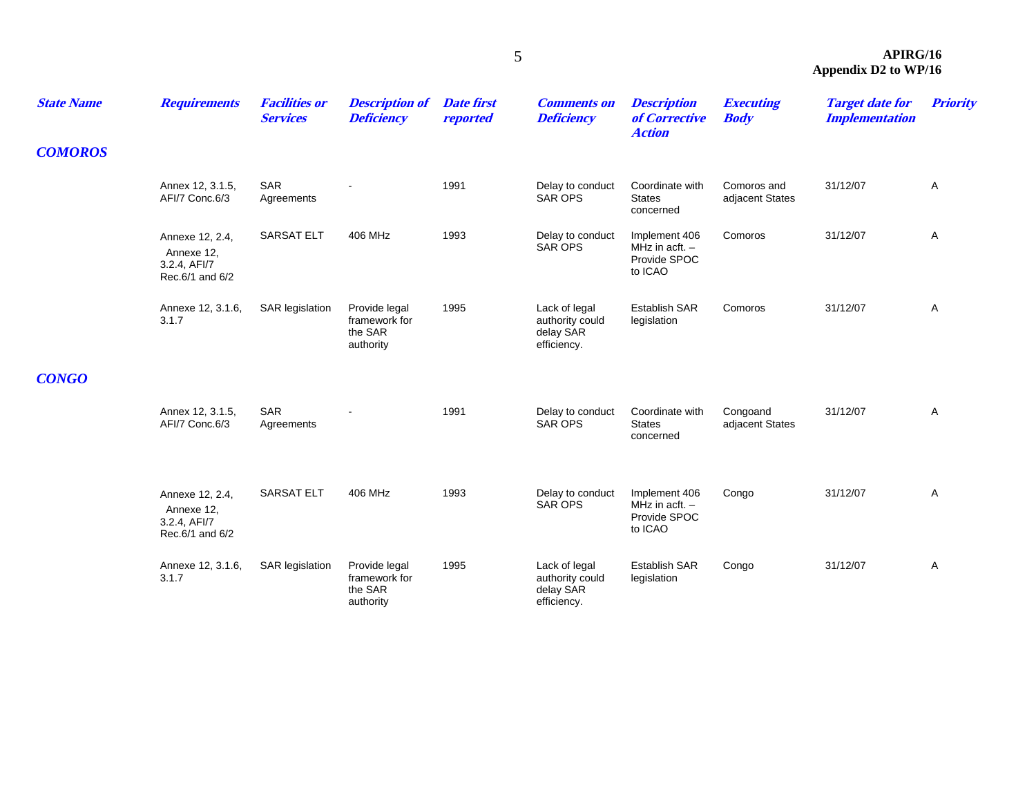| State Name | Requirements | Facilities or Services | Description of Deficiency | Date first reported | Comments on Deficiency | Description of Corrective Action | Executing Body | Target date for Implementation | Priority |
|---|---|---|---|---|---|---|---|---|---|
| **COMOROS** | | | | | | | | | |
| | Annex 12, 3.1.5, AFI/7 Conc.6/3 | SAR Agreements | - | 1991 | Delay to conduct SAR OPS | Coordinate with States concerned | Comoros and adjacent States | 31/12/07 | A |
| | Annexe 12, 2.4, Annexe 12, 3.2.4, AFI/7 Rec.6/1 and 6/2 | SARSAT ELT | 406 MHz | 1993 | Delay to conduct SAR OPS | Implement 406 MHz in acft. – Provide SPOC to ICAO | Comoros | 31/12/07 | A |
| | Annexe 12, 3.1.6, 3.1.7 | SAR legislation | Provide legal framework for the SAR authority | 1995 | Lack of legal authority could delay SAR efficiency. | Establish SAR legislation | Comoros | 31/12/07 | A |
| **CONGO** | | | | | | | | | |
| | Annex 12, 3.1.5, AFI/7 Conc.6/3 | SAR Agreements | - | 1991 | Delay to conduct SAR OPS | Coordinate with States concerned | Congoand adjacent States | 31/12/07 | A |
| | Annexe 12, 2.4, Annexe 12, 3.2.4, AFI/7 Rec.6/1 and 6/2 | SARSAT ELT | 406 MHz | 1993 | Delay to conduct SAR OPS | Implement 406 MHz in acft. – Provide SPOC to ICAO | Congo | 31/12/07 | A |
| | Annexe 12, 3.1.6, 3.1.7 | SAR legislation | Provide legal framework for the SAR authority | 1995 | Lack of legal authority could delay SAR efficiency. | Establish SAR legislation | Congo | 31/12/07 | A |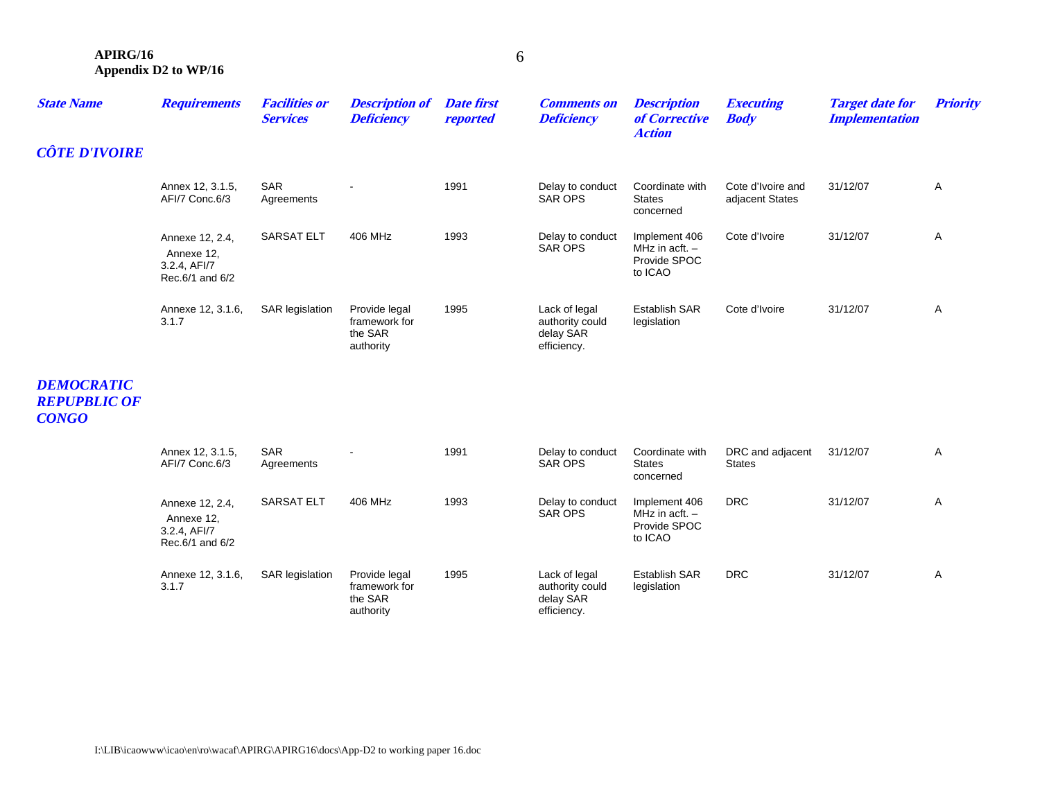| State Name | Requirements | Facilities or Services | Description of Deficiency | Date first reported | Comments on Deficiency | Description of Corrective Action | Executing Body | Target date for Implementation | Priority |
|---|---|---|---|---|---|---|---|---|---|
| **CÔTE D'IVOIRE** | | | | | | | | | |
| | Annex 12, 3.1.5, AFI/7 Conc.6/3 | SAR Agreements | - | 1991 | Delay to conduct SAR OPS | Coordinate with States concerned | Cote d'Ivoire and adjacent States | 31/12/07 | A |
| | Annexe 12, 2.4, Annexe 12, 3.2.4, AFI/7 Rec.6/1 and 6/2 | SARSAT ELT | 406 MHz | 1993 | Delay to conduct SAR OPS | Implement 406 MHz in acft. – Provide SPOC to ICAO | Cote d'Ivoire | 31/12/07 | A |
| | Annexe 12, 3.1.6, 3.1.7 | SAR legislation | Provide legal framework for the SAR authority | 1995 | Lack of legal authority could delay SAR efficiency. | Establish SAR legislation | Cote d'Ivoire | 31/12/07 | A |
| **DEMOCRATIC REPUPBLIC OF CONGO** | | | | | | | | | |
| | Annex 12, 3.1.5, AFI/7 Conc.6/3 | SAR Agreements | - | 1991 | Delay to conduct SAR OPS | Coordinate with States concerned | DRC and adjacent States | 31/12/07 | A |
| | Annexe 12, 2.4, Annexe 12, 3.2.4, AFI/7 Rec.6/1 and 6/2 | SARSAT ELT | 406 MHz | 1993 | Delay to conduct SAR OPS | Implement 406 MHz in acft. – Provide SPOC to ICAO | DRC | 31/12/07 | A |
| | Annexe 12, 3.1.6, 3.1.7 | SAR legislation | Provide legal framework for the SAR authority | 1995 | Lack of legal authority could delay SAR efficiency. | Establish SAR legislation | DRC | 31/12/07 | A |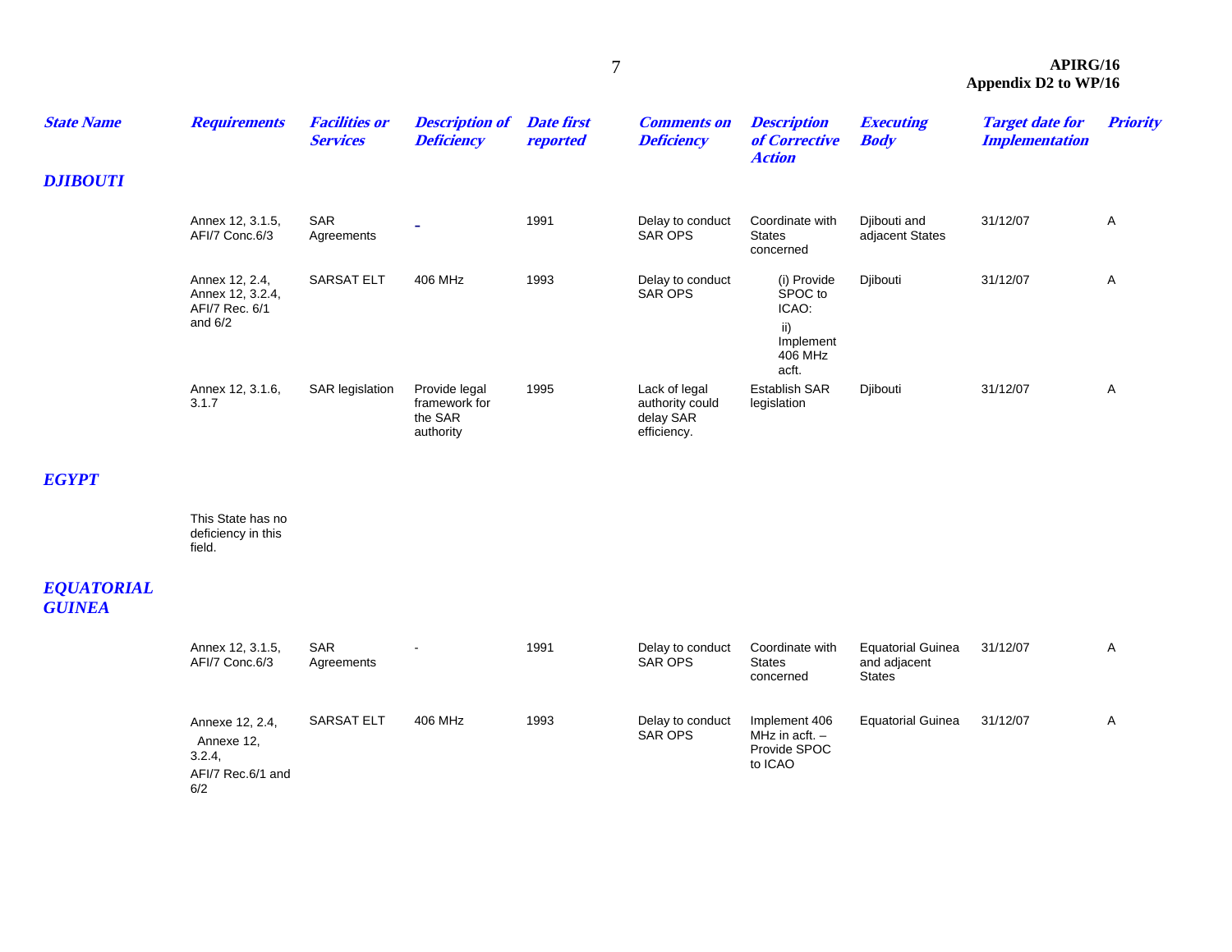| State Name | Requirements | Facilities or Services | Description of Deficiency | Date first reported | Comments on Deficiency | Description of Corrective Action | Executing Body | Target date for Implementation | Priority |
|---|---|---|---|---|---|---|---|---|---|
| **DJIBOUTI** | | | | | | | | | |
| | Annex 12, 3.1.5, AFI/7 Conc.6/3 | SAR Agreements | - | 1991 | Delay to conduct SAR OPS | Coordinate with States concerned | Djibouti and adjacent States | 31/12/07 | A |
| | Annex 12, 2.4, Annex 12, 3.2.4, AFI/7 Rec. 6/1 and 6/2 | SARSAT ELT | 406 MHz | 1993 | Delay to conduct SAR OPS | (i) Provide SPOC to ICAO: ii) Implement 406 MHz acft. | Djibouti | 31/12/07 | A |
| | Annex 12, 3.1.6, 3.1.7 | SAR legislation | Provide legal framework for the SAR authority | 1995 | Lack of legal authority could delay SAR efficiency. | Establish SAR legislation | Djibouti | 31/12/07 | A |
| **EGYPT** | | | | | | | | | |
| | This State has no deficiency in this field. | | | | | | | | |
| **EQUATORIAL GUINEA** | | | | | | | | | |
| | Annex 12, 3.1.5, AFI/7 Conc.6/3 | SAR Agreements | - | 1991 | Delay to conduct SAR OPS | Coordinate with States concerned | Equatorial Guinea and adjacent States | 31/12/07 | A |
| | Annexe 12, 2.4, Annexe 12, 3.2.4, AFI/7 Rec.6/1 and 6/2 | SARSAT ELT | 406 MHz | 1993 | Delay to conduct SAR OPS | Implement 406 MHz in acft. – Provide SPOC to ICAO | Equatorial Guinea | 31/12/07 | A |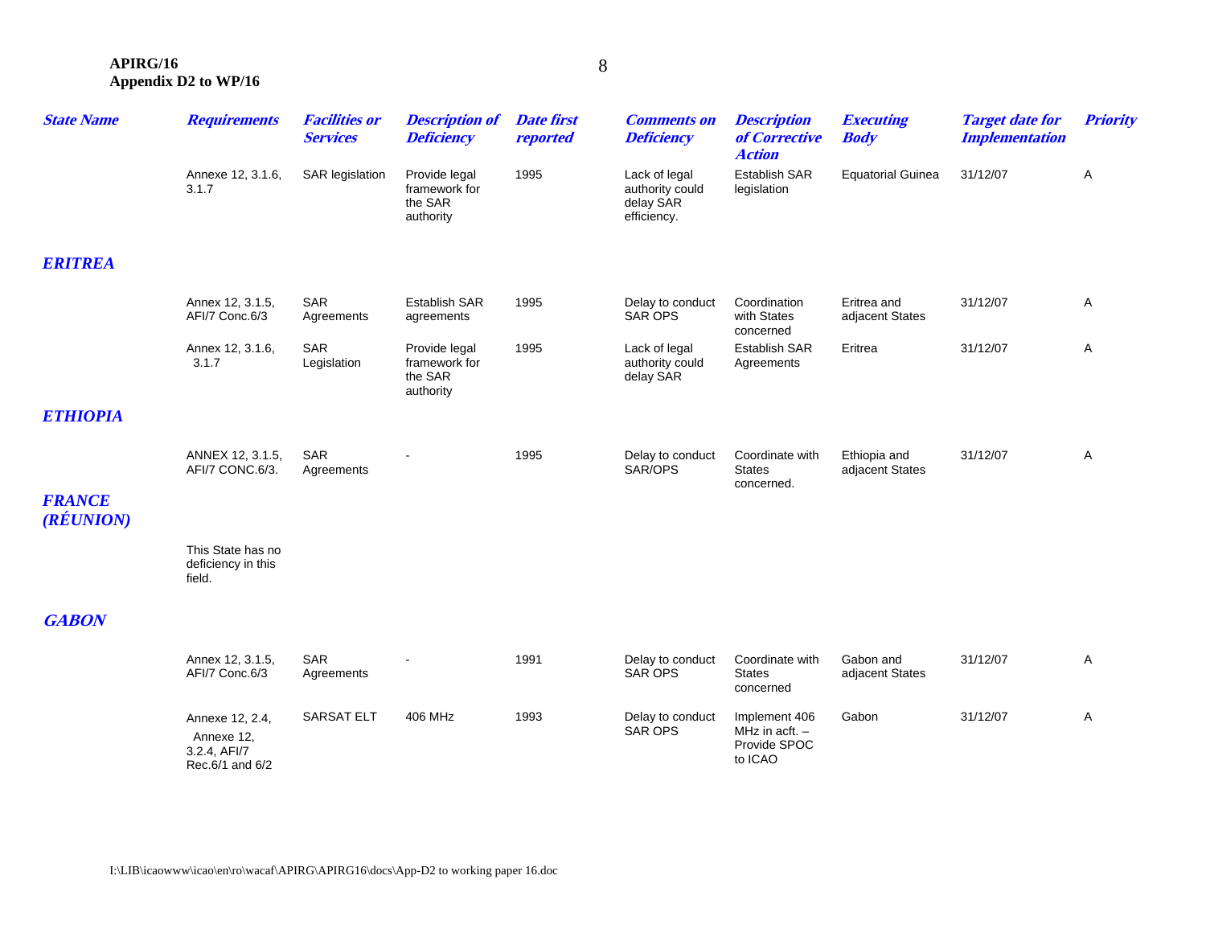| State Name | Requirements | Facilities or Services | Description of Deficiency | Date first reported | Comments on Deficiency | Description of Corrective Action | Executing Body | Target date for Implementation | Priority |
|---|---|---|---|---|---|---|---|---|---|
| | Annexe 12, 3.1.6, 3.1.7 | SAR legislation | Provide legal framework for the SAR authority | 1995 | Lack of legal authority could delay SAR efficiency. | Establish SAR legislation | Equatorial Guinea | 31/12/07 | A |
| ***ERITREA*** | | | | | | | | | |
| | Annex 12, 3.1.5, AFI/7 Conc.6/3 | SAR Agreements | Establish SAR agreements | 1995 | Delay to conduct SAR OPS | Coordination with States concerned | Eritrea and adjacent States | 31/12/07 | A |
| | Annex 12, 3.1.6, 3.1.7 | SAR Legislation | Provide legal framework for the SAR authority | 1995 | Lack of legal authority could delay SAR | Establish SAR Agreements | Eritrea | 31/12/07 | A |
| ***ETHIOPIA*** | | | | | | | | | |
| | ANNEX 12, 3.1.5, AFI/7 CONC.6/3. | SAR Agreements | - | 1995 | Delay to conduct SAR/OPS | Coordinate with States concerned. | Ethiopia and adjacent States | 31/12/07 | A |
| ***FRANCE (RÉUNION)*** | | | | | | | | | |
| | This State has no deficiency in this field. | | | | | | | | |
| ***GABON*** | | | | | | | | | |
| | Annex 12, 3.1.5, AFI/7 Conc.6/3 | SAR Agreements | - | 1991 | Delay to conduct SAR OPS | Coordinate with States concerned | Gabon and adjacent States | 31/12/07 | A |
| | Annexe 12, 2.4, Annexe 12, 3.2.4, AFI/7 Rec.6/1 and 6/2 | SARSAT ELT | 406 MHz | 1993 | Delay to conduct SAR OPS | Implement 406 MHz in acft. – Provide SPOC to ICAO | Gabon | 31/12/07 | A |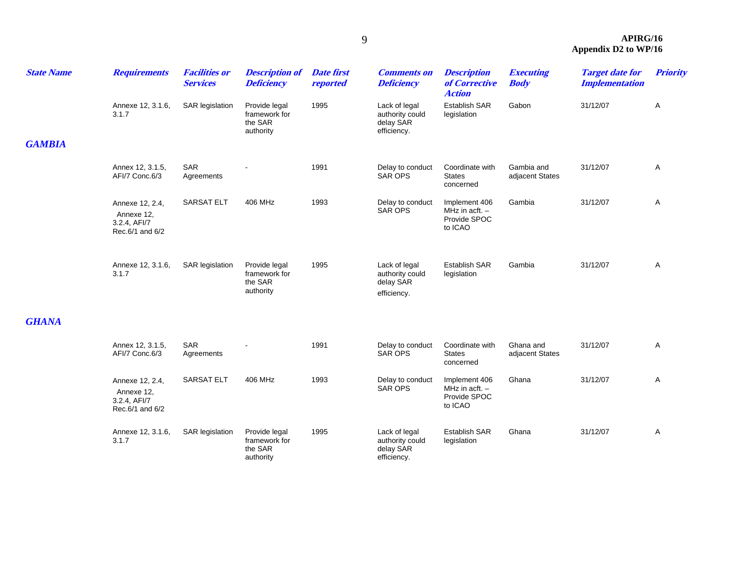| State Name | Requirements | Facilities or Services | Description of Deficiency | Date first reported | Comments on Deficiency | Description of Corrective Action | Executing Body | Target date for Implementation | Priority |
|---|---|---|---|---|---|---|---|---|---|
| | Annexe 12, 3.1.6, 3.1.7 | SAR legislation | Provide legal framework for the SAR authority | 1995 | Lack of legal authority could delay SAR efficiency. | Establish SAR legislation | Gabon | 31/12/07 | A |
| **GAMBIA** | | | | | | | | | |
| | Annex 12, 3.1.5, AFI/7 Conc.6/3 | SAR Agreements | - | 1991 | Delay to conduct SAR OPS | Coordinate with States concerned | Gambia and adjacent States | 31/12/07 | A |
| | Annexe 12, 2.4, Annexe 12, 3.2.4, AFI/7 Rec.6/1 and 6/2 | SARSAT ELT | 406 MHz | 1993 | Delay to conduct SAR OPS | Implement 406 MHz in acft. – Provide SPOC to ICAO | Gambia | 31/12/07 | A |
| | Annexe 12, 3.1.6, 3.1.7 | SAR legislation | Provide legal framework for the SAR authority | 1995 | Lack of legal authority could delay SAR efficiency. | Establish SAR legislation | Gambia | 31/12/07 | A |
| **GHANA** | | | | | | | | | |
| | Annex 12, 3.1.5, AFI/7 Conc.6/3 | SAR Agreements | - | 1991 | Delay to conduct SAR OPS | Coordinate with States concerned | Ghana and adjacent States | 31/12/07 | A |
| | Annexe 12, 2.4, Annexe 12, 3.2.4, AFI/7 Rec.6/1 and 6/2 | SARSAT ELT | 406 MHz | 1993 | Delay to conduct SAR OPS | Implement 406 MHz in acft. – Provide SPOC to ICAO | Ghana | 31/12/07 | A |
| | Annexe 12, 3.1.6, 3.1.7 | SAR legislation | Provide legal framework for the SAR authority | 1995 | Lack of legal authority could delay SAR efficiency. | Establish SAR legislation | Ghana | 31/12/07 | A |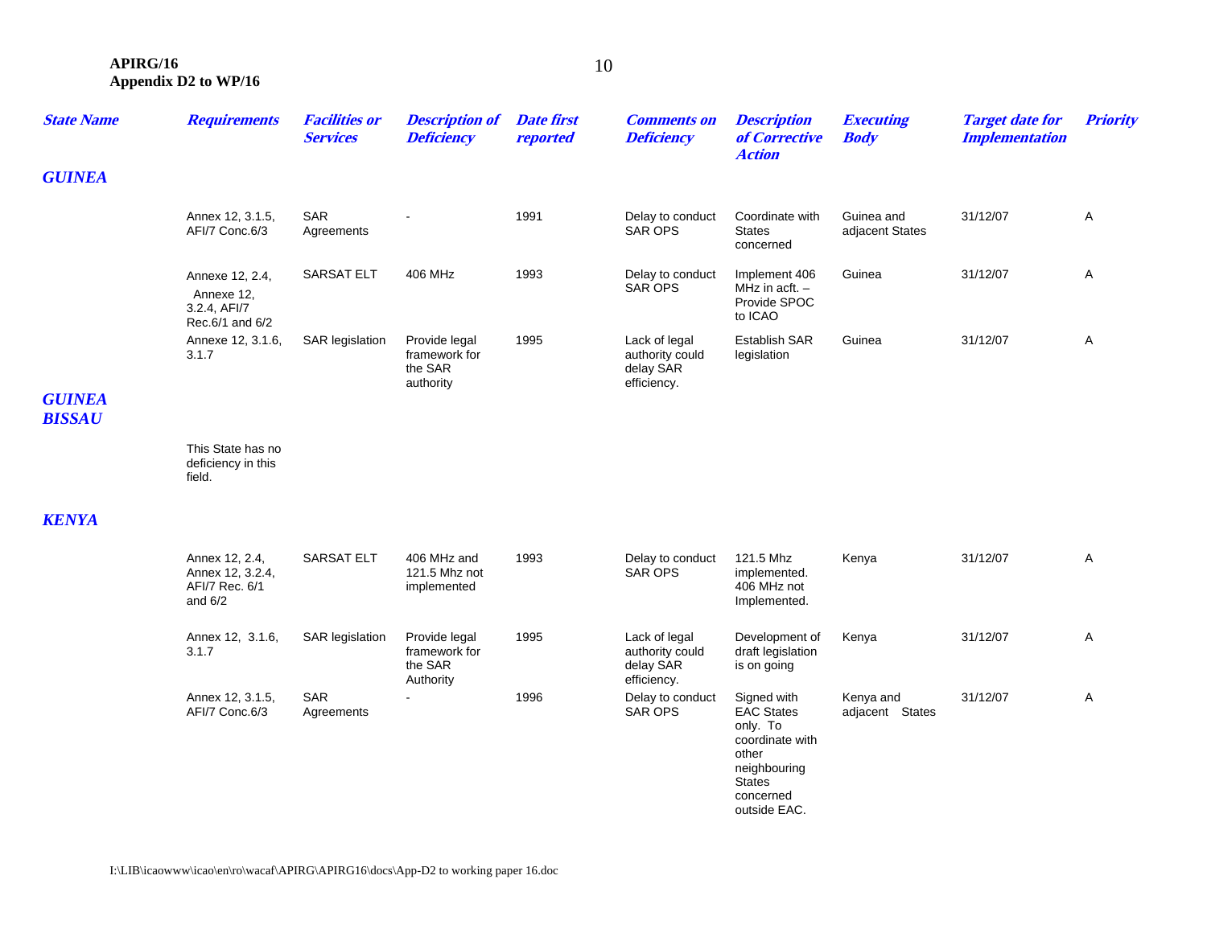| State Name | Requirements | Facilities or Services | Description of Deficiency | Date first reported | Comments on Deficiency | Description of Corrective Action | Executing Body | Target date for Implementation | Priority |
|---|---|---|---|---|---|---|---|---|---|
| **GUINEA** | | | | | | | | | |
| | Annex 12, 3.1.5, AFI/7 Conc.6/3 | SAR Agreements | - | 1991 | Delay to conduct SAR OPS | Coordinate with States concerned | Guinea and adjacent States | 31/12/07 | A |
| | Annexe 12, 2.4, Annexe 12, 3.2.4, AFI/7 Rec.6/1 and 6/2 | SARSAT ELT | 406 MHz | 1993 | Delay to conduct SAR OPS | Implement 406 MHz in acft. – Provide SPOC to ICAO | Guinea | 31/12/07 | A |
| | Annexe 12, 3.1.6, 3.1.7 | SAR legislation | Provide legal framework for the SAR authority | 1995 | Lack of legal authority could delay SAR efficiency. | Establish SAR legislation | Guinea | 31/12/07 | A |
| **GUINEA BISSAU** | | | | | | | | | |
| | This State has no deficiency in this field. | | | | | | | | |
| **KENYA** | | | | | | | | | |
| | Annex 12, 2.4, Annex 12, 3.2.4, AFI/7 Rec. 6/1 and 6/2 | SARSAT ELT | 406 MHz and 121.5 Mhz not implemented | 1993 | Delay to conduct SAR OPS | 121.5 Mhz implemented. 406 MHz not Implemented. | Kenya | 31/12/07 | A |
| | Annex 12, 3.1.6, 3.1.7 | SAR legislation | Provide legal framework for the SAR Authority | 1995 | Lack of legal authority could delay SAR efficiency. | Development of draft legislation is on going | Kenya | 31/12/07 | A |
| | Annex 12, 3.1.5, AFI/7 Conc.6/3 | SAR Agreements | - | 1996 | Delay to conduct SAR OPS | Signed with EAC States only. To coordinate with other neighbouring States concerned outside EAC. | Kenya and adjacent States | 31/12/07 | A |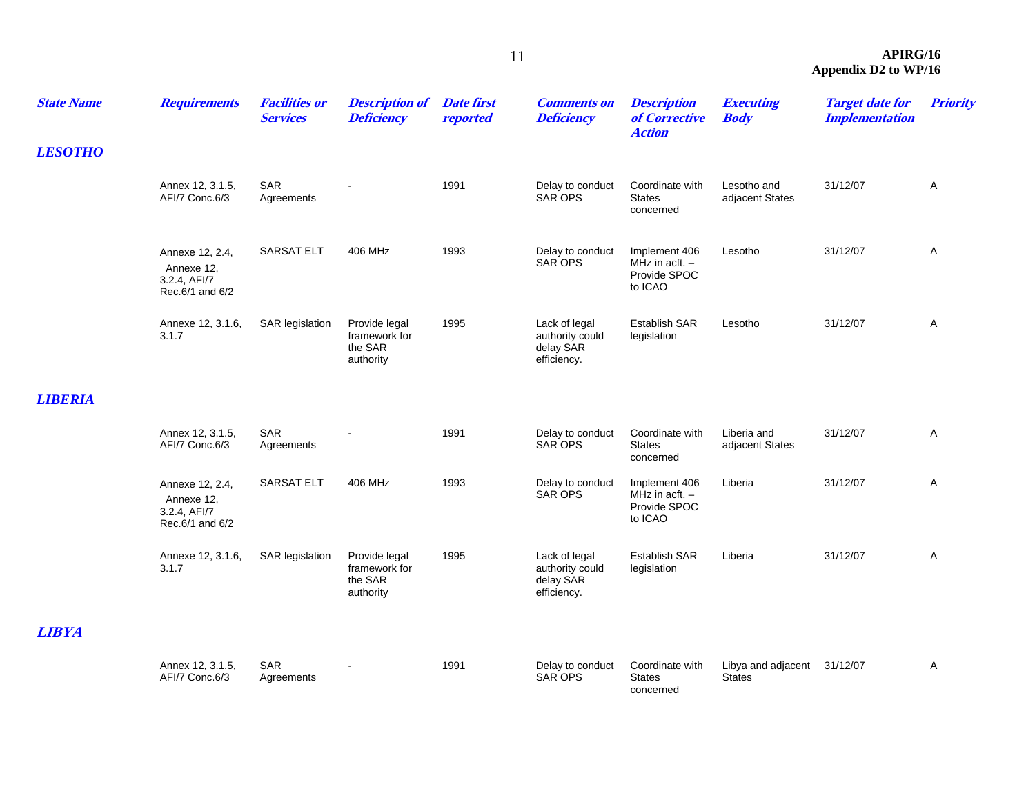| State Name | Requirements | Facilities or Services | Description of Deficiency | Date first reported | Comments on Deficiency | Description of Corrective Action | Executing Body | Target date for Implementation | Priority |
|---|---|---|---|---|---|---|---|---|---|
| **LESOTHO** | | | | | | | | | |
| | Annex 12, 3.1.5, AFI/7 Conc.6/3 | SAR Agreements | - | 1991 | Delay to conduct SAR OPS | Coordinate with States concerned | Lesotho and adjacent States | 31/12/07 | A |
| | Annexe 12, 2.4, Annexe 12, 3.2.4, AFI/7 Rec.6/1 and 6/2 | SARSAT ELT | 406 MHz | 1993 | Delay to conduct SAR OPS | Implement 406 MHz in acft. – Provide SPOC to ICAO | Lesotho | 31/12/07 | A |
| | Annexe 12, 3.1.6, 3.1.7 | SAR legislation | Provide legal framework for the SAR authority | 1995 | Lack of legal authority could delay SAR efficiency. | Establish SAR legislation | Lesotho | 31/12/07 | A |
| **LIBERIA** | | | | | | | | | |
| | Annex 12, 3.1.5, AFI/7 Conc.6/3 | SAR Agreements | - | 1991 | Delay to conduct SAR OPS | Coordinate with States concerned | Liberia and adjacent States | 31/12/07 | A |
| | Annexe 12, 2.4, Annexe 12, 3.2.4, AFI/7 Rec.6/1 and 6/2 | SARSAT ELT | 406 MHz | 1993 | Delay to conduct SAR OPS | Implement 406 MHz in acft. – Provide SPOC to ICAO | Liberia | 31/12/07 | A |
| | Annexe 12, 3.1.6, 3.1.7 | SAR legislation | Provide legal framework for the SAR authority | 1995 | Lack of legal authority could delay SAR efficiency. | Establish SAR legislation | Liberia | 31/12/07 | A |
| **LIBYA** | | | | | | | | | |
| | Annex 12, 3.1.5, AFI/7 Conc.6/3 | SAR Agreements | - | 1991 | Delay to conduct SAR OPS | Coordinate with States concerned | Libya and adjacent States | 31/12/07 | A |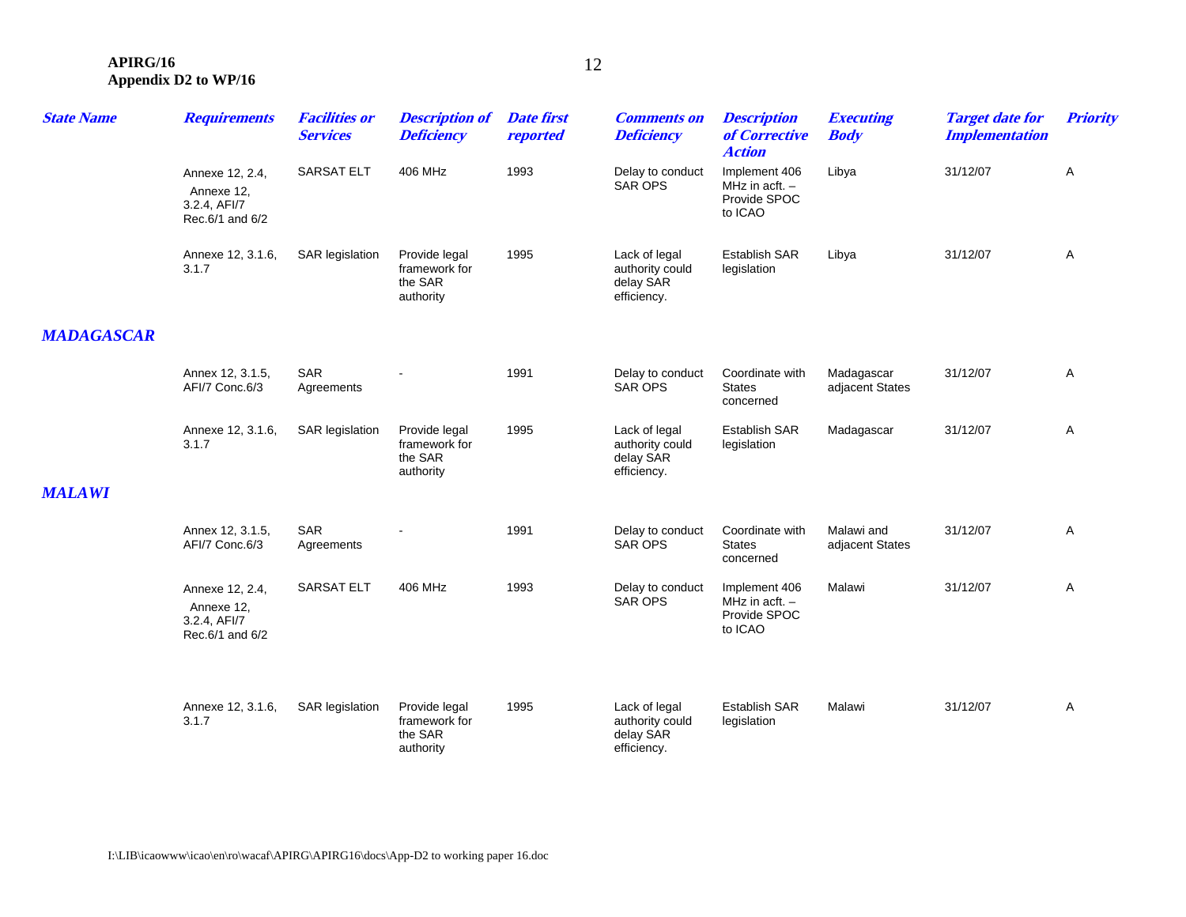| State Name | Requirements | Facilities or Services | Description of Deficiency | Date first reported | Comments on Deficiency | Description of Corrective Action | Executing Body | Target date for Implementation | Priority |
|---|---|---|---|---|---|---|---|---|---|
| | Annexe 12, 2.4, Annexe 12, 3.2.4, AFI/7 Rec.6/1 and 6/2 | SARSAT ELT | 406 MHz | 1993 | Delay to conduct SAR OPS | Implement 406 MHz in acft. – Provide SPOC to ICAO | Libya | 31/12/07 | A |
| | Annexe 12, 3.1.6, 3.1.7 | SAR legislation | Provide legal framework for the SAR authority | 1995 | Lack of legal authority could delay SAR efficiency. | Establish SAR legislation | Libya | 31/12/07 | A |
| **MADAGASCAR** | | | | | | | | | |
| | Annex 12, 3.1.5, AFI/7 Conc.6/3 | SAR Agreements | - | 1991 | Delay to conduct SAR OPS | Coordinate with States concerned | Madagascar adjacent States | 31/12/07 | A |
| | Annexe 12, 3.1.6, 3.1.7 | SAR legislation | Provide legal framework for the SAR authority | 1995 | Lack of legal authority could delay SAR efficiency. | Establish SAR legislation | Madagascar | 31/12/07 | A |
| **MALAWI** | | | | | | | | | |
| | Annex 12, 3.1.5, AFI/7 Conc.6/3 | SAR Agreements | - | 1991 | Delay to conduct SAR OPS | Coordinate with States concerned | Malawi and adjacent States | 31/12/07 | A |
| | Annexe 12, 2.4, Annexe 12, 3.2.4, AFI/7 Rec.6/1 and 6/2 | SARSAT ELT | 406 MHz | 1993 | Delay to conduct SAR OPS | Implement 406 MHz in acft. – Provide SPOC to ICAO | Malawi | 31/12/07 | A |
| | Annexe 12, 3.1.6, 3.1.7 | SAR legislation | Provide legal framework for the SAR authority | 1995 | Lack of legal authority could delay SAR efficiency. | Establish SAR legislation | Malawi | 31/12/07 | A |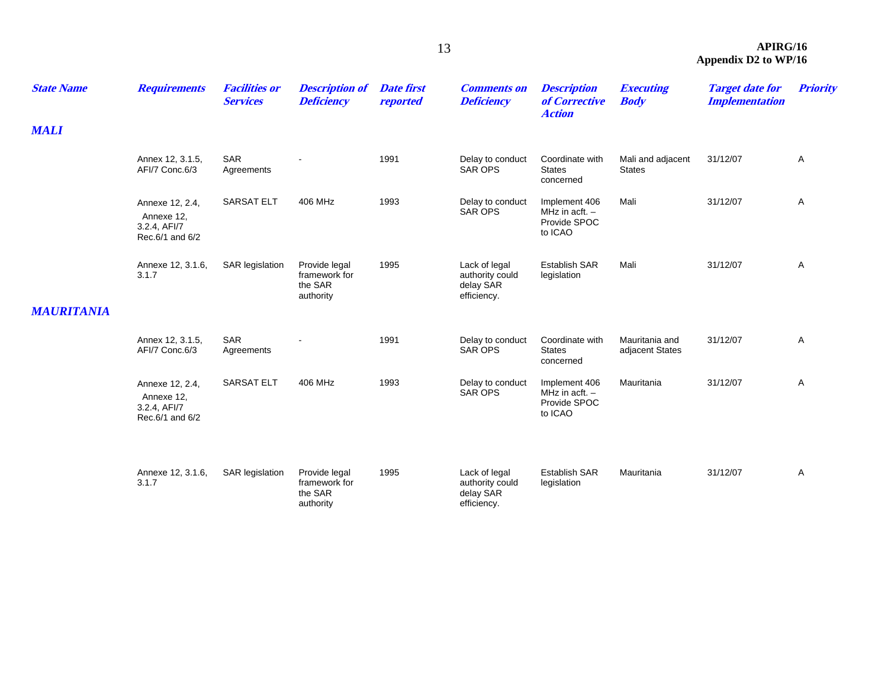| State Name | Requirements | Facilities or Services | Description of Deficiency | Date first reported | Comments on Deficiency | Description of Corrective Action | Executing Body | Target date for Implementation | Priority |
|---|---|---|---|---|---|---|---|---|---|
| **MALI** | | | | | | | | | |
| | Annex 12, 3.1.5, AFI/7 Conc.6/3 | SAR Agreements | - | 1991 | Delay to conduct SAR OPS | Coordinate with States concerned | Mali and adjacent States | 31/12/07 | A |
| | Annexe 12, 2.4, Annexe 12, 3.2.4, AFI/7 Rec.6/1 and 6/2 | SARSAT ELT | 406 MHz | 1993 | Delay to conduct SAR OPS | Implement 406 MHz in acft. – Provide SPOC to ICAO | Mali | 31/12/07 | A |
| | Annexe 12, 3.1.6, 3.1.7 | SAR legislation | Provide legal framework for the SAR authority | 1995 | Lack of legal authority could delay SAR efficiency. | Establish SAR legislation | Mali | 31/12/07 | A |
| **MAURITANIA** | | | | | | | | | |
| | Annex 12, 3.1.5, AFI/7 Conc.6/3 | SAR Agreements | - | 1991 | Delay to conduct SAR OPS | Coordinate with States concerned | Mauritania and adjacent States | 31/12/07 | A |
| | Annexe 12, 2.4, Annexe 12, 3.2.4, AFI/7 Rec.6/1 and 6/2 | SARSAT ELT | 406 MHz | 1993 | Delay to conduct SAR OPS | Implement 406 MHz in acft. – Provide SPOC to ICAO | Mauritania | 31/12/07 | A |
| | Annexe 12, 3.1.6, 3.1.7 | SAR legislation | Provide legal framework for the SAR authority | 1995 | Lack of legal authority could delay SAR efficiency. | Establish SAR legislation | Mauritania | 31/12/07 | A |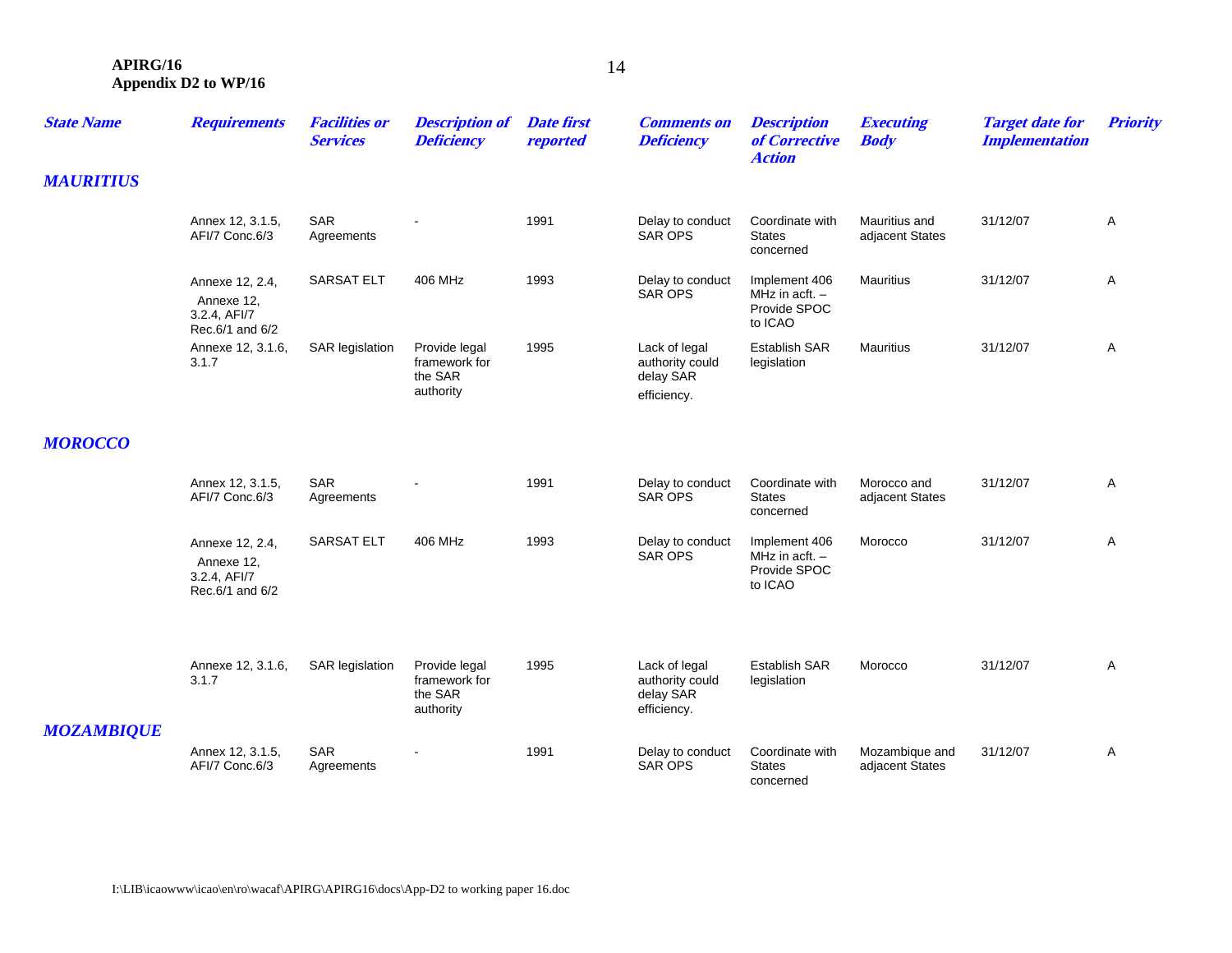| State Name | Requirements | Facilities or Services | Description of Deficiency | Date first reported | Comments on Deficiency | Description of Corrective Action | Executing Body | Target date for Implementation | Priority |
|---|---|---|---|---|---|---|---|---|---|
| **MAURITIUS** | | | | | | | | | |
| | Annex 12, 3.1.5, AFI/7 Conc.6/3 | SAR Agreements | - | 1991 | Delay to conduct SAR OPS | Coordinate with States concerned | Mauritius and adjacent States | 31/12/07 | A |
| | Annexe 12, 2.4, Annexe 12, 3.2.4, AFI/7 Rec.6/1 and 6/2 | SARSAT ELT | 406 MHz | 1993 | Delay to conduct SAR OPS | Implement 406 MHz in acft. – Provide SPOC to ICAO | Mauritius | 31/12/07 | A |
| | Annexe 12, 3.1.6, 3.1.7 | SAR legislation | Provide legal framework for the SAR authority | 1995 | Lack of legal authority could delay SAR efficiency. | Establish SAR legislation | Mauritius | 31/12/07 | A |
| **MOROCCO** | | | | | | | | | |
| | Annex 12, 3.1.5, AFI/7 Conc.6/3 | SAR Agreements | - | 1991 | Delay to conduct SAR OPS | Coordinate with States concerned | Morocco and adjacent States | 31/12/07 | A |
| | Annexe 12, 2.4, Annexe 12, 3.2.4, AFI/7 Rec.6/1 and 6/2 | SARSAT ELT | 406 MHz | 1993 | Delay to conduct SAR OPS | Implement 406 MHz in acft. – Provide SPOC to ICAO | Morocco | 31/12/07 | A |
| | Annexe 12, 3.1.6, 3.1.7 | SAR legislation | Provide legal framework for the SAR authority | 1995 | Lack of legal authority could delay SAR efficiency. | Establish SAR legislation | Morocco | 31/12/07 | A |
| **MOZAMBIQUE** | | | | | | | | | |
| | Annex 12, 3.1.5, AFI/7 Conc.6/3 | SAR Agreements | - | 1991 | Delay to conduct SAR OPS | Coordinate with States concerned | Mozambique and adjacent States | 31/12/07 | A |

I:\LIB\icaowww\icao\en\ro\wacaf\APIRG\APIRG16\docs\App-D2 to working paper 16.doc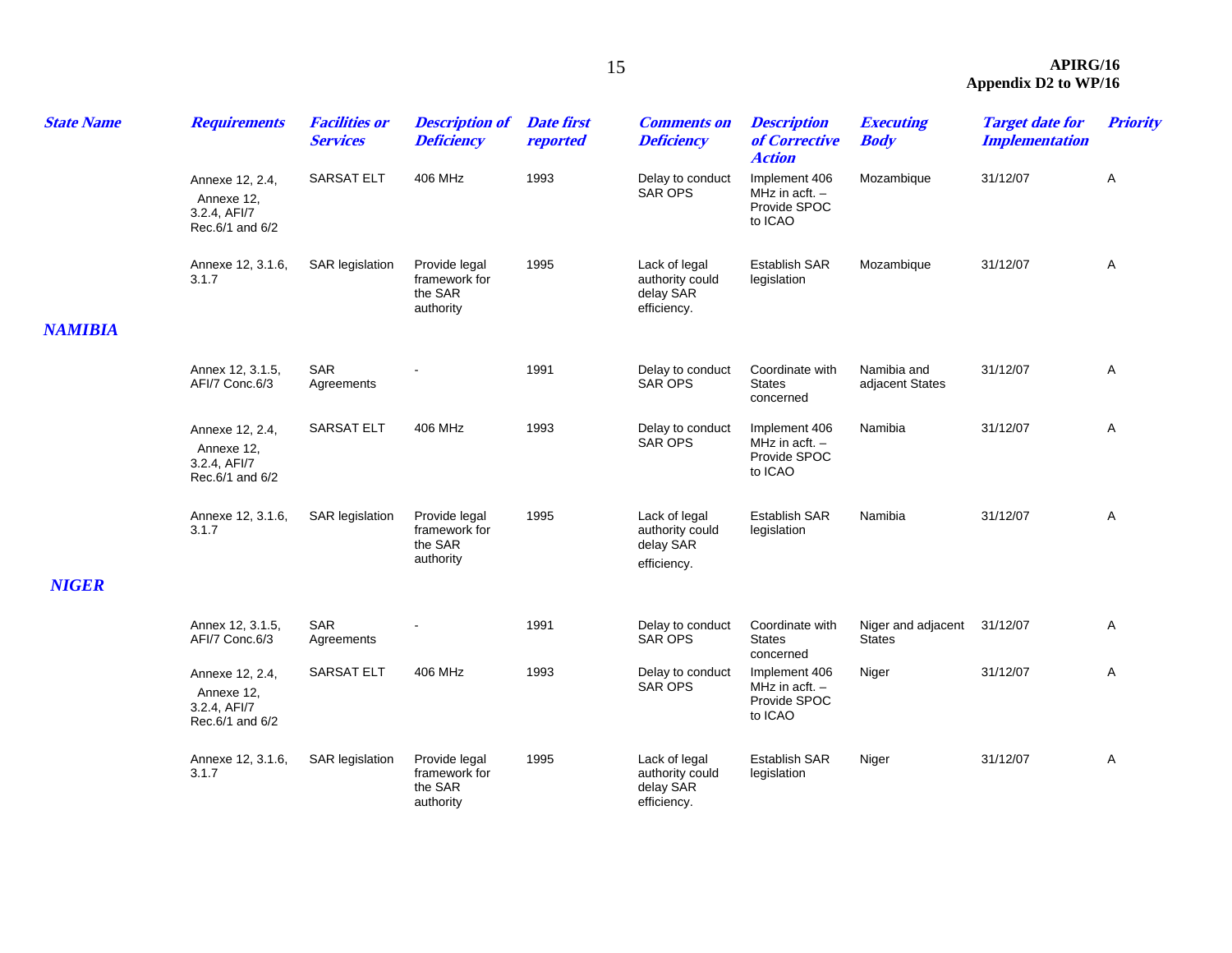| State Name | Requirements | Facilities or Services | Description of Deficiency | Date first reported | Comments on Deficiency | Description of Corrective Action | Executing Body | Target date for Implementation | Priority |
|---|---|---|---|---|---|---|---|---|---|
| | Annexe 12, 2.4, Annexe 12, 3.2.4, AFI/7 Rec.6/1 and 6/2 | SARSAT ELT | 406 MHz | 1993 | Delay to conduct SAR OPS | Implement 406 MHz in acft. – Provide SPOC to ICAO | Mozambique | 31/12/07 | A |
| | Annexe 12, 3.1.6, 3.1.7 | SAR legislation | Provide legal framework for the SAR authority | 1995 | Lack of legal authority could delay SAR efficiency. | Establish SAR legislation | Mozambique | 31/12/07 | A |
| **NAMIBIA** | | | | | | | | | |
| | Annex 12, 3.1.5, AFI/7 Conc.6/3 | SAR Agreements | - | 1991 | Delay to conduct SAR OPS | Coordinate with States concerned | Namibia and adjacent States | 31/12/07 | A |
| | Annexe 12, 2.4, Annexe 12, 3.2.4, AFI/7 Rec.6/1 and 6/2 | SARSAT ELT | 406 MHz | 1993 | Delay to conduct SAR OPS | Implement 406 MHz in acft. – Provide SPOC to ICAO | Namibia | 31/12/07 | A |
| | Annexe 12, 3.1.6, 3.1.7 | SAR legislation | Provide legal framework for the SAR authority | 1995 | Lack of legal authority could delay SAR efficiency. | Establish SAR legislation | Namibia | 31/12/07 | A |
| **NIGER** | | | | | | | | | |
| | Annex 12, 3.1.5, AFI/7 Conc.6/3 | SAR Agreements | - | 1991 | Delay to conduct SAR OPS | Coordinate with States concerned | Niger and adjacent States | 31/12/07 | A |
| | Annexe 12, 2.4, Annexe 12, 3.2.4, AFI/7 Rec.6/1 and 6/2 | SARSAT ELT | 406 MHz | 1993 | Delay to conduct SAR OPS | Implement 406 MHz in acft. – Provide SPOC to ICAO | Niger | 31/12/07 | A |
| | Annexe 12, 3.1.6, 3.1.7 | SAR legislation | Provide legal framework for the SAR authority | 1995 | Lack of legal authority could delay SAR efficiency. | Establish SAR legislation | Niger | 31/12/07 | A |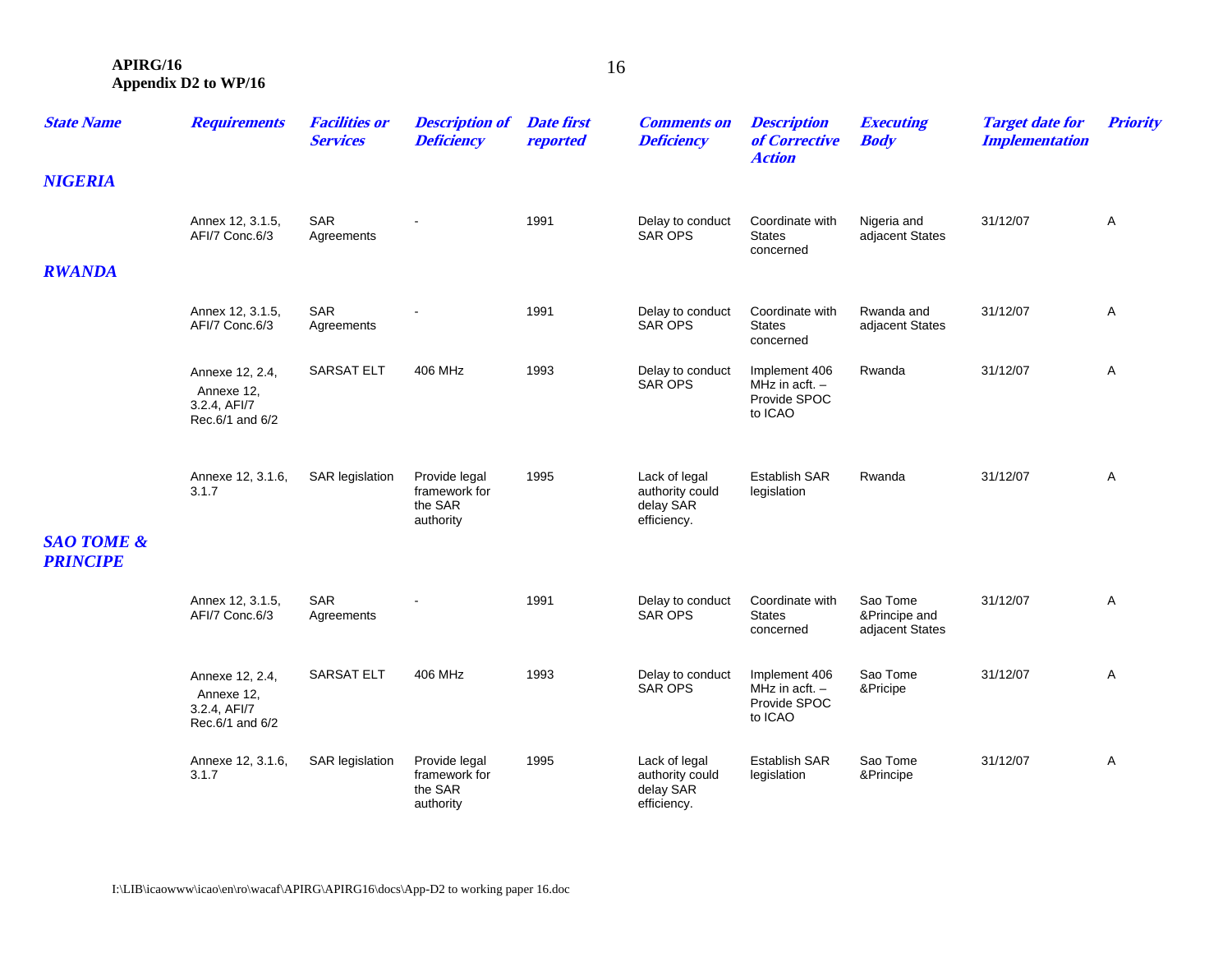| State Name | Requirements | Facilities or Services | Description of Deficiency | Date first reported | Comments on Deficiency | Description of Corrective Action | Executing Body | Target date for Implementation | Priority |
|---|---|---|---|---|---|---|---|---|---|
| **NIGERIA** | | | | | | | | | |
| | Annex 12, 3.1.5, AFI/7 Conc.6/3 | SAR Agreements | - | 1991 | Delay to conduct SAR OPS | Coordinate with States concerned | Nigeria and adjacent States | 31/12/07 | A |
| **RWANDA** | | | | | | | | | |
| | Annex 12, 3.1.5, AFI/7 Conc.6/3 | SAR Agreements | - | 1991 | Delay to conduct SAR OPS | Coordinate with States concerned | Rwanda and adjacent States | 31/12/07 | A |
| | Annexe 12, 2.4, Annexe 12, 3.2.4, AFI/7 Rec.6/1 and 6/2 | SARSAT ELT | 406 MHz | 1993 | Delay to conduct SAR OPS | Implement 406 MHz in acft. – Provide SPOC to ICAO | Rwanda | 31/12/07 | A |
| | Annexe 12, 3.1.6, 3.1.7 | SAR legislation | Provide legal framework for the SAR authority | 1995 | Lack of legal authority could delay SAR efficiency. | Establish SAR legislation | Rwanda | 31/12/07 | A |
| **SAO TOME & PRINCIPE** | | | | | | | | | |
| | Annex 12, 3.1.5, AFI/7 Conc.6/3 | SAR Agreements | - | 1991 | Delay to conduct SAR OPS | Coordinate with States concerned | Sao Tome &Principe and adjacent States | 31/12/07 | A |
| | Annexe 12, 2.4, Annexe 12, 3.2.4, AFI/7 Rec.6/1 and 6/2 | SARSAT ELT | 406 MHz | 1993 | Delay to conduct SAR OPS | Implement 406 MHz in acft. – Provide SPOC to ICAO | Sao Tome &Pricipe | 31/12/07 | A |
| | Annexe 12, 3.1.6, 3.1.7 | SAR legislation | Provide legal framework for the SAR authority | 1995 | Lack of legal authority could delay SAR efficiency. | Establish SAR legislation | Sao Tome &Principe | 31/12/07 | A |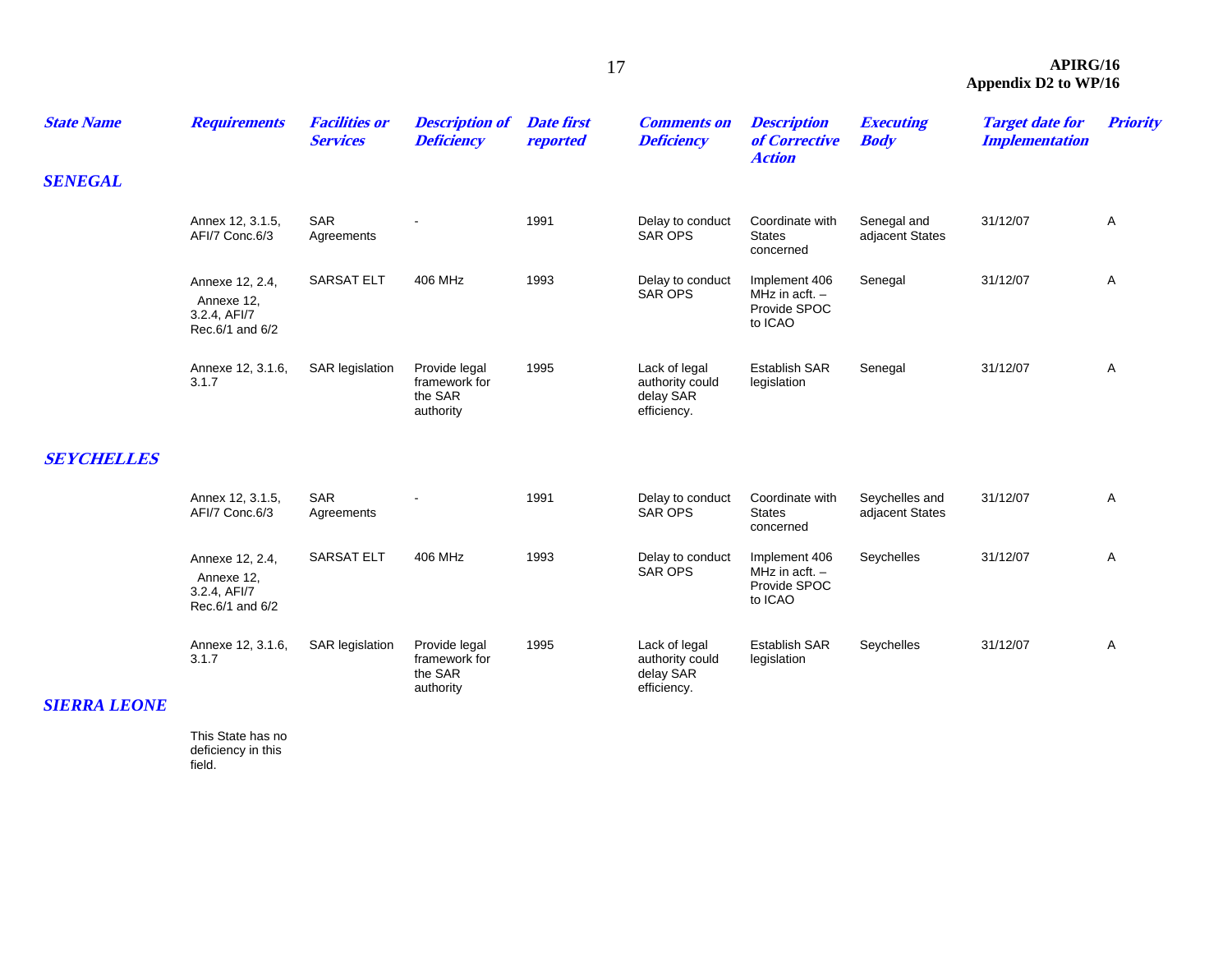| State Name | Requirements | Facilities or Services | Description of Deficiency | Date first reported | Comments on Deficiency | Description of Corrective Action | Executing Body | Target date for Implementation | Priority |
|---|---|---|---|---|---|---|---|---|---|
| **SENEGAL** | | | | | | | | | |
| | Annex 12, 3.1.5, AFI/7 Conc.6/3 | SAR Agreements | - | 1991 | Delay to conduct SAR OPS | Coordinate with States concerned | Senegal and adjacent States | 31/12/07 | A |
| | Annexe 12, 2.4, Annexe 12, 3.2.4, AFI/7 Rec.6/1 and 6/2 | SARSAT ELT | 406 MHz | 1993 | Delay to conduct SAR OPS | Implement 406 MHz in acft. – Provide SPOC to ICAO | Senegal | 31/12/07 | A |
| | Annexe 12, 3.1.6, 3.1.7 | SAR legislation | Provide legal framework for the SAR authority | 1995 | Lack of legal authority could delay SAR efficiency. | Establish SAR legislation | Senegal | 31/12/07 | A |
| **SEYCHELLES** | | | | | | | | | |
| | Annex 12, 3.1.5, AFI/7 Conc.6/3 | SAR Agreements | - | 1991 | Delay to conduct SAR OPS | Coordinate with States concerned | Seychelles and adjacent States | 31/12/07 | A |
| | Annexe 12, 2.4, Annexe 12, 3.2.4, AFI/7 Rec.6/1 and 6/2 | SARSAT ELT | 406 MHz | 1993 | Delay to conduct SAR OPS | Implement 406 MHz in acft. – Provide SPOC to ICAO | Seychelles | 31/12/07 | A |
| | Annexe 12, 3.1.6, 3.1.7 | SAR legislation | Provide legal framework for the SAR authority | 1995 | Lack of legal authority could delay SAR efficiency. | Establish SAR legislation | Seychelles | 31/12/07 | A |
| **SIERRA LEONE** | | | | | | | | | |
| | This State has no deficiency in this field. | | | | | | | | |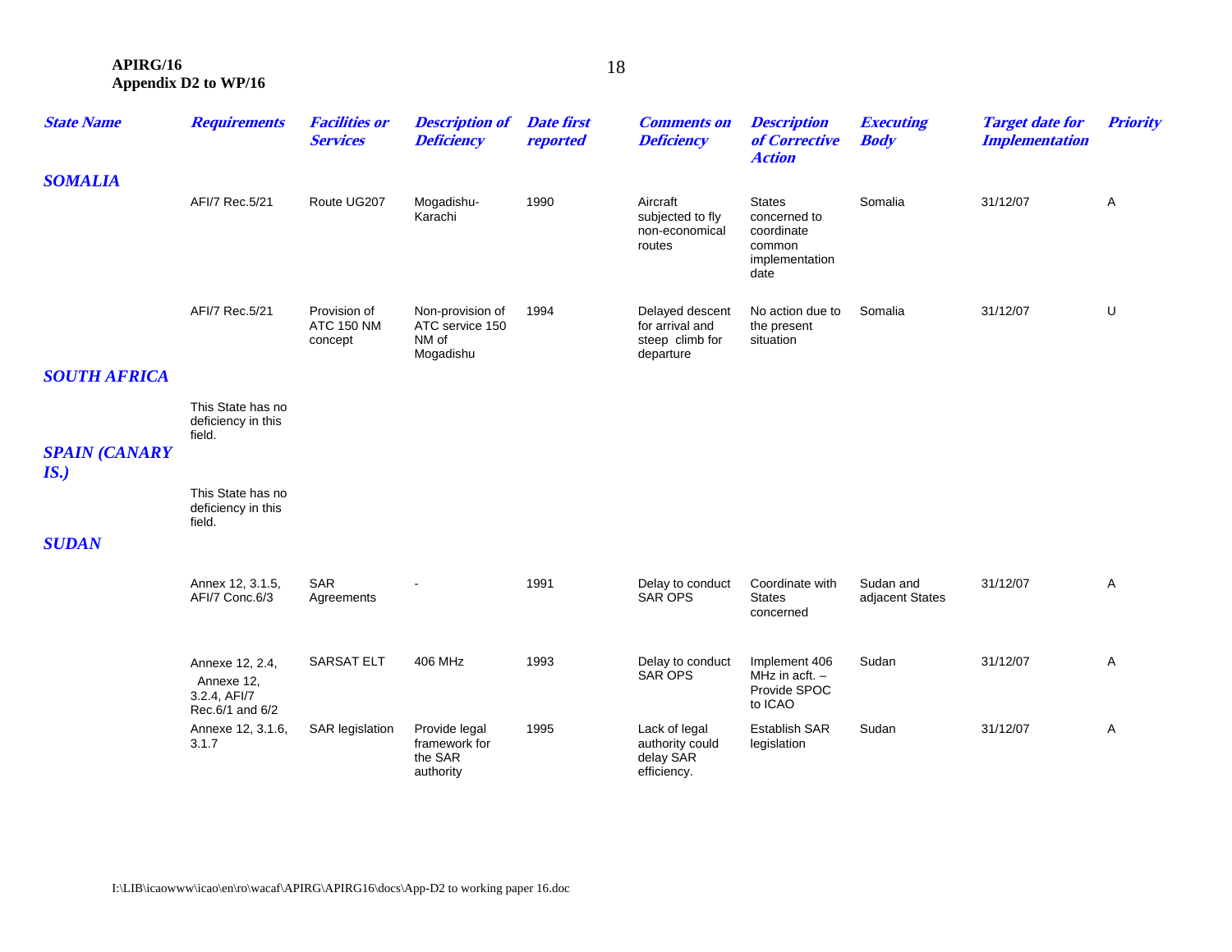| State Name | Requirements | Facilities or Services | Description of Deficiency | Date first reported | Comments on Deficiency | Description of Corrective Action | Executing Body | Target date for Implementation | Priority |
|---|---|---|---|---|---|---|---|---|---|
| **SOMALIA** | | | | | | | | | |
| | AFI/7 Rec.5/21 | Route UG207 | Mogadishu-Karachi | 1990 | Aircraft subjected to fly non-economical routes | States concerned to coordinate common implementation date | Somalia | 31/12/07 | A |
| | AFI/7 Rec.5/21 | Provision of ATC 150 NM concept | Non-provision of ATC service 150 NM of Mogadishu | 1994 | Delayed descent for arrival and steep climb for departure | No action due to the present situation | Somalia | 31/12/07 | U |
| **SOUTH AFRICA** | | | | | | | | | |
| | This State has no deficiency in this field. | | | | | | | | |
| **SPAIN (CANARY IS.)** | | | | | | | | | |
| | This State has no deficiency in this field. | | | | | | | | |
| **SUDAN** | | | | | | | | | |
| | Annex 12, 3.1.5, AFI/7 Conc.6/3 | SAR Agreements | - | 1991 | Delay to conduct SAR OPS | Coordinate with States concerned | Sudan and adjacent States | 31/12/07 | A |
| | Annexe 12, 2.4, Annexe 12, 3.2.4, AFI/7 Rec.6/1 and 6/2 | SARSAT ELT | 406 MHz | 1993 | Delay to conduct SAR OPS | Implement 406 MHz in acft. – Provide SPOC to ICAO | Sudan | 31/12/07 | A |
| | Annexe 12, 3.1.6, 3.1.7 | SAR legislation | Provide legal framework for the SAR authority | 1995 | Lack of legal authority could delay SAR efficiency. | Establish SAR legislation | Sudan | 31/12/07 | A |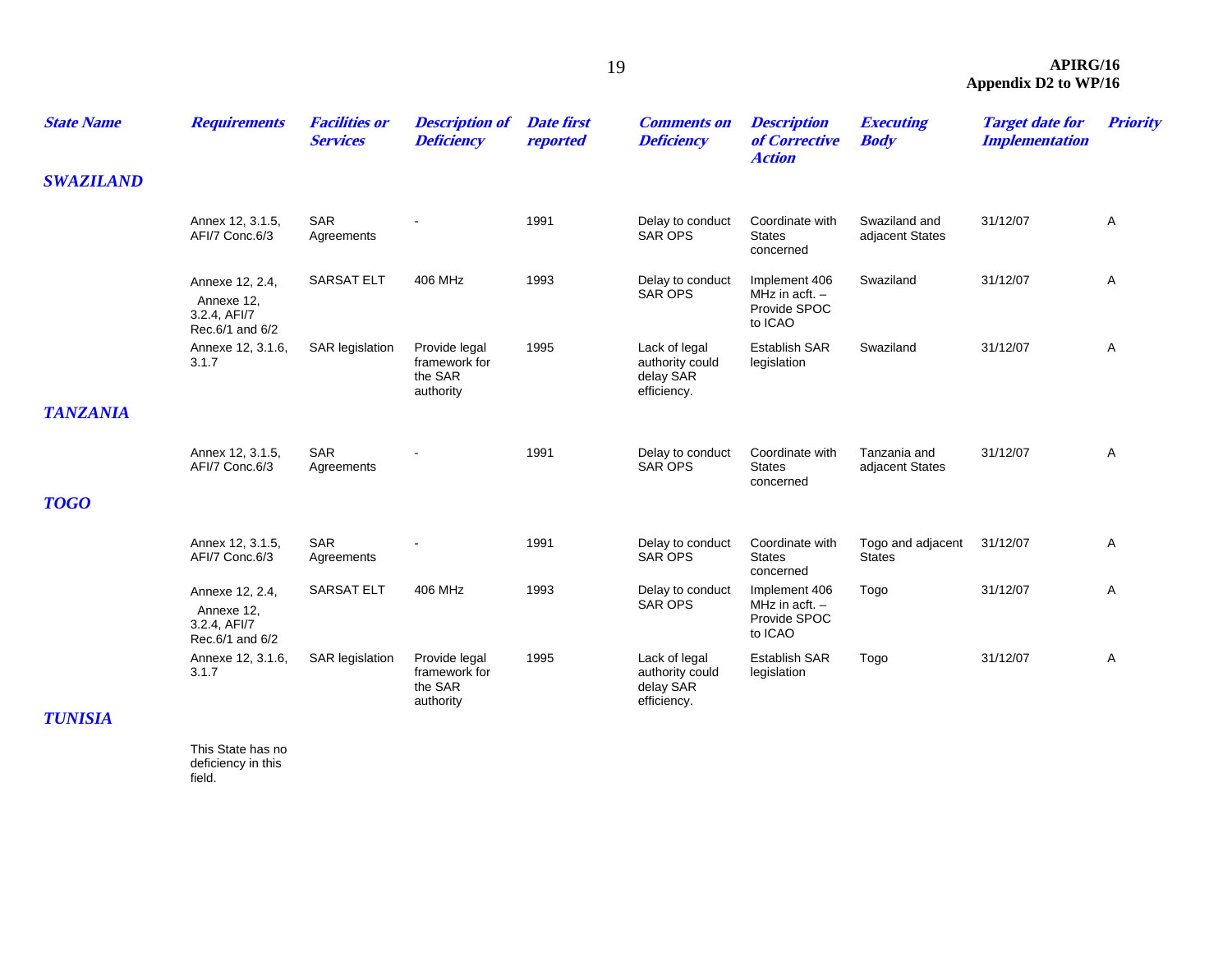| State Name | Requirements | Facilities or Services | Description of Deficiency | Date first reported | Comments on Deficiency | Description of Corrective Action | Executing Body | Target date for Implementation | Priority |
|---|---|---|---|---|---|---|---|---|---|
| **SWAZILAND** | | | | | | | | | |
| | Annex 12, 3.1.5, AFI/7 Conc.6/3 | SAR Agreements | - | 1991 | Delay to conduct SAR OPS | Coordinate with States concerned | Swaziland and adjacent States | 31/12/07 | A |
| | Annexe 12, 2.4, Annexe 12, 3.2.4, AFI/7 Rec.6/1 and 6/2 | SARSAT ELT | 406 MHz | 1993 | Delay to conduct SAR OPS | Implement 406 MHz in acft. – Provide SPOC to ICAO | Swaziland | 31/12/07 | A |
| | Annexe 12, 3.1.6, 3.1.7 | SAR legislation | Provide legal framework for the SAR authority | 1995 | Lack of legal authority could delay SAR efficiency. | Establish SAR legislation | Swaziland | 31/12/07 | A |
| **TANZANIA** | | | | | | | | | |
| | Annex 12, 3.1.5, AFI/7 Conc.6/3 | SAR Agreements | - | 1991 | Delay to conduct SAR OPS | Coordinate with States concerned | Tanzania and adjacent States | 31/12/07 | A |
| **TOGO** | | | | | | | | | |
| | Annex 12, 3.1.5, AFI/7 Conc.6/3 | SAR Agreements | - | 1991 | Delay to conduct SAR OPS | Coordinate with States concerned | Togo and adjacent States | 31/12/07 | A |
| | Annexe 12, 2.4, Annexe 12, 3.2.4, AFI/7 Rec.6/1 and 6/2 | SARSAT ELT | 406 MHz | 1993 | Delay to conduct SAR OPS | Implement 406 MHz in acft. – Provide SPOC to ICAO | Togo | 31/12/07 | A |
| | Annexe 12, 3.1.6, 3.1.7 | SAR legislation | Provide legal framework for the SAR authority | 1995 | Lack of legal authority could delay SAR efficiency. | Establish SAR legislation | Togo | 31/12/07 | A |
| **TUNISIA** | | | | | | | | | |
| | This State has no deficiency in this field. | | | | | | | | |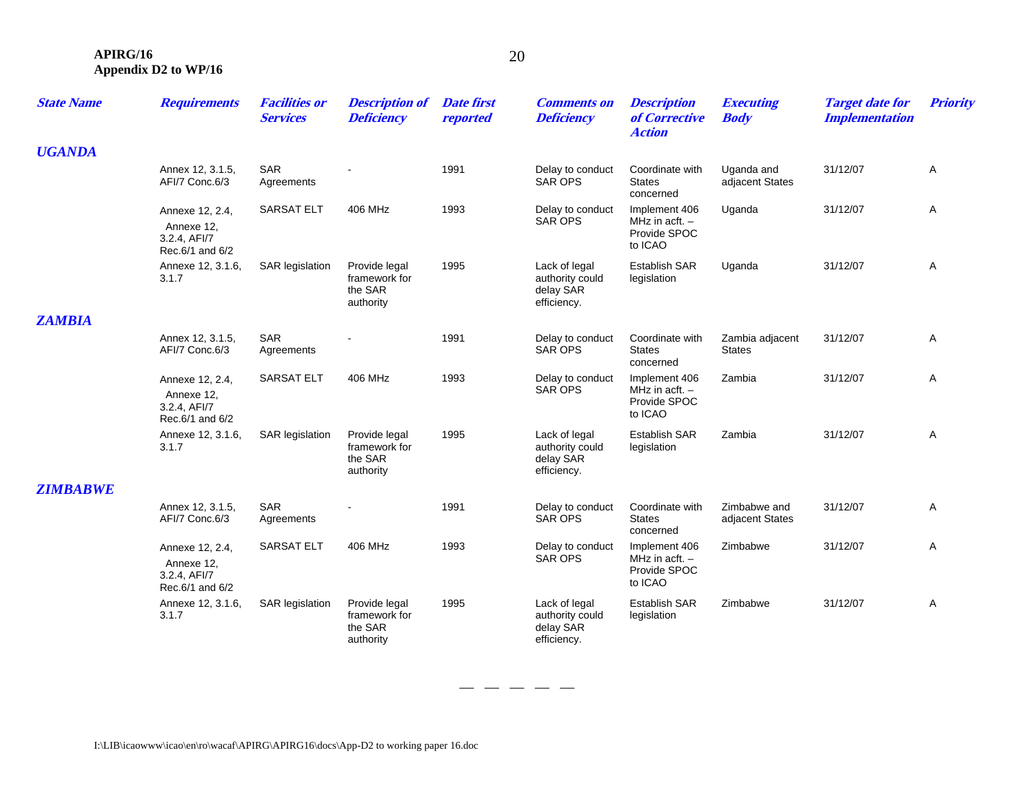| State Name | Requirements | Facilities or Services | Description of Deficiency | Date first reported | Comments on Deficiency | Description of Corrective Action | Executing Body | Target date for Implementation | Priority |
|---|---|---|---|---|---|---|---|---|---|
| ***UGANDA*** | | | | | | | | | |
| | Annex 12, 3.1.5, AFI/7 Conc.6/3 | SAR Agreements | - | 1991 | Delay to conduct SAR OPS | Coordinate with States concerned | Uganda and adjacent States | 31/12/07 | A |
| | Annexe 12, 2.4, Annexe 12, 3.2.4, AFI/7 Rec.6/1 and 6/2 | SARSAT ELT | 406 MHz | 1993 | Delay to conduct SAR OPS | Implement 406 MHz in acft. – Provide SPOC to ICAO | Uganda | 31/12/07 | A |
| | Annexe 12, 3.1.6, 3.1.7 | SAR legislation | Provide legal framework for the SAR authority | 1995 | Lack of legal authority could delay SAR efficiency. | Establish SAR legislation | Uganda | 31/12/07 | A |
| ***ZAMBIA*** | | | | | | | | | |
| | Annex 12, 3.1.5, AFI/7 Conc.6/3 | SAR Agreements | - | 1991 | Delay to conduct SAR OPS | Coordinate with States concerned | Zambia adjacent States | 31/12/07 | A |
| | Annexe 12, 2.4, Annexe 12, 3.2.4, AFI/7 Rec.6/1 and 6/2 | SARSAT ELT | 406 MHz | 1993 | Delay to conduct SAR OPS | Implement 406 MHz in acft. – Provide SPOC to ICAO | Zambia | 31/12/07 | A |
| | Annexe 12, 3.1.6, 3.1.7 | SAR legislation | Provide legal framework for the SAR authority | 1995 | Lack of legal authority could delay SAR efficiency. | Establish SAR legislation | Zambia | 31/12/07 | A |
| ***ZIMBABWE*** | | | | | | | | | |
| | Annex 12, 3.1.5, AFI/7 Conc.6/3 | SAR Agreements | - | 1991 | Delay to conduct SAR OPS | Coordinate with States concerned | Zimbabwe and adjacent States | 31/12/07 | A |
| | Annexe 12, 2.4, Annexe 12, 3.2.4, AFI/7 Rec.6/1 and 6/2 | SARSAT ELT | 406 MHz | 1993 | Delay to conduct SAR OPS | Implement 406 MHz in acft. – Provide SPOC to ICAO | Zimbabwe | 31/12/07 | A |
| | Annexe 12, 3.1.6, 3.1.7 | SAR legislation | Provide legal framework for the SAR authority | 1995 | Lack of legal authority could delay SAR efficiency. | Establish SAR legislation | Zimbabwe | 31/12/07 | A |

— — — — —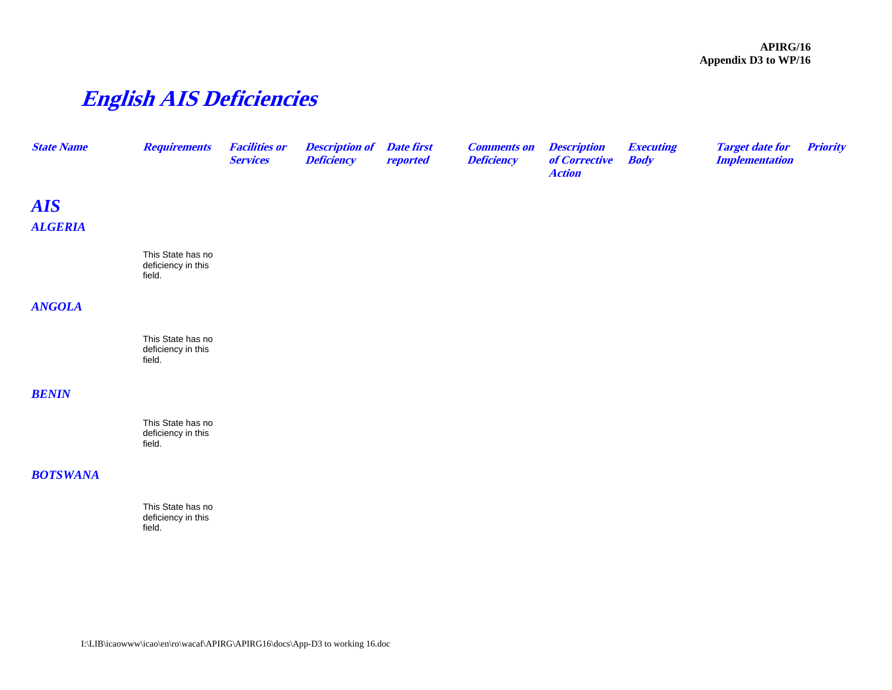# English AIS Deficiencies

| State Name | Requirements | Facilities or Services | Description of Deficiency | Date first reported | Comments on Deficiency | Description of Corrective Action | Executing Body | Target date for Implementation | Priority |
|---|---|---|---|---|---|---|---|---|---|
| **AIS** | | | | | | | | | |
| **ALGERIA** | | | | | | | | | |
| | This State has no deficiency in this field. | | | | | | | | |
| **ANGOLA** | | | | | | | | | |
| | This State has no deficiency in this field. | | | | | | | | |
| **BENIN** | | | | | | | | | |
| | This State has no deficiency in this field. | | | | | | | | |
| **BOTSWANA** | | | | | | | | | |
| | This State has no deficiency in this field. | | | | | | | | |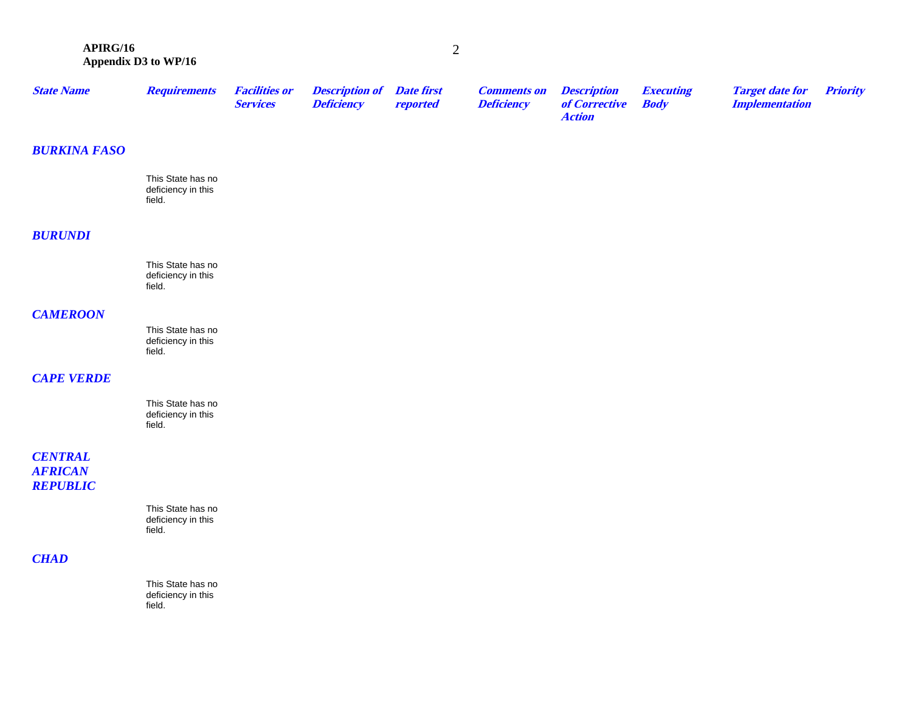| State Name | Requirements | Facilities or Services | Description of Deficiency | Date first reported | Comments on Deficiency | Description of Corrective Action | Executing Body | Target date for Implementation | Priority |
|---|---|---|---|---|---|---|---|---|---|
| **BURKINA FASO** | | | | | | | | | |
| | This State has no deficiency in this field. | | | | | | | | |
| **BURUNDI** | | | | | | | | | |
| | This State has no deficiency in this field. | | | | | | | | |
| **CAMEROON** | | | | | | | | | |
| | This State has no deficiency in this field. | | | | | | | | |
| **CAPE VERDE** | | | | | | | | | |
| | This State has no deficiency in this field. | | | | | | | | |
| **CENTRAL AFRICAN REPUBLIC** | | | | | | | | | |
| | This State has no deficiency in this field. | | | | | | | | |
| **CHAD** | | | | | | | | | |
| | This State has no deficiency in this field. | | | | | | | | |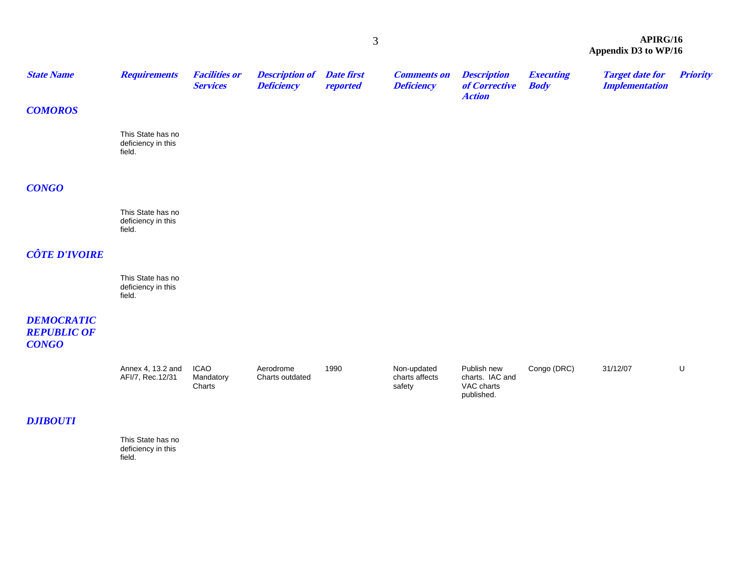| State Name | Requirements | Facilities or Services | Description of Deficiency | Date first reported | Comments on Deficiency | Description of Corrective Action | Executing Body | Target date for Implementation | Priority |
|---|---|---|---|---|---|---|---|---|---|
| **COMOROS** | | | | | | | | | |
| | This State has no deficiency in this field. | | | | | | | | |
| **CONGO** | | | | | | | | | |
| | This State has no deficiency in this field. | | | | | | | | |
| **CÔTE D'IVOIRE** | | | | | | | | | |
| | This State has no deficiency in this field. | | | | | | | | |
| **DEMOCRATIC REPUBLIC OF CONGO** | | | | | | | | | |
| | Annex 4, 13.2 and AFI/7, Rec.12/31 | ICAO Mandatory Charts | Aerodrome Charts outdated | 1990 | Non-updated charts affects safety | Publish new charts. IAC and VAC charts published. | Congo (DRC) | 31/12/07 | U |
| **DJIBOUTI** | | | | | | | | | |
| | This State has no deficiency in this field. | | | | | | | | |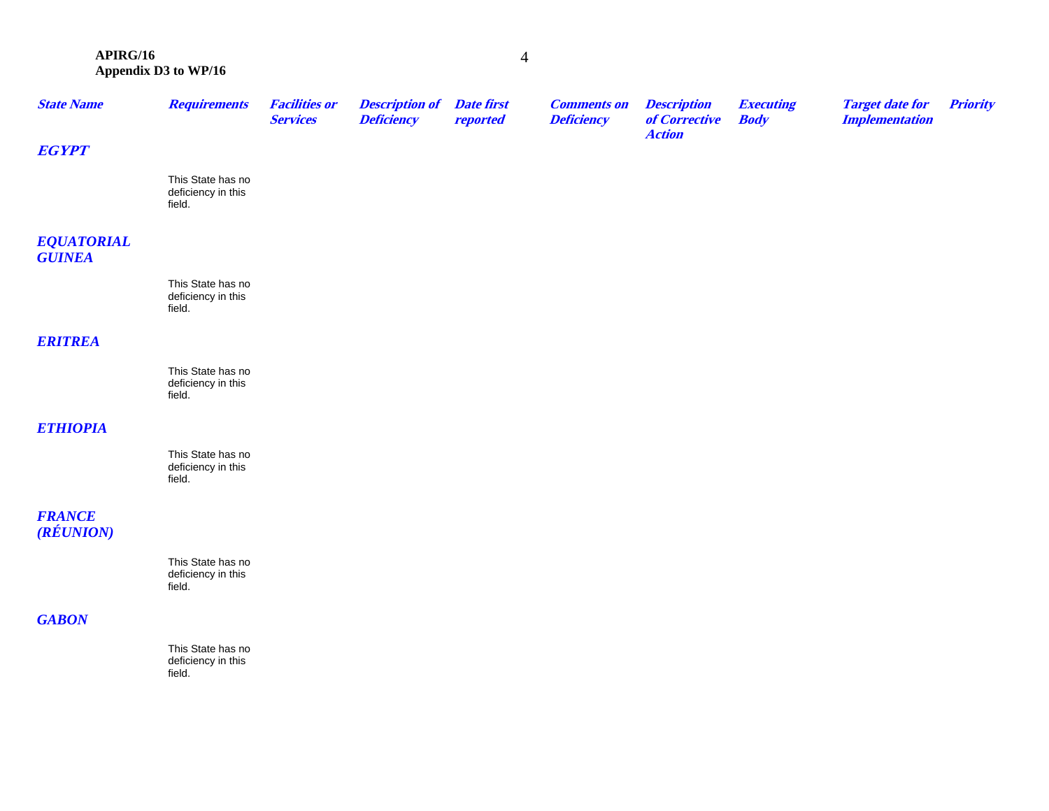| State Name | Requirements | Facilities or Services | Description of Deficiency | Date first reported | Comments on Deficiency | Description of Corrective Action | Executing Body | Target date for Implementation | Priority |
|---|---|---|---|---|---|---|---|---|---|
| ***EGYPT*** | | | | | | | | | |
| | This State has no deficiency in this field. | | | | | | | | |
| ***EQUATORIAL GUINEA*** | | | | | | | | | |
| | This State has no deficiency in this field. | | | | | | | | |
| ***ERITREA*** | | | | | | | | | |
| | This State has no deficiency in this field. | | | | | | | | |
| ***ETHIOPIA*** | | | | | | | | | |
| | This State has no deficiency in this field. | | | | | | | | |
| ***FRANCE (RÉUNION)*** | | | | | | | | | |
| | This State has no deficiency in this field. | | | | | | | | |
| ***GABON*** | | | | | | | | | |
| | This State has no deficiency in this field. | | | | | | | | |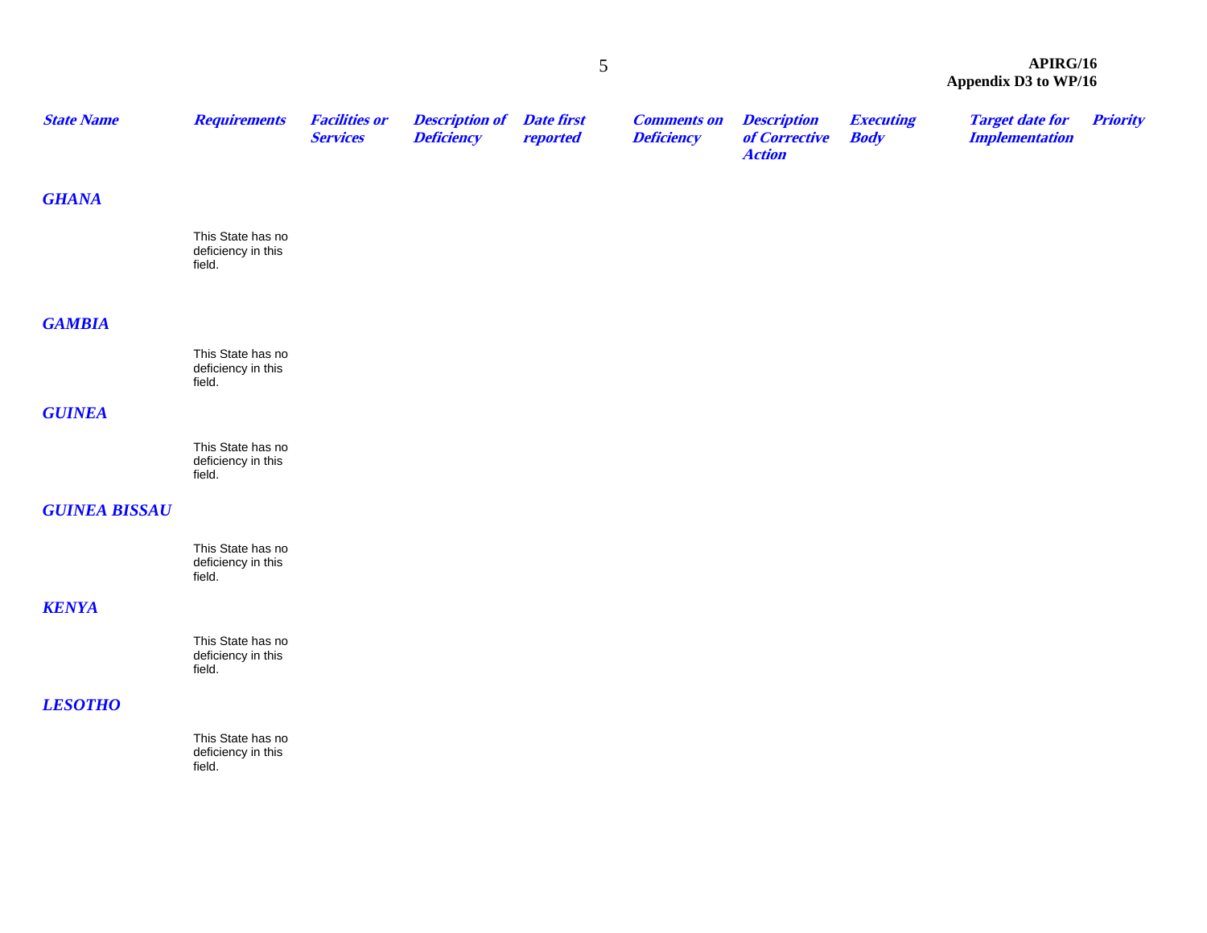| State Name | Requirements | Facilities or Services | Description of Deficiency | Date first reported | Comments on Deficiency | Description of Corrective Action | Executing Body | Target date for Implementation | Priority |
|---|---|---|---|---|---|---|---|---|---|
| **GHANA** | | | | | | | | | |
| | This State has no deficiency in this field. | | | | | | | | |
| **GAMBIA** | | | | | | | | | |
| | This State has no deficiency in this field. | | | | | | | | |
| **GUINEA** | | | | | | | | | |
| | This State has no deficiency in this field. | | | | | | | | |
| **GUINEA BISSAU** | | | | | | | | | |
| | This State has no deficiency in this field. | | | | | | | | |
| **KENYA** | | | | | | | | | |
| | This State has no deficiency in this field. | | | | | | | | |
| **LESOTHO** | | | | | | | | | |
| | This State has no deficiency in this field. | | | | | | | | |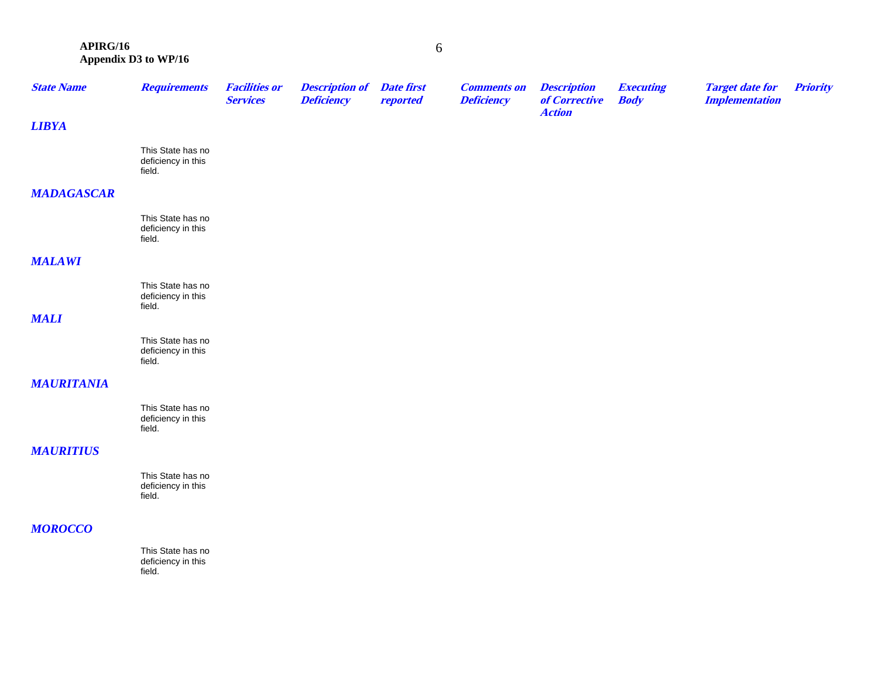| State Name | Requirements | Facilities or Services | Description of Deficiency | Date first reported | Comments on Deficiency | Description of Corrective Action | Executing Body | Target date for Implementation | Priority |
|---|---|---|---|---|---|---|---|---|---|
| **LIBYA** | | | | | | | | | |
| | This State has no deficiency in this field. | | | | | | | | |
| **MADAGASCAR** | | | | | | | | | |
| | This State has no deficiency in this field. | | | | | | | | |
| **MALAWI** | | | | | | | | | |
| | This State has no deficiency in this field. | | | | | | | | |
| **MALI** | | | | | | | | | |
| | This State has no deficiency in this field. | | | | | | | | |
| **MAURITANIA** | | | | | | | | | |
| | This State has no deficiency in this field. | | | | | | | | |
| **MAURITIUS** | | | | | | | | | |
| | This State has no deficiency in this field. | | | | | | | | |
| **MOROCCO** | | | | | | | | | |
| | This State has no deficiency in this field. | | | | | | | | |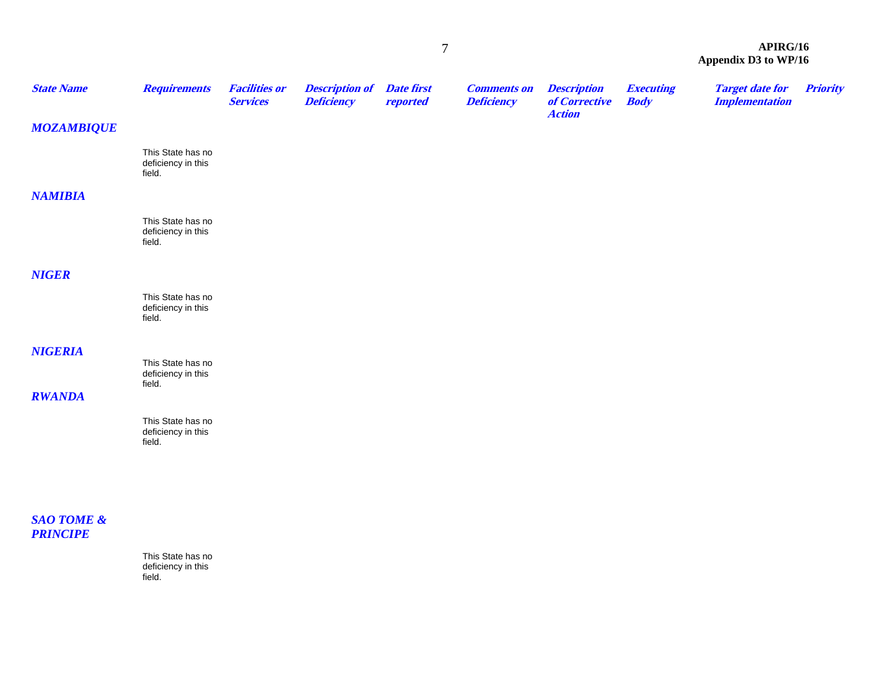| State Name | Requirements | Facilities or Services | Description of Deficiency | Date first reported | Comments on Deficiency | Description of Corrective Action | Executing Body | Target date for Implementation | Priority |
|---|---|---|---|---|---|---|---|---|---|
| **MOZAMBIQUE** | | | | | | | | | |
| | This State has no deficiency in this field. | | | | | | | | |
| **NAMIBIA** | | | | | | | | | |
| | This State has no deficiency in this field. | | | | | | | | |
| **NIGER** | | | | | | | | | |
| | This State has no deficiency in this field. | | | | | | | | |
| **NIGERIA** | | | | | | | | | |
| | This State has no deficiency in this field. | | | | | | | | |
| **RWANDA** | | | | | | | | | |
| | This State has no deficiency in this field. | | | | | | | | |
| **SAO TOME & PRINCIPE** | | | | | | | | | |
| | This State has no deficiency in this field. | | | | | | | | |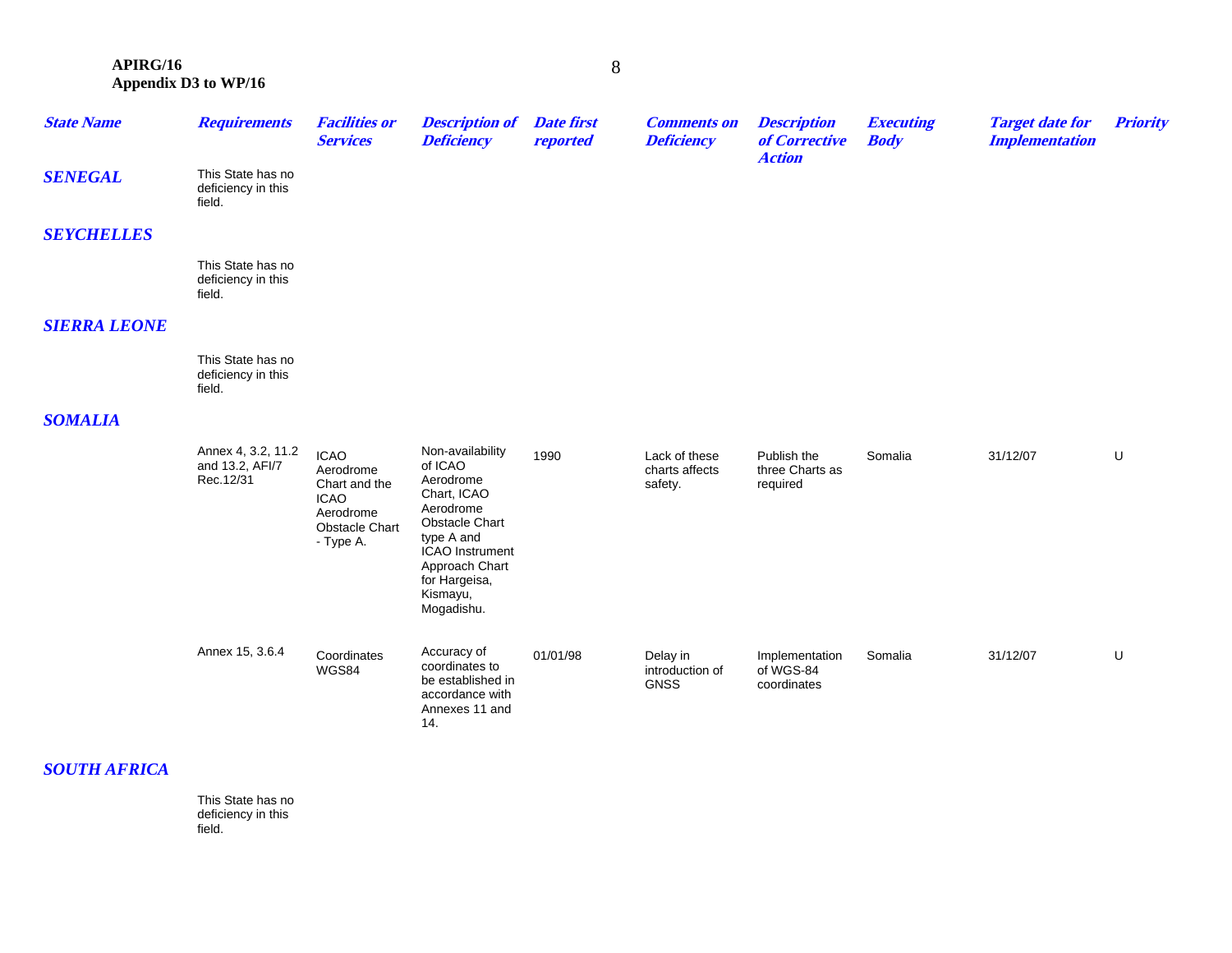| State Name | Requirements | Facilities or Services | Description of Deficiency | Date first reported | Comments on Deficiency | Description of Corrective Action | Executing Body | Target date for Implementation | Priority |
|---|---|---|---|---|---|---|---|---|---|
| **SENEGAL** | This State has no deficiency in this field. | | | | | | | | |
| **SEYCHELLES** | | | | | | | | | |
| | This State has no deficiency in this field. | | | | | | | | |
| **SIERRA LEONE** | | | | | | | | | |
| | This State has no deficiency in this field. | | | | | | | | |
| **SOMALIA** | | | | | | | | | |
| | Annex 4, 3.2, 11.2 and 13.2, AFI/7 Rec.12/31 | ICAO Aerodrome Chart and the ICAO Aerodrome Obstacle Chart - Type A. | Non-availability of ICAO Aerodrome Chart, ICAO Aerodrome Obstacle Chart type A and ICAO Instrument Approach Chart for Hargeisa, Kismayu, Mogadishu. | 1990 | Lack of these charts affects safety. | Publish the three Charts as required | Somalia | 31/12/07 | U |
| | Annex 15, 3.6.4 | Coordinates WGS84 | Accuracy of coordinates to be established in accordance with Annexes 11 and 14. | 01/01/98 | Delay in introduction of GNSS | Implementation of WGS-84 coordinates | Somalia | 31/12/07 | U |
| **SOUTH AFRICA** | | | | | | | | | |
| | This State has no deficiency in this field. | | | | | | | | |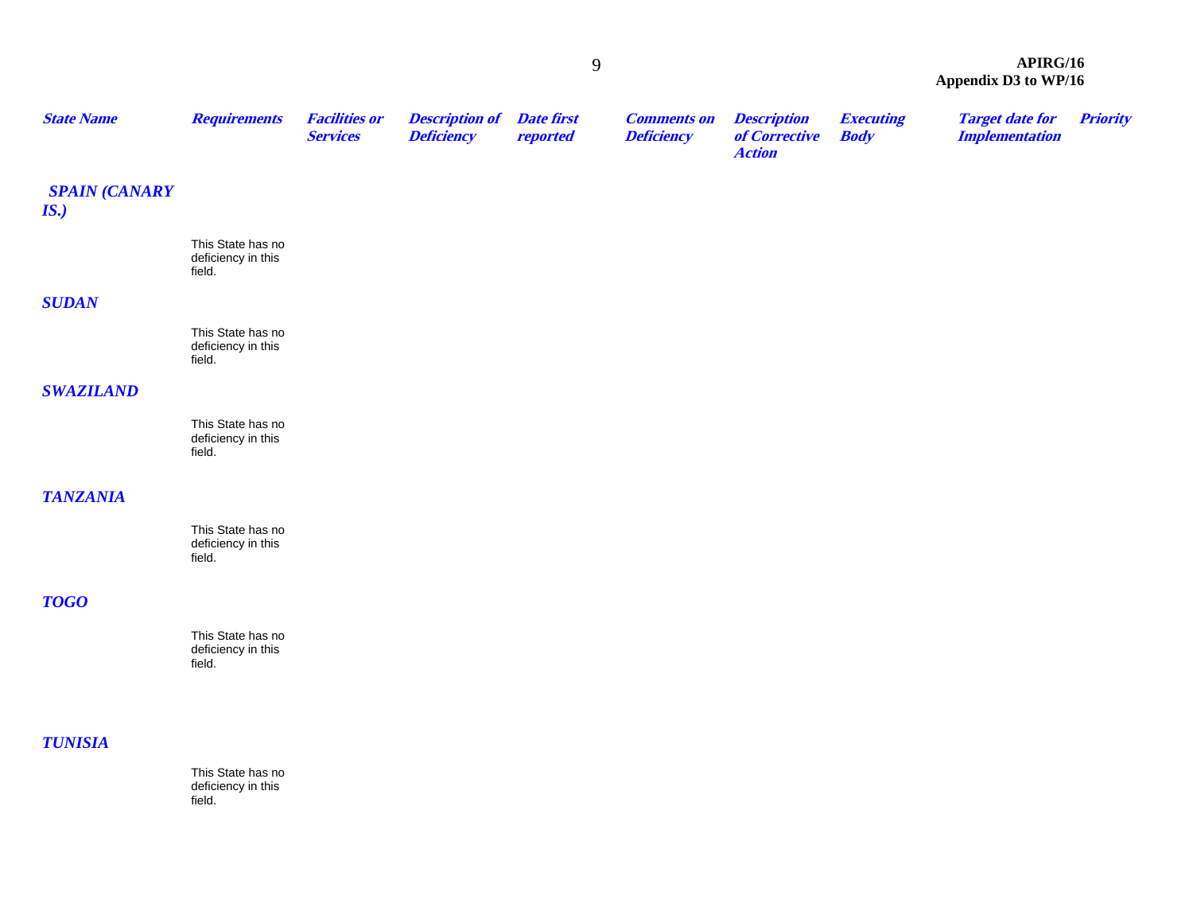| State Name | Requirements | Facilities or Services | Description of Deficiency | Date first reported | Comments on Deficiency | Description of Corrective Action | Executing Body | Target date for Implementation | Priority |
|---|---|---|---|---|---|---|---|---|---|
| **SPAIN (CANARY IS.)** | | | | | | | | | |
| | This State has no deficiency in this field. | | | | | | | | |
| **SUDAN** | | | | | | | | | |
| | This State has no deficiency in this field. | | | | | | | | |
| **SWAZILAND** | | | | | | | | | |
| | This State has no deficiency in this field. | | | | | | | | |
| **TANZANIA** | | | | | | | | | |
| | This State has no deficiency in this field. | | | | | | | | |
| **TOGO** | | | | | | | | | |
| | This State has no deficiency in this field. | | | | | | | | |
| **TUNISIA** | | | | | | | | | |
| | This State has no deficiency in this field. | | | | | | | | |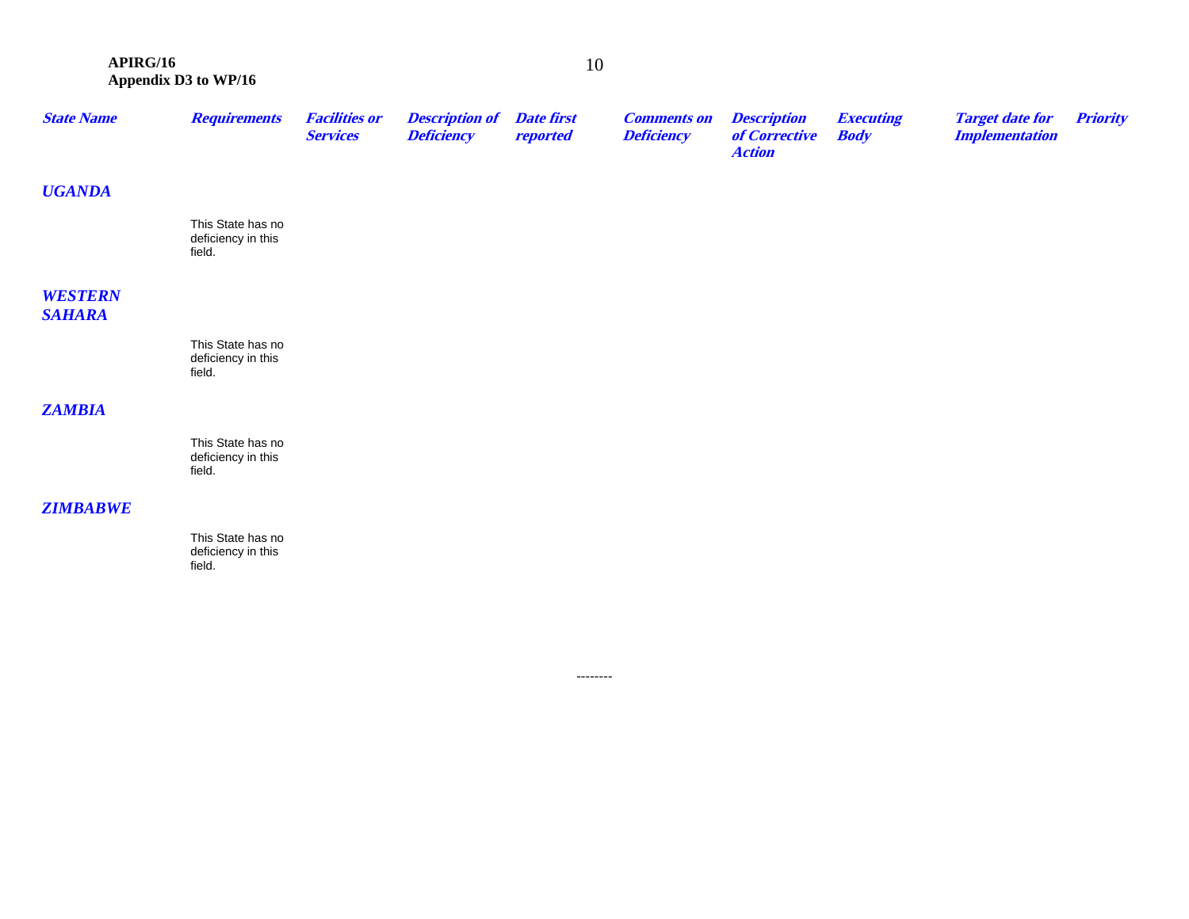| State Name | Requirements | Facilities or Services | Description of Deficiency | Date first reported | Comments on Deficiency | Description of Corrective Action | Executing Body | Target date for Implementation | Priority |
|---|---|---|---|---|---|---|---|---|---|
| ***UGANDA*** | | | | | | | | | |
| | This State has no deficiency in this field. | | | | | | | | |
| ***WESTERN SAHARA*** | | | | | | | | | |
| | This State has no deficiency in this field. | | | | | | | | |
| ***ZAMBIA*** | | | | | | | | | |
| | This State has no deficiency in this field. | | | | | | | | |
| ***ZIMBABWE*** | | | | | | | | | |
| | This State has no deficiency in this field. | | | | | | | | |

--------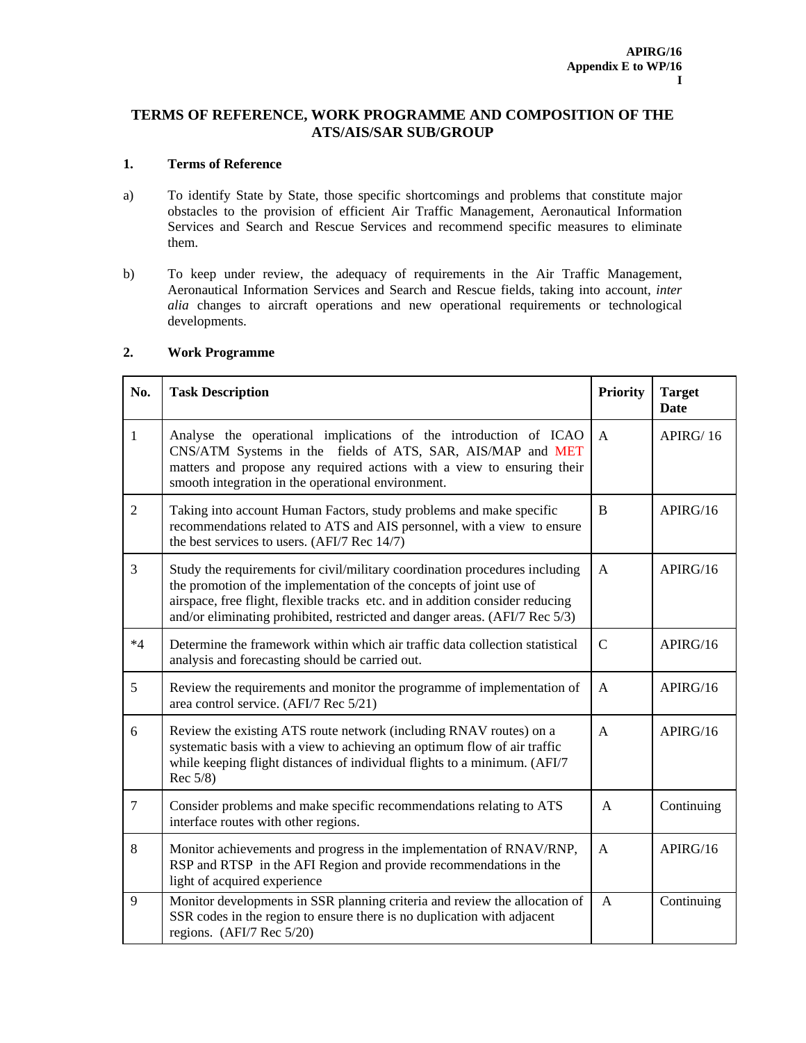**APIRG/16**
**Appendix E to WP/16**
**I**

# TERMS OF REFERENCE, WORK PROGRAMME AND COMPOSITION OF THE ATS/AIS/SAR SUB/GROUP

## 1. Terms of Reference

a) To identify State by State, those specific shortcomings and problems that constitute major obstacles to the provision of efficient Air Traffic Management, Aeronautical Information Services and Search and Rescue Services and recommend specific measures to eliminate them.

b) To keep under review, the adequacy of requirements in the Air Traffic Management, Aeronautical Information Services and Search and Rescue fields, taking into account, *inter alia* changes to aircraft operations and new operational requirements or technological developments.

## 2. Work Programme

| No. | Task Description | Priority | Target Date |
|---|---|---|---|
| 1 | Analyse the operational implications of the introduction of ICAO CNS/ATM Systems in the fields of ATS, SAR, AIS/MAP and MET matters and propose any required actions with a view to ensuring their smooth integration in the operational environment. | A | APIRG/ 16 |
| 2 | Taking into account Human Factors, study problems and make specific recommendations related to ATS and AIS personnel, with a view to ensure the best services to users. (AFI/7 Rec 14/7) | B | APIRG/16 |
| 3 | Study the requirements for civil/military coordination procedures including the promotion of the implementation of the concepts of joint use of airspace, free flight, flexible tracks etc. and in addition consider reducing and/or eliminating prohibited, restricted and danger areas. (AFI/7 Rec 5/3) | A | APIRG/16 |
| *4 | Determine the framework within which air traffic data collection statistical analysis and forecasting should be carried out. | C | APIRG/16 |
| 5 | Review the requirements and monitor the programme of implementation of area control service. (AFI/7 Rec 5/21) | A | APIRG/16 |
| 6 | Review the existing ATS route network (including RNAV routes) on a systematic basis with a view to achieving an optimum flow of air traffic while keeping flight distances of individual flights to a minimum. (AFI/7 Rec 5/8) | A | APIRG/16 |
| 7 | Consider problems and make specific recommendations relating to ATS interface routes with other regions. | A | Continuing |
| 8 | Monitor achievements and progress in the implementation of RNAV/RNP, RSP and RTSP in the AFI Region and provide recommendations in the light of acquired experience | A | APIRG/16 |
| 9 | Monitor developments in SSR planning criteria and review the allocation of SSR codes in the region to ensure there is no duplication with adjacent regions. (AFI/7 Rec 5/20) | A | Continuing |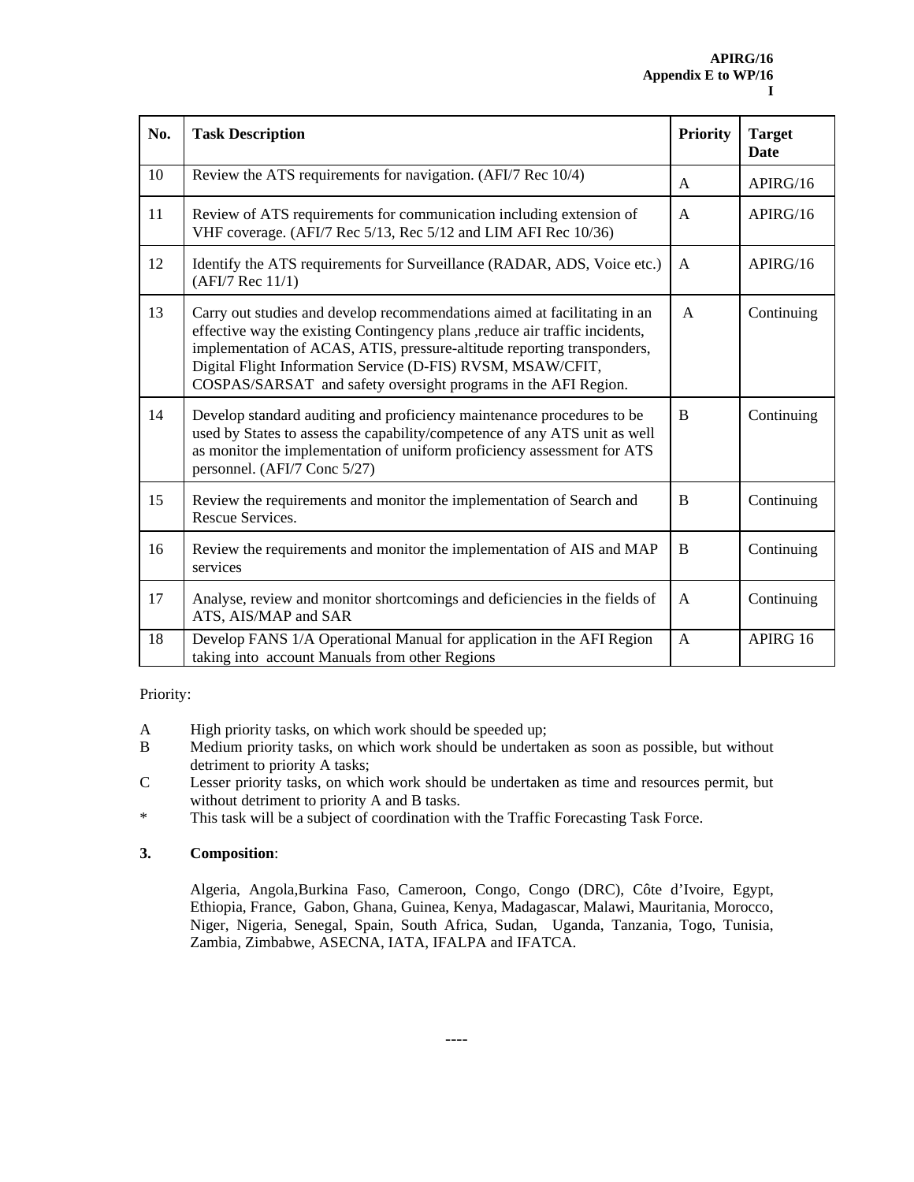| No. | Task Description | Priority | Target Date |
|---|---|---|---|
| 10 | Review the ATS requirements for navigation. (AFI/7 Rec 10/4) | A | APIRG/16 |
| 11 | Review of ATS requirements for communication including extension of VHF coverage. (AFI/7 Rec 5/13, Rec 5/12 and LIM AFI Rec 10/36) | A | APIRG/16 |
| 12 | Identify the ATS requirements for Surveillance (RADAR, ADS, Voice etc.) (AFI/7 Rec 11/1) | A | APIRG/16 |
| 13 | Carry out studies and develop recommendations aimed at facilitating in an effective way the existing Contingency plans ,reduce air traffic incidents, implementation of ACAS, ATIS, pressure-altitude reporting transponders, Digital Flight Information Service (D-FIS) RVSM, MSAW/CFIT, COSPAS/SARSAT and safety oversight programs in the AFI Region. | A | Continuing |
| 14 | Develop standard auditing and proficiency maintenance procedures to be used by States to assess the capability/competence of any ATS unit as well as monitor the implementation of uniform proficiency assessment for ATS personnel. (AFI/7 Conc 5/27) | B | Continuing |
| 15 | Review the requirements and monitor the implementation of Search and Rescue Services. | B | Continuing |
| 16 | Review the requirements and monitor the implementation of AIS and MAP services | B | Continuing |
| 17 | Analyse, review and monitor shortcomings and deficiencies in the fields of ATS, AIS/MAP and SAR | A | Continuing |
| 18 | Develop FANS 1/A Operational Manual for application in the AFI Region taking into account Manuals from other Regions | A | APIRG 16 |

Priority:

- A High priority tasks, on which work should be speeded up;
- B Medium priority tasks, on which work should be undertaken as soon as possible, but without detriment to priority A tasks;
- C Lesser priority tasks, on which work should be undertaken as time and resources permit, but without detriment to priority A and B tasks.
- * This task will be a subject of coordination with the Traffic Forecasting Task Force.

**3. Composition**:

Algeria, Angola,Burkina Faso, Cameroon, Congo, Congo (DRC), Côte d'Ivoire, Egypt, Ethiopia, France, Gabon, Ghana, Guinea, Kenya, Madagascar, Malawi, Mauritania, Morocco, Niger, Nigeria, Senegal, Spain, South Africa, Sudan, Uganda, Tanzania, Togo, Tunisia, Zambia, Zimbabwe, ASECNA, IATA, IFALPA and IFATCA.

----